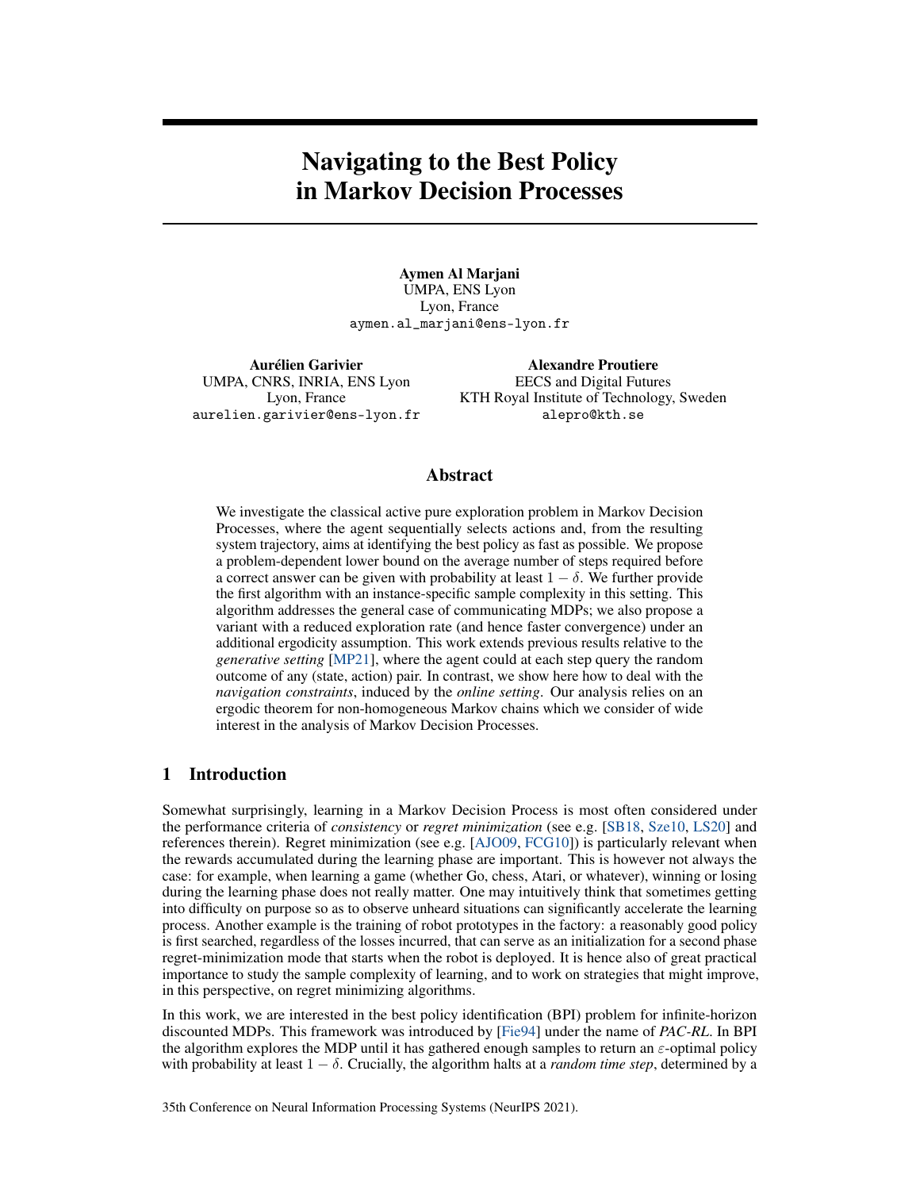# Navigating to the Best Policy in Markov Decision Processes

**Aymen Al Marjani**
UMPA, ENS Lyon
Lyon, France
aymen.al_marjani@ens-lyon.fr

**Aurélien Garivier**
UMPA, CNRS, INRIA, ENS Lyon
Lyon, France
aurelien.garivier@ens-lyon.fr

**Alexandre Proutiere**
EECS and Digital Futures
KTH Royal Institute of Technology, Sweden
alepro@kth.se

## Abstract

We investigate the classical active pure exploration problem in Markov Decision Processes, where the agent sequentially selects actions and, from the resulting system trajectory, aims at identifying the best policy as fast as possible. We propose a problem-dependent lower bound on the average number of steps required before a correct answer can be given with probability at least $1 - \delta$. We further provide the first algorithm with an instance-specific sample complexity in this setting. This algorithm addresses the general case of communicating MDPs; we also propose a variant with a reduced exploration rate (and hence faster convergence) under an additional ergodicity assumption. This work extends previous results relative to the *generative setting* [MP21], where the agent could at each step query the random outcome of any (state, action) pair. In contrast, we show here how to deal with the *navigation constraints*, induced by the *online setting*. Our analysis relies on an ergodic theorem for non-homogeneous Markov chains which we consider of wide interest in the analysis of Markov Decision Processes.

## 1 Introduction

Somewhat surprisingly, learning in a Markov Decision Process is most often considered under the performance criteria of *consistency* or *regret minimization* (see e.g. [SB18, Sze10, LS20] and references therein). Regret minimization (see e.g. [AJO09, FCG10]) is particularly relevant when the rewards accumulated during the learning phase are important. This is however not always the case: for example, when learning a game (whether Go, chess, Atari, or whatever), winning or losing during the learning phase does not really matter. One may intuitively think that sometimes getting into difficulty on purpose so as to observe unheard situations can significantly accelerate the learning process. Another example is the training of robot prototypes in the factory: a reasonably good policy is first searched, regardless of the losses incurred, that can serve as an initialization for a second phase regret-minimization mode that starts when the robot is deployed. It is hence also of great practical importance to study the sample complexity of learning, and to work on strategies that might improve, in this perspective, on regret minimizing algorithms.

In this work, we are interested in the best policy identification (BPI) problem for infinite-horizon discounted MDPs. This framework was introduced by [Fie94] under the name of *PAC-RL*. In BPI the algorithm explores the MDP until it has gathered enough samples to return an $\varepsilon$-optimal policy with probability at least $1 - \delta$. Crucially, the algorithm halts at a *random time step*, determined by a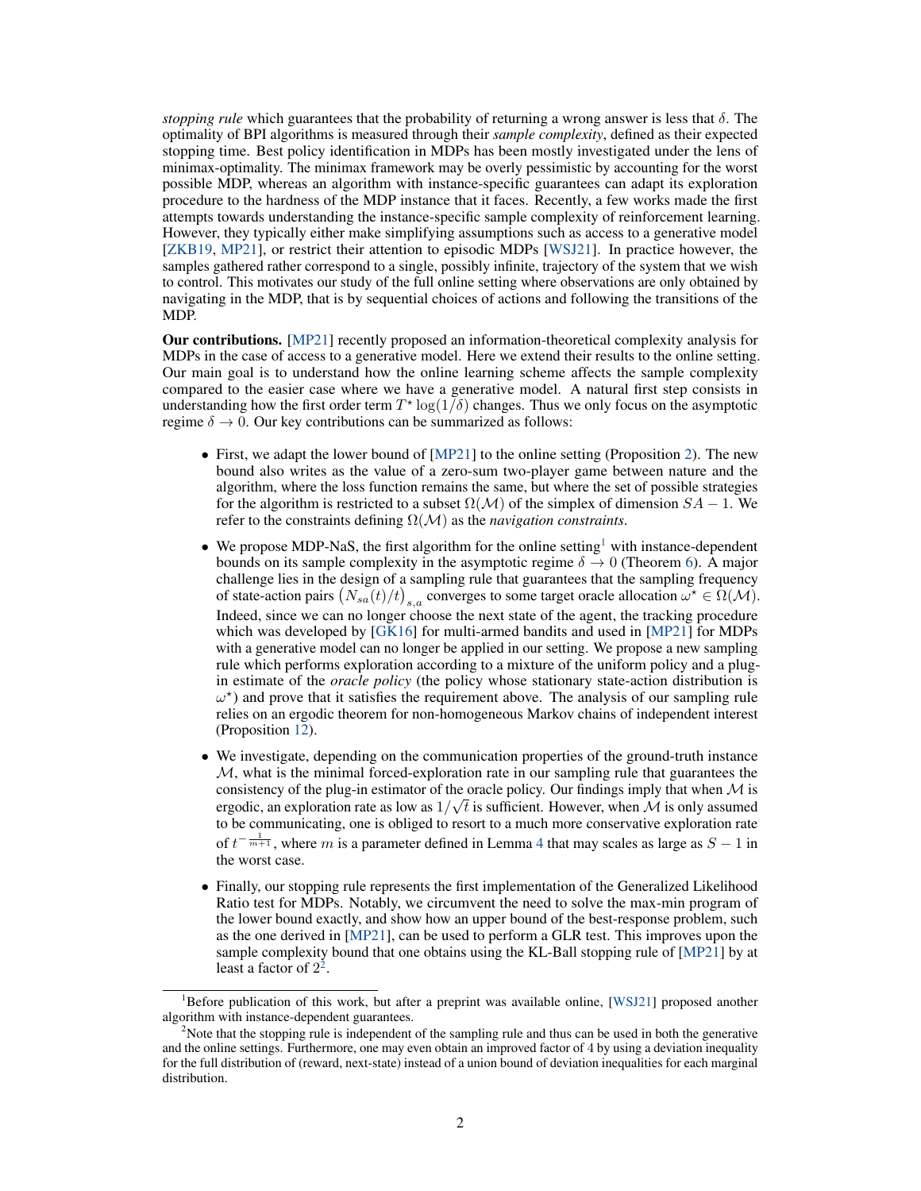*stopping rule* which guarantees that the probability of returning a wrong answer is less that $\delta$. The optimality of BPI algorithms is measured through their *sample complexity*, defined as their expected stopping time. Best policy identification in MDPs has been mostly investigated under the lens of minimax-optimality. The minimax framework may be overly pessimistic by accounting for the worst possible MDP, whereas an algorithm with instance-specific guarantees can adapt its exploration procedure to the hardness of the MDP instance that it faces. Recently, a few works made the first attempts towards understanding the instance-specific sample complexity of reinforcement learning. However, they typically either make simplifying assumptions such as access to a generative model [ZKB19, MP21], or restrict their attention to episodic MDPs [WSJ21]. In practice however, the samples gathered rather correspond to a single, possibly infinite, trajectory of the system that we wish to control. This motivates our study of the full online setting where observations are only obtained by navigating in the MDP, that is by sequential choices of actions and following the transitions of the MDP.

**Our contributions.** [MP21] recently proposed an information-theoretical complexity analysis for MDPs in the case of access to a generative model. Here we extend their results to the online setting. Our main goal is to understand how the online learning scheme affects the sample complexity compared to the easier case where we have a generative model. A natural first step consists in understanding how the first order term $T^\star \log(1/\delta)$ changes. Thus we only focus on the asymptotic regime $\delta \to 0$. Our key contributions can be summarized as follows:

- First, we adapt the lower bound of [MP21] to the online setting (Proposition 2). The new bound also writes as the value of a zero-sum two-player game between nature and the algorithm, where the loss function remains the same, but where the set of possible strategies for the algorithm is restricted to a subset $\Omega(\mathcal{M})$ of the simplex of dimension $SA-1$. We refer to the constraints defining $\Omega(\mathcal{M})$ as the *navigation constraints*.
- We propose MDP-NaS, the first algorithm for the online setting[1] with instance-dependent bounds on its sample complexity in the asymptotic regime $\delta \to 0$ (Theorem 6). A major challenge lies in the design of a sampling rule that guarantees that the sampling frequency of state-action pairs $\big(N_{sa}(t)/t\big)_{s,a}$ converges to some target oracle allocation $\omega^\star \in \Omega(\mathcal{M})$. Indeed, since we can no longer choose the next state of the agent, the tracking procedure which was developed by [GK16] for multi-armed bandits and used in [MP21] for MDPs with a generative model can no longer be applied in our setting. We propose a new sampling rule which performs exploration according to a mixture of the uniform policy and a plug-in estimate of the *oracle policy* (the policy whose stationary state-action distribution is $\omega^\star$) and prove that it satisfies the requirement above. The analysis of our sampling rule relies on an ergodic theorem for non-homogeneous Markov chains of independent interest (Proposition 12).
- We investigate, depending on the communication properties of the ground-truth instance $\mathcal{M}$, what is the minimal forced-exploration rate in our sampling rule that guarantees the consistency of the plug-in estimator of the oracle policy. Our findings imply that when $\mathcal{M}$ is ergodic, an exploration rate as low as $1/\sqrt{t}$ is sufficient. However, when $\mathcal{M}$ is only assumed to be communicating, one is obliged to resort to a much more conservative exploration rate of $t^{-\frac{1}{m+1}}$, where $m$ is a parameter defined in Lemma 4 that may scales as large as $S-1$ in the worst case.
- Finally, our stopping rule represents the first implementation of the Generalized Likelihood Ratio test for MDPs. Notably, we circumvent the need to solve the max-min program of the lower bound exactly, and show how an upper bound of the best-response problem, such as the one derived in [MP21], can be used to perform a GLR test. This improves upon the sample complexity bound that one obtains using the KL-Ball stopping rule of [MP21] by at least a factor of 2[2].

[1] Before publication of this work, but after a preprint was available online, [WSJ21] proposed another algorithm with instance-dependent guarantees.

[2] Note that the stopping rule is independent of the sampling rule and thus can be used in both the generative and the online settings. Furthermore, one may even obtain an improved factor of 4 by using a deviation inequality for the full distribution of (reward, next-state) instead of a union bound of deviation inequalities for each marginal distribution.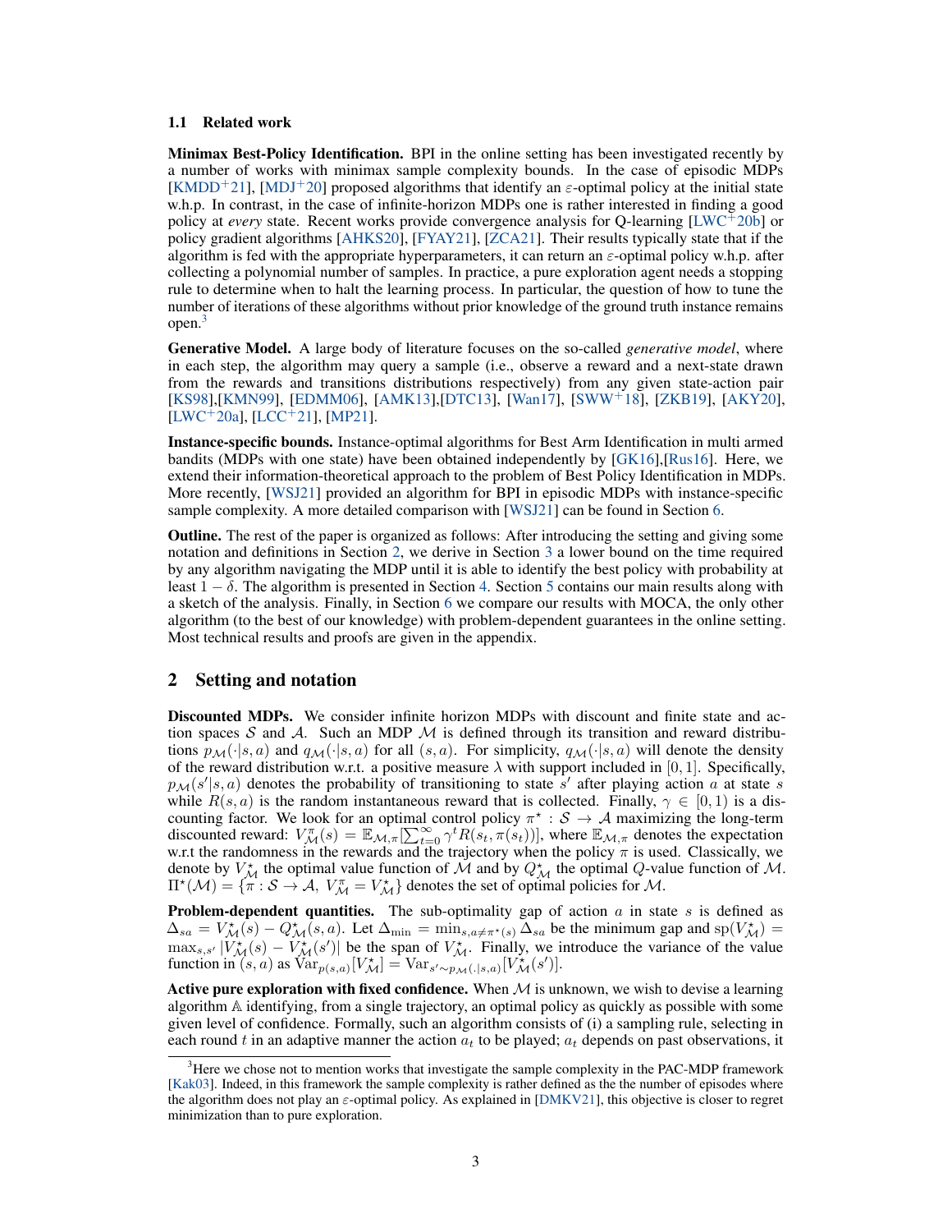### 1.1 Related work

**Minimax Best-Policy Identification.** BPI in the online setting has been investigated recently by a number of works with minimax sample complexity bounds. In the case of episodic MDPs [KMDD+21], [MDJ+20] proposed algorithms that identify an $\varepsilon$-optimal policy at the initial state w.h.p. In contrast, in the case of infinite-horizon MDPs one is rather interested in finding a good policy at *every* state. Recent works provide convergence analysis for Q-learning [LWC+20b] or policy gradient algorithms [AHKS20], [FYAY21], [ZCA21]. Their results typically state that if the algorithm is fed with the appropriate hyperparameters, it can return an $\varepsilon$-optimal policy w.h.p. after collecting a polynomial number of samples. In practice, a pure exploration agent needs a stopping rule to determine when to halt the learning process. In particular, the question of how to tune the number of iterations of these algorithms without prior knowledge of the ground truth instance remains open.[3]

**Generative Model.** A large body of literature focuses on the so-called *generative model*, where in each step, the algorithm may query a sample (i.e., observe a reward and a next-state drawn from the rewards and transitions distributions respectively) from any given state-action pair [KS98],[KMN99], [EDMM06], [AMK13],[DTC13], [Wan17], [SWW+18], [ZKB19], [AKY20], [LWC+20a], [LCC+21], [MP21].

**Instance-specific bounds.** Instance-optimal algorithms for Best Arm Identification in multi armed bandits (MDPs with one state) have been obtained independently by [GK16],[Rus16]. Here, we extend their information-theoretical approach to the problem of Best Policy Identification in MDPs. More recently, [WSJ21] provided an algorithm for BPI in episodic MDPs with instance-specific sample complexity. A more detailed comparison with [WSJ21] can be found in Section 6.

**Outline.** The rest of the paper is organized as follows: After introducing the setting and giving some notation and definitions in Section 2, we derive in Section 3 a lower bound on the time required by any algorithm navigating the MDP until it is able to identify the best policy with probability at least $1 - \delta$. The algorithm is presented in Section 4. Section 5 contains our main results along with a sketch of the analysis. Finally, in Section 6 we compare our results with MOCA, the only other algorithm (to the best of our knowledge) with problem-dependent guarantees in the online setting. Most technical results and proofs are given in the appendix.

## 2 Setting and notation

**Discounted MDPs.** We consider infinite horizon MDPs with discount and finite state and action spaces $\mathcal{S}$ and $\mathcal{A}$. Such an MDP $\mathcal{M}$ is defined through its transition and reward distributions $p_{\mathcal{M}}(\cdot|s,a)$ and $q_{\mathcal{M}}(\cdot|s,a)$ for all $(s,a)$. For simplicity, $q_{\mathcal{M}}(\cdot|s,a)$ will denote the density of the reward distribution w.r.t. a positive measure $\lambda$ with support included in $[0,1]$. Specifically, $p_{\mathcal{M}}(s'|s,a)$ denotes the probability of transitioning to state $s'$ after playing action $a$ at state $s$ while $R(s,a)$ is the random instantaneous reward that is collected. Finally, $\gamma \in [0,1)$ is a discounting factor. We look for an optimal control policy $\pi^\star : \mathcal{S} \to \mathcal{A}$ maximizing the long-term discounted reward: $V_{\mathcal{M}}^{\pi}(s) = \mathbb{E}_{\mathcal{M},\pi}[\sum_{t=0}^{\infty} \gamma^t R(s_t, \pi(s_t))]$, where $\mathbb{E}_{\mathcal{M},\pi}$ denotes the expectation w.r.t the randomness in the rewards and the trajectory when the policy $\pi$ is used. Classically, we denote by $V_{\mathcal{M}}^{\star}$ the optimal value function of $\mathcal{M}$ and by $Q_{\mathcal{M}}^{\star}$ the optimal $Q$-value function of $\mathcal{M}$. $\Pi^\star(\mathcal{M}) = \{\pi : \mathcal{S} \to \mathcal{A},\ V_{\mathcal{M}}^{\pi} = V_{\mathcal{M}}^{\star}\}$ denotes the set of optimal policies for $\mathcal{M}$.

**Problem-dependent quantities.** The sub-optimality gap of action $a$ in state $s$ is defined as $\Delta_{sa} = V_{\mathcal{M}}^{\star}(s) - Q_{\mathcal{M}}^{\star}(s,a)$. Let $\Delta_{\min} = \min_{s, a \neq \pi^\star(s)} \Delta_{sa}$ be the minimum gap and $\mathrm{sp}(V_{\mathcal{M}}^{\star}) = \max_{s,s'} |V_{\mathcal{M}}^{\star}(s) - V_{\mathcal{M}}^{\star}(s')|$ be the span of $V_{\mathcal{M}}^{\star}$. Finally, we introduce the variance of the value function in $(s,a)$ as $\mathrm{Var}_{p(s,a)}[V_{\mathcal{M}}^{\star}] = \mathrm{Var}_{s' \sim p_{\mathcal{M}}(.|s,a)}[V_{\mathcal{M}}^{\star}(s')]$.

**Active pure exploration with fixed confidence.** When $\mathcal{M}$ is unknown, we wish to devise a learning algorithm $\mathbb{A}$ identifying, from a single trajectory, an optimal policy as quickly as possible with some given level of confidence. Formally, such an algorithm consists of (i) a sampling rule, selecting in each round $t$ in an adaptive manner the action $a_t$ to be played; $a_t$ depends on past observations, it

[3] Here we chose not to mention works that investigate the sample complexity in the PAC-MDP framework [Kak03]. Indeed, in this framework the sample complexity is rather defined as the the number of episodes where the algorithm does not play an $\varepsilon$-optimal policy. As explained in [DMKV21], this objective is closer to regret minimization than to pure exploration.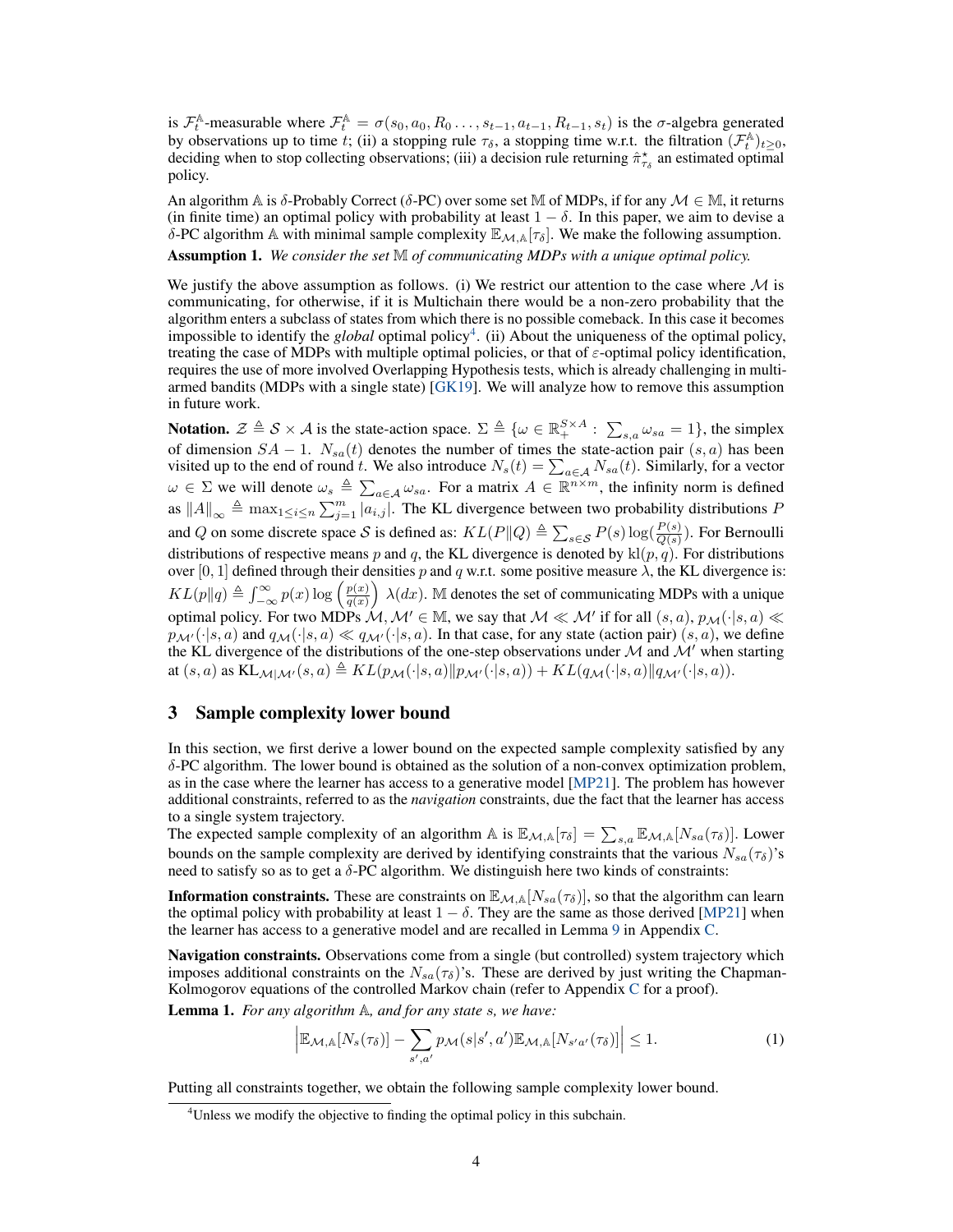is $\mathcal{F}_t^{\mathbb{A}}$-measurable where $\mathcal{F}_t^{\mathbb{A}} = \sigma(s_0, a_0, R_0 \dots, s_{t-1}, a_{t-1}, R_{t-1}, s_t)$ is the $\sigma$-algebra generated by observations up to time $t$; (ii) a stopping rule $\tau_\delta$, a stopping time w.r.t. the filtration $(\mathcal{F}_t^{\mathbb{A}})_{t \geq 0}$, deciding when to stop collecting observations; (iii) a decision rule returning $\hat{\pi}^\star_{\tau_\delta}$ an estimated optimal policy.

An algorithm $\mathbb{A}$ is $\delta$-Probably Correct ($\delta$-PC) over some set $\mathbb{M}$ of MDPs, if for any $\mathcal{M} \in \mathbb{M}$, it returns (in finite time) an optimal policy with probability at least $1 - \delta$. In this paper, we aim to devise a $\delta$-PC algorithm $\mathbb{A}$ with minimal sample complexity $\mathbb{E}_{\mathcal{M},\mathbb{A}}[\tau_\delta]$. We make the following assumption.

**Assumption 1.** *We consider the set $\mathbb{M}$ of communicating MDPs with a unique optimal policy.*

We justify the above assumption as follows. (i) We restrict our attention to the case where $\mathcal{M}$ is communicating, for otherwise, if it is Multichain there would be a non-zero probability that the algorithm enters a subclass of states from which there is no possible comeback. In this case it becomes impossible to identify the *global* optimal policy[4]. (ii) About the uniqueness of the optimal policy, treating the case of MDPs with multiple optimal policies, or that of $\varepsilon$-optimal policy identification, requires the use of more involved Overlapping Hypothesis tests, which is already challenging in multi-armed bandits (MDPs with a single state) [GK19]. We will analyze how to remove this assumption in future work.

**Notation.** $\mathcal{Z} \triangleq \mathcal{S} \times \mathcal{A}$ is the state-action space. $\Sigma \triangleq \{\omega \in \mathbb{R}_+^{S \times A} : \sum_{s,a} \omega_{sa} = 1\}$, the simplex of dimension $SA - 1$. $N_{sa}(t)$ denotes the number of times the state-action pair $(s, a)$ has been visited up to the end of round $t$. We also introduce $N_s(t) = \sum_{a \in \mathcal{A}} N_{sa}(t)$. Similarly, for a vector $\omega \in \Sigma$ we will denote $\omega_s \triangleq \sum_{a \in \mathcal{A}} \omega_{sa}$. For a matrix $A \in \mathbb{R}^{n \times m}$, the infinity norm is defined as $\|A\|_\infty \triangleq \max_{1 \leq i \leq n} \sum_{j=1}^m |a_{i,j}|$. The KL divergence between two probability distributions $P$ and $Q$ on some discrete space $\mathcal{S}$ is defined as: $KL(P\|Q) \triangleq \sum_{s \in \mathcal{S}} P(s) \log(\frac{P(s)}{Q(s)})$. For Bernoulli distributions of respective means $p$ and $q$, the KL divergence is denoted by $\mathrm{kl}(p, q)$. For distributions over $[0, 1]$ defined through their densities $p$ and $q$ w.r.t. some positive measure $\lambda$, the KL divergence is: $KL(p\|q) \triangleq \int_{-\infty}^{\infty} p(x) \log\left(\frac{p(x)}{q(x)}\right) \lambda(dx)$. $\mathbb{M}$ denotes the set of communicating MDPs with a unique optimal policy. For two MDPs $\mathcal{M}, \mathcal{M}' \in \mathbb{M}$, we say that $\mathcal{M} \ll \mathcal{M}'$ if for all $(s, a)$, $p_{\mathcal{M}}(\cdot|s, a) \ll p_{\mathcal{M}'}(\cdot|s, a)$ and $q_{\mathcal{M}}(\cdot|s, a) \ll q_{\mathcal{M}'}(\cdot|s, a)$. In that case, for any state (action pair) $(s, a)$, we define the KL divergence of the distributions of the one-step observations under $\mathcal{M}$ and $\mathcal{M}'$ when starting at $(s, a)$ as $\mathrm{KL}_{\mathcal{M}|\mathcal{M}'}(s, a) \triangleq KL(p_{\mathcal{M}}(\cdot|s, a)\|p_{\mathcal{M}'}(\cdot|s, a)) + KL(q_{\mathcal{M}}(\cdot|s, a)\|q_{\mathcal{M}'}(\cdot|s, a))$.

## 3 Sample complexity lower bound

In this section, we first derive a lower bound on the expected sample complexity satisfied by any $\delta$-PC algorithm. The lower bound is obtained as the solution of a non-convex optimization problem, as in the case where the learner has access to a generative model [MP21]. The problem has however additional constraints, referred to as the *navigation* constraints, due the fact that the learner has access to a single system trajectory.

The expected sample complexity of an algorithm $\mathbb{A}$ is $\mathbb{E}_{\mathcal{M},\mathbb{A}}[\tau_\delta] = \sum_{s,a} \mathbb{E}_{\mathcal{M},\mathbb{A}}[N_{sa}(\tau_\delta)]$. Lower bounds on the sample complexity are derived by identifying constraints that the various $N_{sa}(\tau_\delta)$'s need to satisfy so as to get a $\delta$-PC algorithm. We distinguish here two kinds of constraints:

**Information constraints.** These are constraints on $\mathbb{E}_{\mathcal{M},\mathbb{A}}[N_{sa}(\tau_\delta)]$, so that the algorithm can learn the optimal policy with probability at least $1 - \delta$. They are the same as those derived [MP21] when the learner has access to a generative model and are recalled in Lemma 9 in Appendix C.

**Navigation constraints.** Observations come from a single (but controlled) system trajectory which imposes additional constraints on the $N_{sa}(\tau_\delta)$'s. These are derived by just writing the Chapman-Kolmogorov equations of the controlled Markov chain (refer to Appendix C for a proof).

**Lemma 1.** *For any algorithm $\mathbb{A}$, and for any state $s$, we have:*

$$\left| \mathbb{E}_{\mathcal{M},\mathbb{A}}[N_s(\tau_\delta)] - \sum_{s',a'} p_{\mathcal{M}}(s|s', a') \mathbb{E}_{\mathcal{M},\mathbb{A}}[N_{s'a'}(\tau_\delta)] \right| \leq 1. \tag{1}$$

Putting all constraints together, we obtain the following sample complexity lower bound.

[4] Unless we modify the objective to finding the optimal policy in this subchain.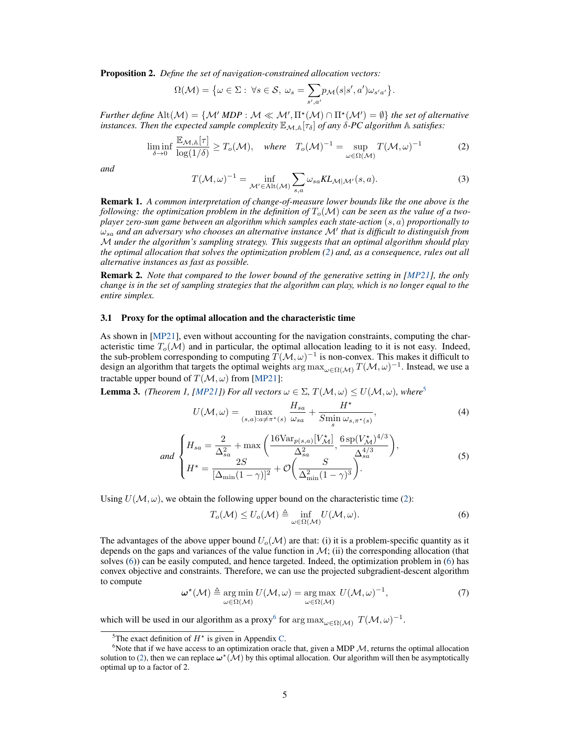**Proposition 2.** *Define the set of navigation-constrained allocation vectors:*

$$\Omega(\mathcal{M}) = \big\{\omega \in \Sigma : \ \forall s \in \mathcal{S}, \ \omega_s = \sum_{s',a'} p_{\mathcal{M}}(s|s',a')\omega_{s'a'}\big\}.$$

*Further define* $\mathrm{Alt}(\mathcal{M}) = \{\mathcal{M}' \text{ MDP} : \mathcal{M} \ll \mathcal{M}', \Pi^\star(\mathcal{M}) \cap \Pi^\star(\mathcal{M}') = \emptyset\}$ *the set of alternative instances. Then the expected sample complexity* $\mathbb{E}_{\mathcal{M},\mathbb{A}}[\tau_\delta]$ *of any* $\delta$*-PC algorithm* $\mathbb{A}$ *satisfies:*

$$\liminf_{\delta \to 0} \frac{\mathbb{E}_{\mathcal{M},\mathbb{A}}[\tau]}{\log(1/\delta)} \geq T_o(\mathcal{M}), \quad \text{where} \quad T_o(\mathcal{M})^{-1} = \sup_{\omega \in \Omega(\mathcal{M})} T(\mathcal{M},\omega)^{-1} \tag{2}$$

*and*

$$T(\mathcal{M},\omega)^{-1} = \inf_{\mathcal{M}' \in \mathrm{Alt}(\mathcal{M})} \sum_{s,a} \omega_{sa} \mathit{KL}_{\mathcal{M}|\mathcal{M}'}(s,a). \tag{3}$$

**Remark 1.** *A common interpretation of change-of-measure lower bounds like the one above is the following: the optimization problem in the definition of* $T_o(\mathcal{M})$ *can be seen as the value of a two-player zero-sum game between an algorithm which samples each state-action* $(s,a)$ *proportionally to* $\omega_{sa}$ *and an adversary who chooses an alternative instance* $\mathcal{M}'$ *that is difficult to distinguish from* $\mathcal{M}$ *under the algorithm's sampling strategy. This suggests that an optimal algorithm should play the optimal allocation that solves the optimization problem (2) and, as a consequence, rules out all alternative instances as fast as possible.*

**Remark 2.** *Note that compared to the lower bound of the generative setting in [MP21], the only change is in the set of sampling strategies that the algorithm can play, which is no longer equal to the entire simplex.*

### 3.1 Proxy for the optimal allocation and the characteristic time

As shown in [MP21], even without accounting for the navigation constraints, computing the characteristic time $T_o(\mathcal{M})$ and in particular, the optimal allocation leading to it is not easy. Indeed, the sub-problem corresponding to computing $T(\mathcal{M},\omega)^{-1}$ is non-convex. This makes it difficult to design an algorithm that targets the optimal weights $\arg\max_{\omega \in \Omega(\mathcal{M})} T(\mathcal{M},\omega)^{-1}$. Instead, we use a tractable upper bound of $T(\mathcal{M},\omega)$ from [MP21]:

**Lemma 3.** *(Theorem 1, [MP21]) For all vectors* $\omega \in \Sigma$, $T(\mathcal{M},\omega) \leq U(\mathcal{M},\omega)$, *where*[5]

$$U(\mathcal{M},\omega) = \max_{(s,a): a \neq \pi^\star(s)} \frac{H_{sa}}{\omega_{sa}} + \frac{H^\star}{S \min\limits_{s} \omega_{s,\pi^\star(s)}}, \tag{4}$$

$$\text{and} \quad \begin{cases} H_{sa} = \dfrac{2}{\Delta_{sa}^2} + \max\left(\dfrac{16\mathrm{Var}_{p(s,a)}[V^\star_{\mathcal{M}}]}{\Delta_{sa}^2}, \dfrac{6\,\mathrm{sp}(V^\star_{\mathcal{M}})^{4/3}}{\Delta_{sa}^{4/3}}\right), \\ H^\star = \dfrac{2S}{[\Delta_{\min}(1-\gamma)]^2} + \mathcal{O}\left(\dfrac{S}{\Delta_{\min}^2(1-\gamma)^3}\right). \end{cases} \tag{5}$$

Using $U(\mathcal{M},\omega)$, we obtain the following upper bound on the characteristic time (2):

$$T_o(\mathcal{M}) \leq U_o(\mathcal{M}) \triangleq \inf_{\omega \in \Omega(\mathcal{M})} U(\mathcal{M},\omega). \tag{6}$$

The advantages of the above upper bound $U_o(\mathcal{M})$ are that: (i) it is a problem-specific quantity as it depends on the gaps and variances of the value function in $\mathcal{M}$; (ii) the corresponding allocation (that solves (6)) can be easily computed, and hence targeted. Indeed, the optimization problem in (6) has convex objective and constraints. Therefore, we can use the projected subgradient-descent algorithm to compute

$$\boldsymbol{\omega}^\star(\mathcal{M}) \triangleq \operatorname*{arg\,min}_{\omega \in \Omega(\mathcal{M})} U(\mathcal{M},\omega) = \operatorname*{arg\,max}_{\omega \in \Omega(\mathcal{M})} U(\mathcal{M},\omega)^{-1}, \tag{7}$$

which will be used in our algorithm as a proxy[6] for $\arg\max_{\omega \in \Omega(\mathcal{M})} T(\mathcal{M},\omega)^{-1}$.

---

[5] The exact definition of $H^\star$ is given in Appendix C.

[6] Note that if we have access to an optimization oracle that, given a MDP $\mathcal{M}$, returns the optimal allocation solution to (2), then we can replace $\boldsymbol{\omega}^\star(\mathcal{M})$ by this optimal allocation. Our algorithm will then be asymptotically optimal up to a factor of 2.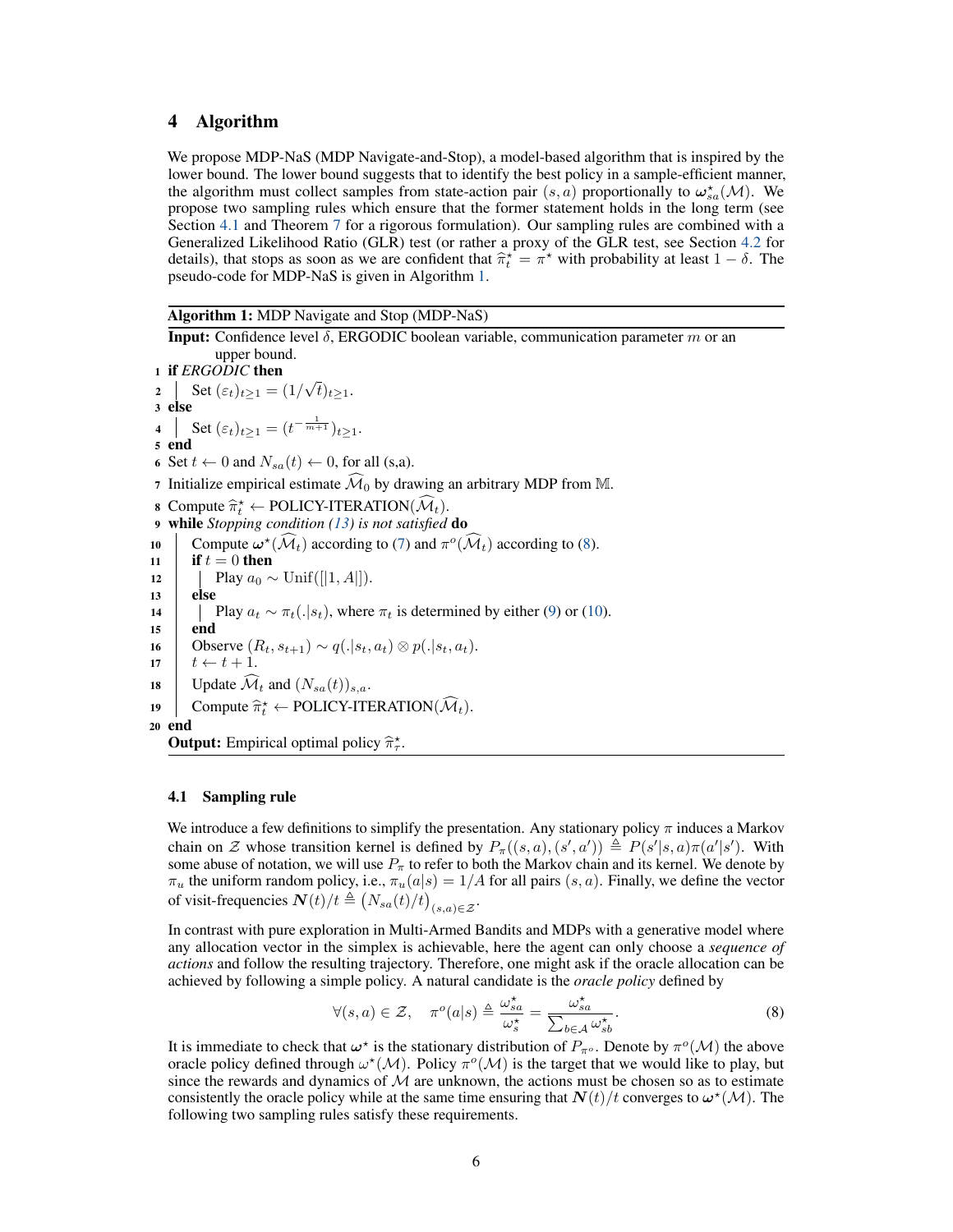# 4 Algorithm

We propose MDP-NaS (MDP Navigate-and-Stop), a model-based algorithm that is inspired by the lower bound. The lower bound suggests that to identify the best policy in a sample-efficient manner, the algorithm must collect samples from state-action pair $(s,a)$ proportionally to $\boldsymbol{\omega}^\star_{sa}(\mathcal{M})$. We propose two sampling rules which ensure that the former statement holds in the long term (see Section 4.1 and Theorem 7 for a rigorous formulation). Our sampling rules are combined with a Generalized Likelihood Ratio (GLR) test (or rather a proxy of the GLR test, see Section 4.2 for details), that stops as soon as we are confident that $\widehat{\pi}^\star_t = \pi^\star$ with probability at least $1-\delta$. The pseudo-code for MDP-NaS is given in Algorithm 1.

**Algorithm 1:** MDP Navigate and Stop (MDP-NaS)

```
Input: Confidence level δ, ERGODIC boolean variable, communication parameter m or an
       upper bound.
1  if ERGODIC then
2  |   Set (ε_t)_{t≥1} = (1/√t)_{t≥1}.
3  else
4  |   Set (ε_t)_{t≥1} = (t^{-1/(m+1)})_{t≥1}.
5  end
6  Set t ← 0 and N_sa(t) ← 0, for all (s,a).
7  Initialize empirical estimate M̂_0 by drawing an arbitrary MDP from 𝕄.
8  Compute π̂*_t ← POLICY-ITERATION(M̂_t).
9  while Stopping condition (13) is not satisfied do
10 |   Compute ω*(M̂_t) according to (7) and π^o(M̂_t) according to (8).
11 |   if t = 0 then
12 |   |   Play a_0 ~ Unif([|1, A|]).
13 |   else
14 |   |   Play a_t ~ π_t(.|s_t), where π_t is determined by either (9) or (10).
15 |   end
16 |   Observe (R_t, s_{t+1}) ~ q(.|s_t, a_t) ⊗ p(.|s_t, a_t).
17 |   t ← t + 1.
18 |   Update M̂_t and (N_sa(t))_{s,a}.
19 |   Compute π̂*_t ← POLICY-ITERATION(M̂_t).
20 end
Output: Empirical optimal policy π̂*_τ.
```

## 4.1 Sampling rule

We introduce a few definitions to simplify the presentation. Any stationary policy $\pi$ induces a Markov chain on $\mathcal{Z}$ whose transition kernel is defined by $P_\pi((s,a),(s',a')) \triangleq P(s'|s,a)\pi(a'|s')$. With some abuse of notation, we will use $P_\pi$ to refer to both the Markov chain and its kernel. We denote by $\pi_u$ the uniform random policy, i.e., $\pi_u(a|s) = 1/A$ for all pairs $(s,a)$. Finally, we define the vector of visit-frequencies $\boldsymbol{N}(t)/t \triangleq \left(N_{sa}(t)/t\right)_{(s,a)\in\mathcal{Z}}$.

In contrast with pure exploration in Multi-Armed Bandits and MDPs with a generative model where any allocation vector in the simplex is achievable, here the agent can only choose a *sequence of actions* and follow the resulting trajectory. Therefore, one might ask if the oracle allocation can be achieved by following a simple policy. A natural candidate is the *oracle policy* defined by

$$\forall (s,a)\in\mathcal{Z}, \quad \pi^o(a|s) \triangleq \frac{\omega^\star_{sa}}{\omega^\star_s} = \frac{\omega^\star_{sa}}{\sum_{b\in\mathcal{A}} \omega^\star_{sb}}. \tag{8}$$

It is immediate to check that $\boldsymbol{\omega}^\star$ is the stationary distribution of $P_{\pi^o}$. Denote by $\pi^o(\mathcal{M})$ the above oracle policy defined through $\omega^\star(\mathcal{M})$. Policy $\pi^o(\mathcal{M})$ is the target that we would like to play, but since the rewards and dynamics of $\mathcal{M}$ are unknown, the actions must be chosen so as to estimate consistently the oracle policy while at the same time ensuring that $\boldsymbol{N}(t)/t$ converges to $\boldsymbol{\omega}^\star(\mathcal{M})$. The following two sampling rules satisfy these requirements.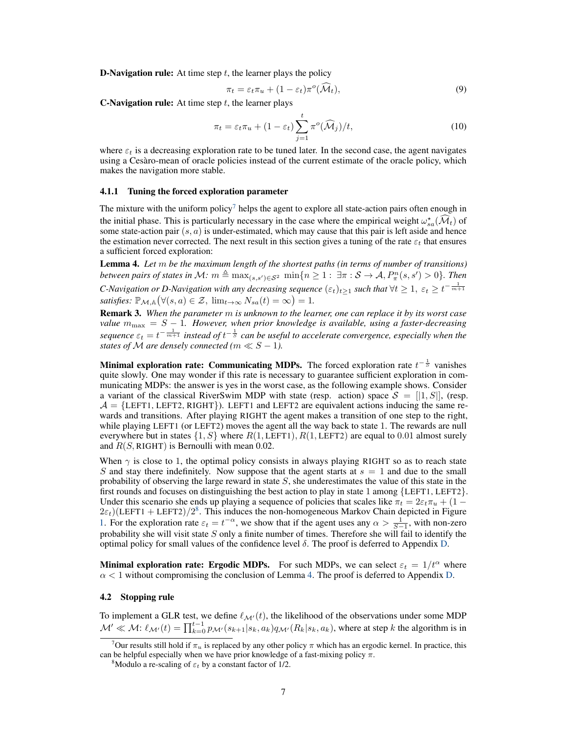**D-Navigation rule:** At time step $t$, the learner plays the policy

$$\pi_t = \varepsilon_t \pi_u + (1-\varepsilon_t)\pi^o(\widehat{\mathcal{M}}_t), \tag{9}$$

**C-Navigation rule:** At time step $t$, the learner plays

$$\pi_t = \varepsilon_t \pi_u + (1-\varepsilon_t)\sum_{j=1}^{t} \pi^o(\widehat{\mathcal{M}}_j)/t, \tag{10}$$

where $\varepsilon_t$ is a decreasing exploration rate to be tuned later. In the second case, the agent navigates using a Cesàro-mean of oracle policies instead of the current estimate of the oracle policy, which makes the navigation more stable.

#### 4.1.1 Tuning the forced exploration parameter

The mixture with the uniform policy[7] helps the agent to explore all state-action pairs often enough in the initial phase. This is particularly necessary in the case where the empirical weight $\omega^\star_{sa}(\widehat{\mathcal{M}}_t)$ of some state-action pair $(s,a)$ is under-estimated, which may cause that this pair is left aside and hence the estimation never corrected. The next result in this section gives a tuning of the rate $\varepsilon_t$ that ensures a sufficient forced exploration:

**Lemma 4.** *Let $m$ be the maximum length of the shortest paths (in terms of number of transitions) between pairs of states in $\mathcal{M}$: $m \triangleq \max_{(s,s')\in\mathcal{S}^2} \min\{n\geq 1 : \exists \pi : \mathcal{S}\to\mathcal{A}, P^n_\pi(s,s')>0\}$. Then C-Navigation or D-Navigation with any decreasing sequence $(\varepsilon_t)_{t\geq 1}$ such that $\forall t\geq 1,\ \varepsilon_t \geq t^{-\frac{1}{m+1}}$ satisfies: $\mathbb{P}_{\mathcal{M},\mathbb{A}}\big(\forall (s,a)\in\mathcal{Z},\ \lim_{t\to\infty} N_{sa}(t)=\infty\big)=1$.*

**Remark 3.** *When the parameter $m$ is unknown to the learner, one can replace it by its worst case value $m_{\max}=S-1$. However, when prior knowledge is available, using a faster-decreasing sequence $\varepsilon_t = t^{-\frac{1}{m+1}}$ instead of $t^{-\frac{1}{S}}$ can be useful to accelerate convergence, especially when the states of $\mathcal{M}$ are densely connected ($m \ll S-1$).*

**Minimal exploration rate: Communicating MDPs.** The forced exploration rate $t^{-\frac{1}{S}}$ vanishes quite slowly. One may wonder if this rate is necessary to guarantee sufficient exploration in communicating MDPs: the answer is yes in the worst case, as the following example shows. Consider a variant of the classical RiverSwim MDP with state (resp. action) space $\mathcal{S}=[|1,S|]$, (resp. $\mathcal{A}=\{\text{LEFT1},\text{LEFT2},\text{RIGHT}\}$). LEFT1 and LEFT2 are equivalent actions inducing the same rewards and transitions. After playing RIGHT the agent makes a transition of one step to the right, while playing LEFT1 (or LEFT2) moves the agent all the way back to state 1. The rewards are null everywhere but in states $\{1,S\}$ where $R(1,\text{LEFT1}), R(1,\text{LEFT2})$ are equal to 0.01 almost surely and $R(S,\text{RIGHT})$ is Bernoulli with mean 0.02.

When $\gamma$ is close to 1, the optimal policy consists in always playing RIGHT so as to reach state $S$ and stay there indefinitely. Now suppose that the agent starts at $s=1$ and due to the small probability of observing the large reward in state $S$, she underestimates the value of this state in the first rounds and focuses on distinguishing the best action to play in state 1 among $\{\text{LEFT1},\text{LEFT2}\}$. Under this scenario she ends up playing a sequence of policies that scales like $\pi_t = 2\varepsilon_t\pi_u + (1-2\varepsilon_t)(\text{LEFT1}+\text{LEFT2})/2$[8]. This induces the non-homogeneous Markov Chain depicted in Figure 1. For the exploration rate $\varepsilon_t = t^{-\alpha}$, we show that if the agent uses any $\alpha > \frac{1}{S-1}$, with non-zero probability she will visit state $S$ only a finite number of times. Therefore she will fail to identify the optimal policy for small values of the confidence level $\delta$. The proof is deferred to Appendix D.

**Minimal exploration rate: Ergodic MDPs.** For such MDPs, we can select $\varepsilon_t = 1/t^\alpha$ where $\alpha<1$ without compromising the conclusion of Lemma 4. The proof is deferred to Appendix D.

### 4.2 Stopping rule

To implement a GLR test, we define $\ell_{\mathcal{M}'}(t)$, the likelihood of the observations under some MDP $\mathcal{M}' \ll \mathcal{M}$: $\ell_{\mathcal{M}'}(t) = \prod_{k=0}^{t-1} p_{\mathcal{M}'}(s_{k+1}|s_k,a_k)q_{\mathcal{M}'}(R_k|s_k,a_k)$, where at step $k$ the algorithm is in

[7] Our results still hold if $\pi_u$ is replaced by any other policy $\pi$ which has an ergodic kernel. In practice, this can be helpful especially when we have prior knowledge of a fast-mixing policy $\pi$.

[8] Modulo a re-scaling of $\varepsilon_t$ by a constant factor of 1/2.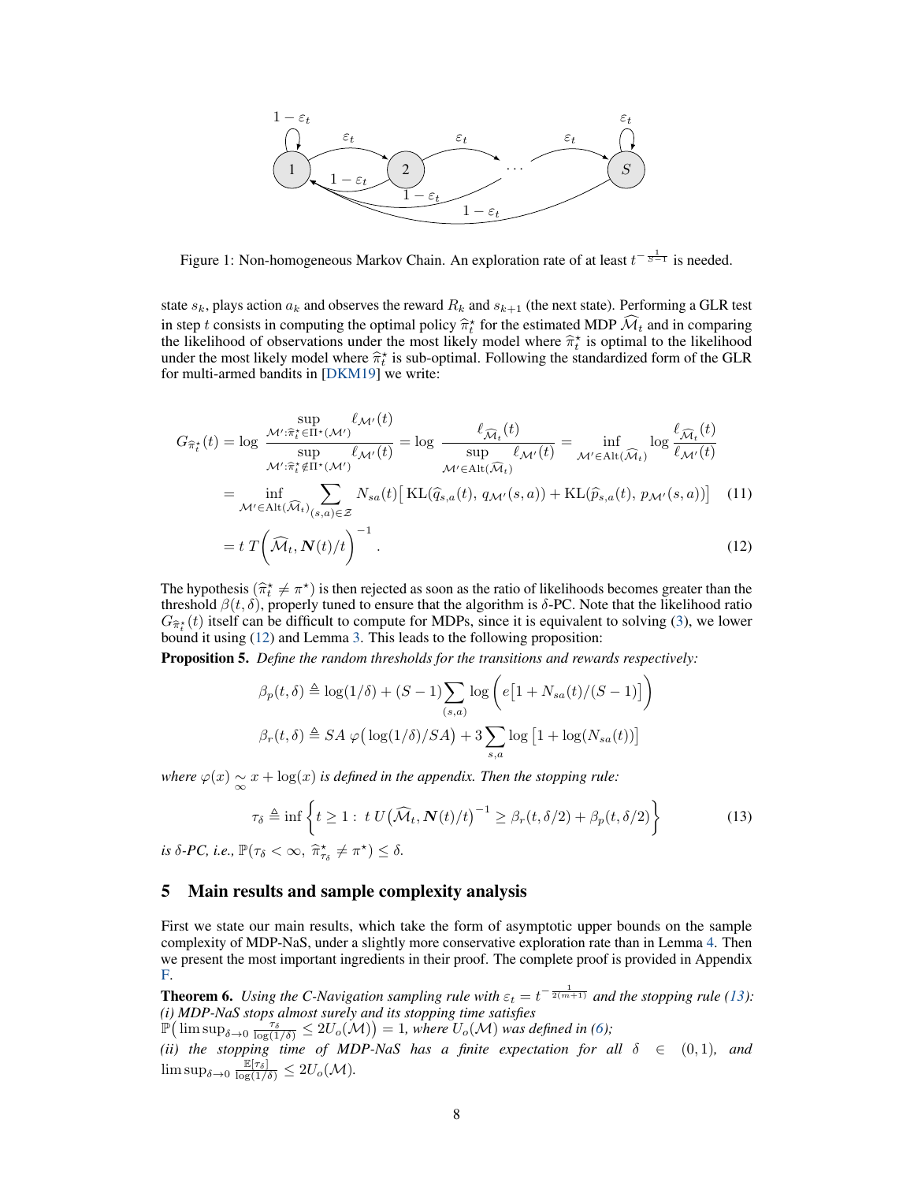Figure 1: Non-homogeneous Markov Chain. An exploration rate of at least $t^{-\frac{1}{S-1}}$ is needed.

state $s_k$, plays action $a_k$ and observes the reward $R_k$ and $s_{k+1}$ (the next state). Performing a GLR test in step $t$ consists in computing the optimal policy $\widehat{\pi}_t^\star$ for the estimated MDP $\widehat{\mathcal{M}}_t$ and in comparing the likelihood of observations under the most likely model where $\widehat{\pi}_t^\star$ is optimal to the likelihood under the most likely model where $\widehat{\pi}_t^\star$ is sub-optimal. Following the standardized form of the GLR for multi-armed bandits in [DKM19] we write:

$$
\begin{aligned}
G_{\widehat{\pi}_t^\star}(t) &= \log \frac{\sup_{\mathcal{M}': \widehat{\pi}_t^\star \in \Pi^\star(\mathcal{M}')} \ell_{\mathcal{M}'}(t)}{\sup_{\mathcal{M}': \widehat{\pi}_t^\star \notin \Pi^\star(\mathcal{M}')} \ell_{\mathcal{M}'}(t)} = \log \frac{\ell_{\widehat{\mathcal{M}}_t}(t)}{\sup_{\mathcal{M}' \in \operatorname{Alt}(\widehat{\mathcal{M}}_t)} \ell_{\mathcal{M}'}(t)} = \inf_{\mathcal{M}' \in \operatorname{Alt}(\widehat{\mathcal{M}}_t)} \log \frac{\ell_{\widehat{\mathcal{M}}_t}(t)}{\ell_{\mathcal{M}'}(t)} \\
&= \inf_{\mathcal{M}' \in \operatorname{Alt}(\widehat{\mathcal{M}}_t)} \sum_{(s,a) \in \mathcal{Z}} N_{sa}(t) \big[ \operatorname{KL}(\widehat{q}_{s,a}(t),\, q_{\mathcal{M}'}(s,a)) + \operatorname{KL}(\widehat{p}_{s,a}(t),\, p_{\mathcal{M}'}(s,a)) \big] \qquad (11) \\
&= t\, T\Big(\widehat{\mathcal{M}}_t, \boldsymbol{N}(t)/t\Big)^{-1}. \qquad (12)
\end{aligned}
$$

The hypothesis $(\widehat{\pi}_t^\star \neq \pi^\star)$ is then rejected as soon as the ratio of likelihoods becomes greater than the threshold $\beta(t, \delta)$, properly tuned to ensure that the algorithm is $\delta$-PC. Note that the likelihood ratio $G_{\widehat{\pi}_t^\star}(t)$ itself can be difficult to compute for MDPs, since it is equivalent to solving (3), we lower bound it using (12) and Lemma 3. This leads to the following proposition:

**Proposition 5.** *Define the random thresholds for the transitions and rewards respectively:*

$$
\beta_p(t, \delta) \triangleq \log(1/\delta) + (S-1) \sum_{(s,a)} \log\Big( e\big[1 + N_{sa}(t)/(S-1)\big]\Big)
$$

$$
\beta_r(t, \delta) \triangleq SA\, \varphi\big(\log(1/\delta)/SA\big) + 3 \sum_{s,a} \log\big[1 + \log(N_{sa}(t))\big]
$$

*where $\varphi(x) \underset{\infty}{\sim} x + \log(x)$ is defined in the appendix. Then the stopping rule:*

$$
\tau_\delta \triangleq \inf\Big\{ t \geq 1 :\ t\, U\big(\widehat{\mathcal{M}}_t, \boldsymbol{N}(t)/t\big)^{-1} \geq \beta_r(t, \delta/2) + \beta_p(t, \delta/2) \Big\} \qquad (13)
$$

*is $\delta$-PC, i.e., $\mathbb{P}(\tau_\delta < \infty,\ \widehat{\pi}_{\tau_\delta}^\star \neq \pi^\star) \leq \delta$.*

## 5 Main results and sample complexity analysis

First we state our main results, which take the form of asymptotic upper bounds on the sample complexity of MDP-NaS, under a slightly more conservative exploration rate than in Lemma 4. Then we present the most important ingredients in their proof. The complete proof is provided in Appendix F.

**Theorem 6.** *Using the C-Navigation sampling rule with $\varepsilon_t = t^{-\frac{1}{2(m+1)}}$ and the stopping rule (13): (i) MDP-NaS stops almost surely and its stopping time satisfies $\mathbb{P}\big(\limsup_{\delta \to 0} \frac{\tau_\delta}{\log(1/\delta)} \leq 2U_o(\mathcal{M})\big) = 1$, where $U_o(\mathcal{M})$ was defined in (6);*
*(ii) the stopping time of MDP-NaS has a finite expectation for all $\delta \in (0,1)$, and $\limsup_{\delta \to 0} \frac{\mathbb{E}[\tau_\delta]}{\log(1/\delta)} \leq 2U_o(\mathcal{M})$.*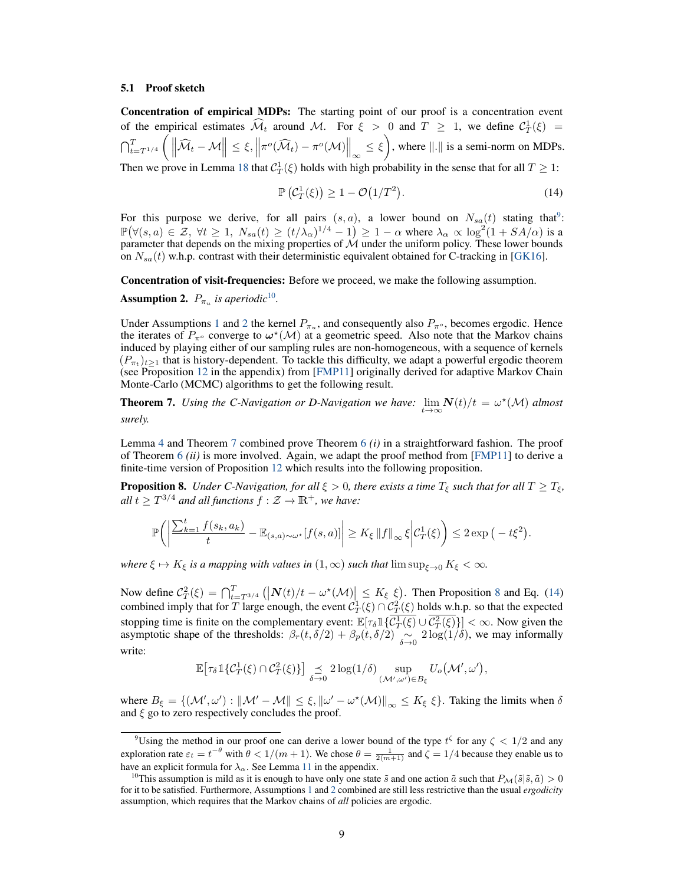### 5.1 Proof sketch

**Concentration of empirical MDPs:** The starting point of our proof is a concentration event of the empirical estimates $\widehat{\mathcal{M}}_t$ around $\mathcal{M}$. For $\xi > 0$ and $T \geq 1$, we define $\mathcal{C}_T^1(\xi) = \bigcap_{t=T^{1/4}}^{T} \left( \left\| \widehat{\mathcal{M}}_t - \mathcal{M} \right\| \leq \xi, \left\| \pi^o(\widehat{\mathcal{M}}_t) - \pi^o(\mathcal{M}) \right\|_\infty \leq \xi \right)$, where $\|.\|$ is a semi-norm on MDPs. Then we prove in Lemma 18 that $\mathcal{C}_T^1(\xi)$ holds with high probability in the sense that for all $T \geq 1$:

$$\mathbb{P}\left(\mathcal{C}_T^1(\xi)\right) \geq 1 - \mathcal{O}\big(1/T^2\big). \tag{14}$$

For this purpose we derive, for all pairs $(s, a)$, a lower bound on $N_{sa}(t)$ stating that[9]: $\mathbb{P}\big(\forall (s, a) \in \mathcal{Z},\ \forall t \geq 1,\ N_{sa}(t) \geq (t/\lambda_\alpha)^{1/4} - 1\big) \geq 1 - \alpha$ where $\lambda_\alpha \propto \log^2(1 + SA/\alpha)$ is a parameter that depends on the mixing properties of $\mathcal{M}$ under the uniform policy. These lower bounds on $N_{sa}(t)$ w.h.p. contrast with their deterministic equivalent obtained for C-tracking in [GK16].

**Concentration of visit-frequencies:** Before we proceed, we make the following assumption.

**Assumption 2.** *$P_{\pi_u}$ is aperiodic*[10].

Under Assumptions 1 and 2 the kernel $P_{\pi_u}$, and consequently also $P_{\pi^o}$, becomes ergodic. Hence the iterates of $P_{\pi^o}$ converge to $\boldsymbol{\omega}^\star(\mathcal{M})$ at a geometric speed. Also note that the Markov chains induced by playing either of our sampling rules are non-homogeneous, with a sequence of kernels $(P_{\pi_t})_{t \geq 1}$ that is history-dependent. To tackle this difficulty, we adapt a powerful ergodic theorem (see Proposition 12 in the appendix) from [FMP11] originally derived for adaptive Markov Chain Monte-Carlo (MCMC) algorithms to get the following result.

**Theorem 7.** *Using the C-Navigation or D-Navigation we have: $\lim_{t \to \infty} \boldsymbol{N}(t)/t = \omega^\star(\mathcal{M})$ almost surely.*

Lemma 4 and Theorem 7 combined prove Theorem 6 *(i)* in a straightforward fashion. The proof of Theorem 6 *(ii)* is more involved. Again, we adapt the proof method from [FMP11] to derive a finite-time version of Proposition 12 which results into the following proposition.

**Proposition 8.** *Under C-Navigation, for all $\xi > 0$, there exists a time $T_\xi$ such that for all $T \geq T_\xi$, all $t \geq T^{3/4}$ and all functions $f : \mathcal{Z} \to \mathbb{R}^+$, we have:*

$$\mathbb{P}\left( \left| \frac{\sum_{k=1}^t f(s_k, a_k)}{t} - \mathbb{E}_{(s,a) \sim \omega^\star}[f(s, a)] \right| \geq K_\xi \left\| f \right\|_\infty \xi \middle| \mathcal{C}_T^1(\xi) \right) \leq 2 \exp\big(-t\xi^2\big).$$

*where $\xi \mapsto K_\xi$ is a mapping with values in $(1, \infty)$ such that $\limsup_{\xi \to 0} K_\xi < \infty$.*

Now define $\mathcal{C}_T^2(\xi) = \bigcap_{t=T^{3/4}}^{T} \big( \left| \boldsymbol{N}(t)/t - \omega^\star(\mathcal{M}) \right| \leq K_\xi\ \xi \big)$. Then Proposition 8 and Eq. (14) combined imply that for $T$ large enough, the event $\mathcal{C}_T^1(\xi) \cap \mathcal{C}_T^2(\xi)$ holds w.h.p. so that the expected stopping time is finite on the complementary event: $\mathbb{E}[\tau_\delta \mathbb{1}\{\overline{\mathcal{C}_T^1(\xi)} \cup \overline{\mathcal{C}_T^2(\xi)}\}] < \infty$. Now given the asymptotic shape of the thresholds: $\beta_r(t, \delta/2) + \beta_p(t, \delta/2) \underset{\delta \to 0}{\sim} 2\log(1/\delta)$, we may informally write:

$$\mathbb{E}\big[\tau_\delta \mathbb{1}\{\mathcal{C}_T^1(\xi) \cap \mathcal{C}_T^2(\xi)\}\big] \underset{\delta \to 0}{\preceq} 2\log(1/\delta) \sup_{(\mathcal{M}', \omega') \in B_\xi} U_o\big(\mathcal{M}', \omega'\big),$$

where $B_\xi = \{(\mathcal{M}', \omega') : \|\mathcal{M}' - \mathcal{M}\| \leq \xi, \|\omega' - \omega^\star(\mathcal{M})\|_\infty \leq K_\xi\ \xi\}$. Taking the limits when $\delta$ and $\xi$ go to zero respectively concludes the proof.

---

[9] Using the method in our proof one can derive a lower bound of the type $t^\zeta$ for any $\zeta < 1/2$ and any exploration rate $\varepsilon_t = t^{-\theta}$ with $\theta < 1/(m+1)$. We chose $\theta = \frac{1}{2(m+1)}$ and $\zeta = 1/4$ because they enable us to have an explicit formula for $\lambda_\alpha$. See Lemma 11 in the appendix.

[10] This assumption is mild as it is enough to have only one state $\tilde{s}$ and one action $\tilde{a}$ such that $P_{\mathcal{M}}(\tilde{s}|\tilde{s}, \tilde{a}) > 0$ for it to be satisfied. Furthermore, Assumptions 1 and 2 combined are still less restrictive than the usual *ergodicity* assumption, which requires that the Markov chains of *all* policies are ergodic.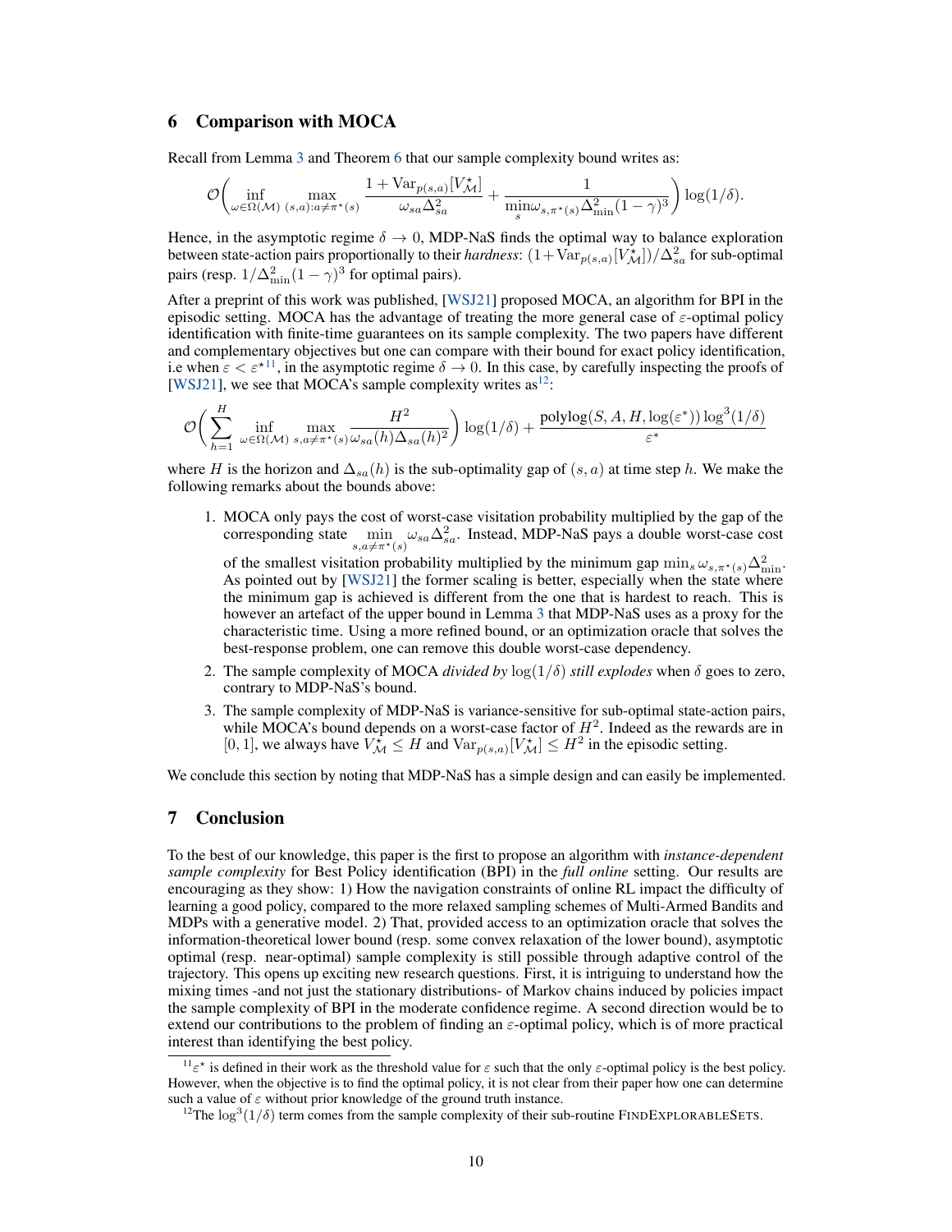## 6 Comparison with MOCA

Recall from Lemma 3 and Theorem 6 that our sample complexity bound writes as:

$$\mathcal{O}\bigg(\inf_{\omega\in\Omega(\mathcal{M})}\max_{(s,a):a\neq\pi^\star(s)}\frac{1+\mathrm{Var}_{p(s,a)}[V^\star_{\mathcal{M}}]}{\omega_{sa}\Delta_{sa}^2}+\frac{1}{\min\limits_{s}\omega_{s,\pi^\star(s)}\Delta_{\min}^2(1-\gamma)^3}\bigg)\log(1/\delta).$$

Hence, in the asymptotic regime $\delta\to 0$, MDP-NaS finds the optimal way to balance exploration between state-action pairs proportionally to their *hardness*: $(1+\mathrm{Var}_{p(s,a)}[V^\star_{\mathcal{M}}])/\Delta_{sa}^2$ for sub-optimal pairs (resp. $1/\Delta_{\min}^2(1-\gamma)^3$ for optimal pairs).

After a preprint of this work was published, [WSJ21] proposed MOCA, an algorithm for BPI in the episodic setting. MOCA has the advantage of treating the more general case of $\varepsilon$-optimal policy identification with finite-time guarantees on its sample complexity. The two papers have different and complementary objectives but one can compare with their bound for exact policy identification, i.e when $\varepsilon<\varepsilon^\star$[11], in the asymptotic regime $\delta\to 0$. In this case, by carefully inspecting the proofs of [WSJ21], we see that MOCA's sample complexity writes as[12]:

$$\mathcal{O}\bigg(\sum_{h=1}^{H}\inf_{\omega\in\Omega(\mathcal{M})}\max_{s,a\neq\pi^\star(s)}\frac{H^2}{\omega_{sa}(h)\Delta_{sa}(h)^2}\bigg)\log(1/\delta)+\frac{\mathrm{polylog}(S,A,H,\log(\varepsilon^*))\log^3(1/\delta)}{\varepsilon^*}$$

where $H$ is the horizon and $\Delta_{sa}(h)$ is the sub-optimality gap of $(s,a)$ at time step $h$. We make the following remarks about the bounds above:

1. MOCA only pays the cost of worst-case visitation probability multiplied by the gap of the corresponding state $\min\limits_{s,a\neq\pi^\star(s)}\omega_{sa}\Delta_{sa}^2$. Instead, MDP-NaS pays a double worst-case cost of the smallest visitation probability multiplied by the minimum gap $\min_s\omega_{s,\pi^\star(s)}\Delta_{\min}^2$. As pointed out by [WSJ21] the former scaling is better, especially when the state where the minimum gap is achieved is different from the one that is hardest to reach. This is however an artefact of the upper bound in Lemma 3 that MDP-NaS uses as a proxy for the characteristic time. Using a more refined bound, or an optimization oracle that solves the best-response problem, one can remove this double worst-case dependency.
2. The sample complexity of MOCA *divided by* $\log(1/\delta)$ *still explodes* when $\delta$ goes to zero, contrary to MDP-NaS's bound.
3. The sample complexity of MDP-NaS is variance-sensitive for sub-optimal state-action pairs, while MOCA's bound depends on a worst-case factor of $H^2$. Indeed as the rewards are in $[0,1]$, we always have $V^\star_{\mathcal{M}}\leq H$ and $\mathrm{Var}_{p(s,a)}[V^\star_{\mathcal{M}}]\leq H^2$ in the episodic setting.

We conclude this section by noting that MDP-NaS has a simple design and can easily be implemented.

## 7 Conclusion

To the best of our knowledge, this paper is the first to propose an algorithm with *instance-dependent sample complexity* for Best Policy identification (BPI) in the *full online* setting. Our results are encouraging as they show: 1) How the navigation constraints of online RL impact the difficulty of learning a good policy, compared to the more relaxed sampling schemes of Multi-Armed Bandits and MDPs with a generative model. 2) That, provided access to an optimization oracle that solves the information-theoretical lower bound (resp. some convex relaxation of the lower bound), asymptotic optimal (resp. near-optimal) sample complexity is still possible through adaptive control of the trajectory. This opens up exciting new research questions. First, it is intriguing to understand how the mixing times -and not just the stationary distributions- of Markov chains induced by policies impact the sample complexity of BPI in the moderate confidence regime. A second direction would be to extend our contributions to the problem of finding an $\varepsilon$-optimal policy, which is of more practical interest than identifying the best policy.

[11] $\varepsilon^\star$ is defined in their work as the threshold value for $\varepsilon$ such that the only $\varepsilon$-optimal policy is the best policy. However, when the objective is to find the optimal policy, it is not clear from their paper how one can determine such a value of $\varepsilon$ without prior knowledge of the ground truth instance.

[12] The $\log^3(1/\delta)$ term comes from the sample complexity of their sub-routine FINDEXPLORABLESETS.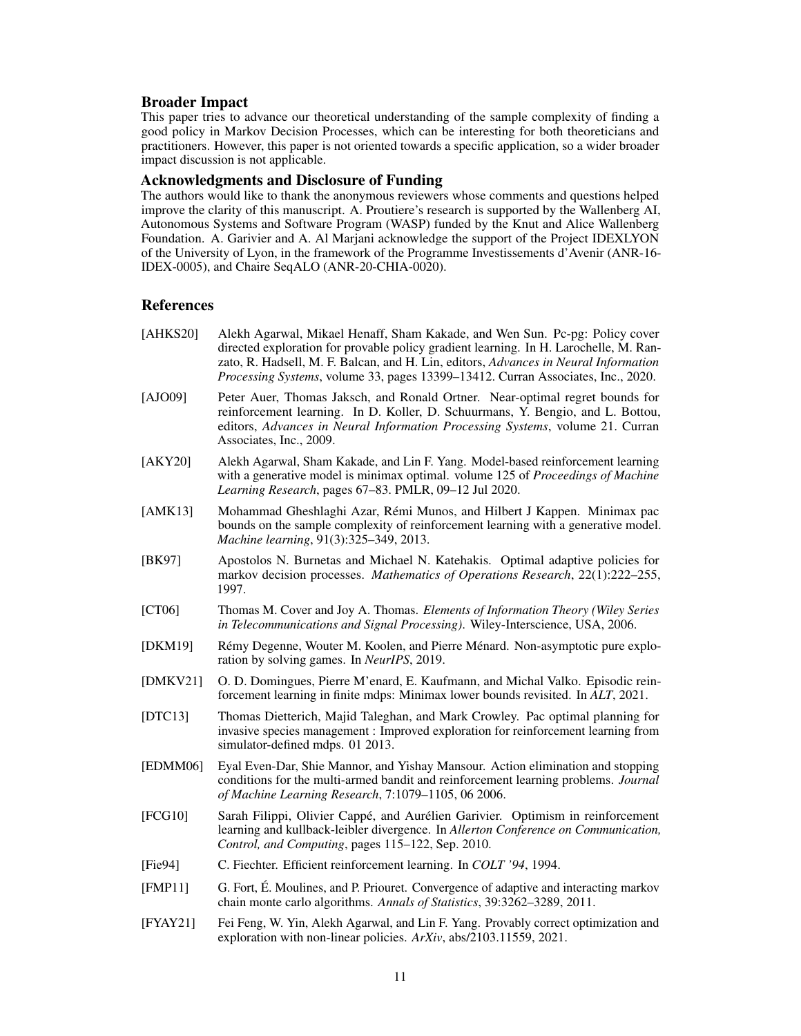### Broader Impact

This paper tries to advance our theoretical understanding of the sample complexity of finding a good policy in Markov Decision Processes, which can be interesting for both theoreticians and practitioners. However, this paper is not oriented towards a specific application, so a wider broader impact discussion is not applicable.

### Acknowledgments and Disclosure of Funding

The authors would like to thank the anonymous reviewers whose comments and questions helped improve the clarity of this manuscript. A. Proutiere's research is supported by the Wallenberg AI, Autonomous Systems and Software Program (WASP) funded by the Knut and Alice Wallenberg Foundation. A. Garivier and A. Al Marjani acknowledge the support of the Project IDEXLYON of the University of Lyon, in the framework of the Programme Investissements d'Avenir (ANR-16-IDEX-0005), and Chaire SeqALO (ANR-20-CHIA-0020).

## References

[AHKS20] Alekh Agarwal, Mikael Henaff, Sham Kakade, and Wen Sun. Pc-pg: Policy cover directed exploration for provable policy gradient learning. In H. Larochelle, M. Ranzato, R. Hadsell, M. F. Balcan, and H. Lin, editors, *Advances in Neural Information Processing Systems*, volume 33, pages 13399–13412. Curran Associates, Inc., 2020.

[AJO09] Peter Auer, Thomas Jaksch, and Ronald Ortner. Near-optimal regret bounds for reinforcement learning. In D. Koller, D. Schuurmans, Y. Bengio, and L. Bottou, editors, *Advances in Neural Information Processing Systems*, volume 21. Curran Associates, Inc., 2009.

[AKY20] Alekh Agarwal, Sham Kakade, and Lin F. Yang. Model-based reinforcement learning with a generative model is minimax optimal. volume 125 of *Proceedings of Machine Learning Research*, pages 67–83. PMLR, 09–12 Jul 2020.

[AMK13] Mohammad Gheshlaghi Azar, Rémi Munos, and Hilbert J Kappen. Minimax pac bounds on the sample complexity of reinforcement learning with a generative model. *Machine learning*, 91(3):325–349, 2013.

[BK97] Apostolos N. Burnetas and Michael N. Katehakis. Optimal adaptive policies for markov decision processes. *Mathematics of Operations Research*, 22(1):222–255, 1997.

[CT06] Thomas M. Cover and Joy A. Thomas. *Elements of Information Theory (Wiley Series in Telecommunications and Signal Processing)*. Wiley-Interscience, USA, 2006.

[DKM19] Rémy Degenne, Wouter M. Koolen, and Pierre Ménard. Non-asymptotic pure exploration by solving games. In *NeurIPS*, 2019.

[DMKV21] O. D. Domingues, Pierre M'enard, E. Kaufmann, and Michal Valko. Episodic reinforcement learning in finite mdps: Minimax lower bounds revisited. In *ALT*, 2021.

[DTC13] Thomas Dietterich, Majid Taleghan, and Mark Crowley. Pac optimal planning for invasive species management : Improved exploration for reinforcement learning from simulator-defined mdps. 01 2013.

[EDMM06] Eyal Even-Dar, Shie Mannor, and Yishay Mansour. Action elimination and stopping conditions for the multi-armed bandit and reinforcement learning problems. *Journal of Machine Learning Research*, 7:1079–1105, 06 2006.

[FCG10] Sarah Filippi, Olivier Cappé, and Aurélien Garivier. Optimism in reinforcement learning and kullback-leibler divergence. In *Allerton Conference on Communication, Control, and Computing*, pages 115–122, Sep. 2010.

[Fie94] C. Fiechter. Efficient reinforcement learning. In *COLT '94*, 1994.

[FMP11] G. Fort, É. Moulines, and P. Priouret. Convergence of adaptive and interacting markov chain monte carlo algorithms. *Annals of Statistics*, 39:3262–3289, 2011.

[FYAY21] Fei Feng, W. Yin, Alekh Agarwal, and Lin F. Yang. Provably correct optimization and exploration with non-linear policies. *ArXiv*, abs/2103.11559, 2021.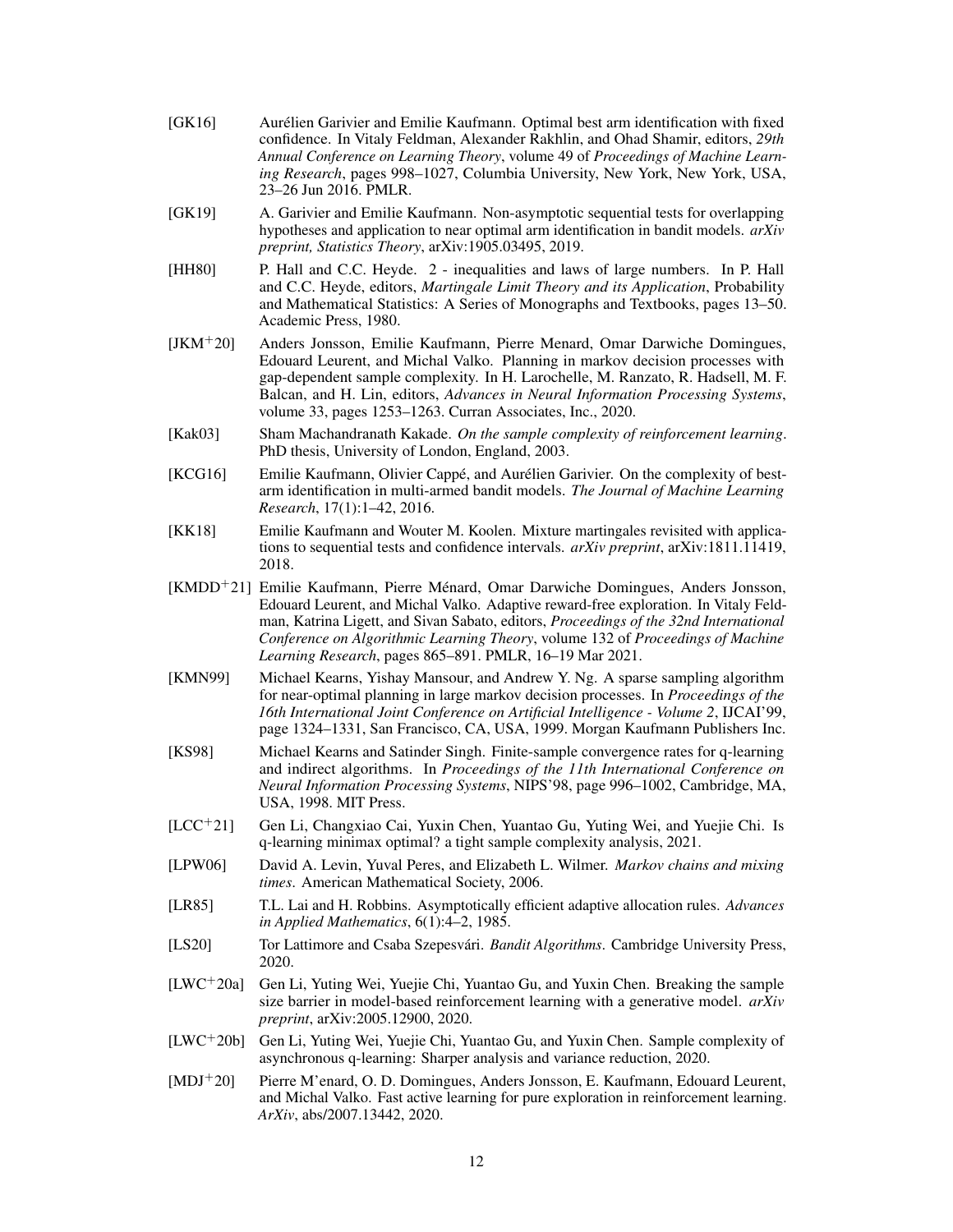[GK16] Aurélien Garivier and Emilie Kaufmann. Optimal best arm identification with fixed confidence. In Vitaly Feldman, Alexander Rakhlin, and Ohad Shamir, editors, *29th Annual Conference on Learning Theory*, volume 49 of *Proceedings of Machine Learning Research*, pages 998–1027, Columbia University, New York, New York, USA, 23–26 Jun 2016. PMLR.

[GK19] A. Garivier and Emilie Kaufmann. Non-asymptotic sequential tests for overlapping hypotheses and application to near optimal arm identification in bandit models. *arXiv preprint, Statistics Theory*, arXiv:1905.03495, 2019.

[HH80] P. Hall and C.C. Heyde. 2 - inequalities and laws of large numbers. In P. Hall and C.C. Heyde, editors, *Martingale Limit Theory and its Application*, Probability and Mathematical Statistics: A Series of Monographs and Textbooks, pages 13–50. Academic Press, 1980.

[JKM+20] Anders Jonsson, Emilie Kaufmann, Pierre Menard, Omar Darwiche Domingues, Edouard Leurent, and Michal Valko. Planning in markov decision processes with gap-dependent sample complexity. In H. Larochelle, M. Ranzato, R. Hadsell, M. F. Balcan, and H. Lin, editors, *Advances in Neural Information Processing Systems*, volume 33, pages 1253–1263. Curran Associates, Inc., 2020.

[Kak03] Sham Machandranath Kakade. *On the sample complexity of reinforcement learning*. PhD thesis, University of London, England, 2003.

[KCG16] Emilie Kaufmann, Olivier Cappé, and Aurélien Garivier. On the complexity of best-arm identification in multi-armed bandit models. *The Journal of Machine Learning Research*, 17(1):1–42, 2016.

[KK18] Emilie Kaufmann and Wouter M. Koolen. Mixture martingales revisited with applications to sequential tests and confidence intervals. *arXiv preprint*, arXiv:1811.11419, 2018.

[KMDD+21] Emilie Kaufmann, Pierre Ménard, Omar Darwiche Domingues, Anders Jonsson, Edouard Leurent, and Michal Valko. Adaptive reward-free exploration. In Vitaly Feldman, Katrina Ligett, and Sivan Sabato, editors, *Proceedings of the 32nd International Conference on Algorithmic Learning Theory*, volume 132 of *Proceedings of Machine Learning Research*, pages 865–891. PMLR, 16–19 Mar 2021.

[KMN99] Michael Kearns, Yishay Mansour, and Andrew Y. Ng. A sparse sampling algorithm for near-optimal planning in large markov decision processes. In *Proceedings of the 16th International Joint Conference on Artificial Intelligence - Volume 2*, IJCAI'99, page 1324–1331, San Francisco, CA, USA, 1999. Morgan Kaufmann Publishers Inc.

[KS98] Michael Kearns and Satinder Singh. Finite-sample convergence rates for q-learning and indirect algorithms. In *Proceedings of the 11th International Conference on Neural Information Processing Systems*, NIPS'98, page 996–1002, Cambridge, MA, USA, 1998. MIT Press.

[LCC+21] Gen Li, Changxiao Cai, Yuxin Chen, Yuantao Gu, Yuting Wei, and Yuejie Chi. Is q-learning minimax optimal? a tight sample complexity analysis, 2021.

[LPW06] David A. Levin, Yuval Peres, and Elizabeth L. Wilmer. *Markov chains and mixing times*. American Mathematical Society, 2006.

[LR85] T.L. Lai and H. Robbins. Asymptotically efficient adaptive allocation rules. *Advances in Applied Mathematics*, 6(1):4–2, 1985.

[LS20] Tor Lattimore and Csaba Szepesvári. *Bandit Algorithms*. Cambridge University Press, 2020.

[LWC+20a] Gen Li, Yuting Wei, Yuejie Chi, Yuantao Gu, and Yuxin Chen. Breaking the sample size barrier in model-based reinforcement learning with a generative model. *arXiv preprint*, arXiv:2005.12900, 2020.

[LWC+20b] Gen Li, Yuting Wei, Yuejie Chi, Yuantao Gu, and Yuxin Chen. Sample complexity of asynchronous q-learning: Sharper analysis and variance reduction, 2020.

[MDJ+20] Pierre M'enard, O. D. Domingues, Anders Jonsson, E. Kaufmann, Edouard Leurent, and Michal Valko. Fast active learning for pure exploration in reinforcement learning. *ArXiv*, abs/2007.13442, 2020.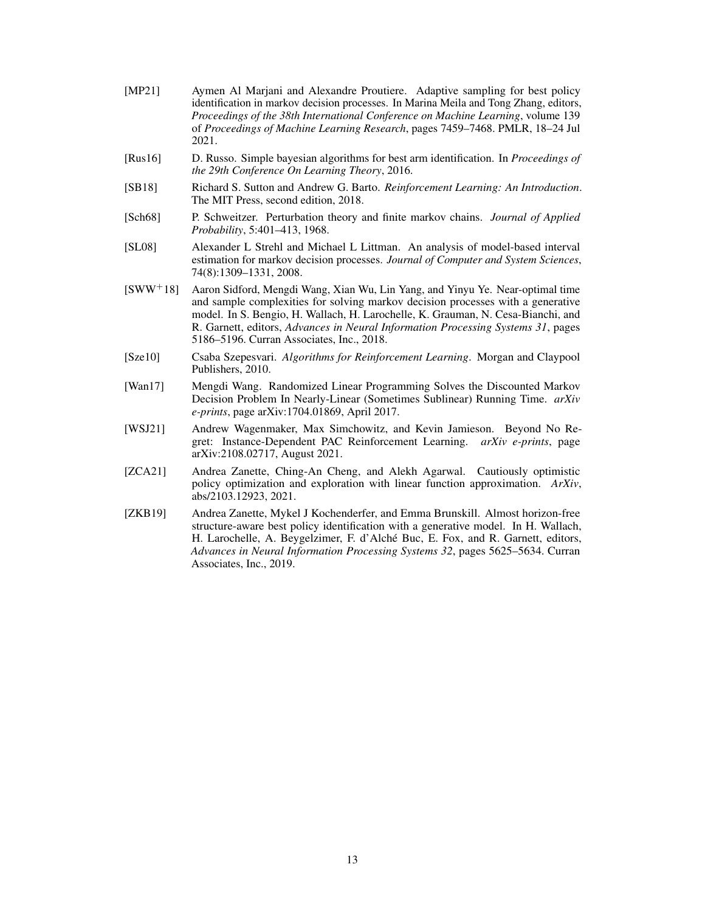[MP21] Aymen Al Marjani and Alexandre Proutiere. Adaptive sampling for best policy identification in markov decision processes. In Marina Meila and Tong Zhang, editors, *Proceedings of the 38th International Conference on Machine Learning*, volume 139 of *Proceedings of Machine Learning Research*, pages 7459–7468. PMLR, 18–24 Jul 2021.

[Rus16] D. Russo. Simple bayesian algorithms for best arm identification. In *Proceedings of the 29th Conference On Learning Theory*, 2016.

[SB18] Richard S. Sutton and Andrew G. Barto. *Reinforcement Learning: An Introduction*. The MIT Press, second edition, 2018.

[Sch68] P. Schweitzer. Perturbation theory and finite markov chains. *Journal of Applied Probability*, 5:401–413, 1968.

[SL08] Alexander L Strehl and Michael L Littman. An analysis of model-based interval estimation for markov decision processes. *Journal of Computer and System Sciences*, 74(8):1309–1331, 2008.

[SWW+18] Aaron Sidford, Mengdi Wang, Xian Wu, Lin Yang, and Yinyu Ye. Near-optimal time and sample complexities for solving markov decision processes with a generative model. In S. Bengio, H. Wallach, H. Larochelle, K. Grauman, N. Cesa-Bianchi, and R. Garnett, editors, *Advances in Neural Information Processing Systems 31*, pages 5186–5196. Curran Associates, Inc., 2018.

[Sze10] Csaba Szepesvari. *Algorithms for Reinforcement Learning*. Morgan and Claypool Publishers, 2010.

[Wan17] Mengdi Wang. Randomized Linear Programming Solves the Discounted Markov Decision Problem In Nearly-Linear (Sometimes Sublinear) Running Time. *arXiv e-prints*, page arXiv:1704.01869, April 2017.

[WSJ21] Andrew Wagenmaker, Max Simchowitz, and Kevin Jamieson. Beyond No Regret: Instance-Dependent PAC Reinforcement Learning. *arXiv e-prints*, page arXiv:2108.02717, August 2021.

[ZCA21] Andrea Zanette, Ching-An Cheng, and Alekh Agarwal. Cautiously optimistic policy optimization and exploration with linear function approximation. *ArXiv*, abs/2103.12923, 2021.

[ZKB19] Andrea Zanette, Mykel J Kochenderfer, and Emma Brunskill. Almost horizon-free structure-aware best policy identification with a generative model. In H. Wallach, H. Larochelle, A. Beygelzimer, F. d'Alché Buc, E. Fox, and R. Garnett, editors, *Advances in Neural Information Processing Systems 32*, pages 5625–5634. Curran Associates, Inc., 2019.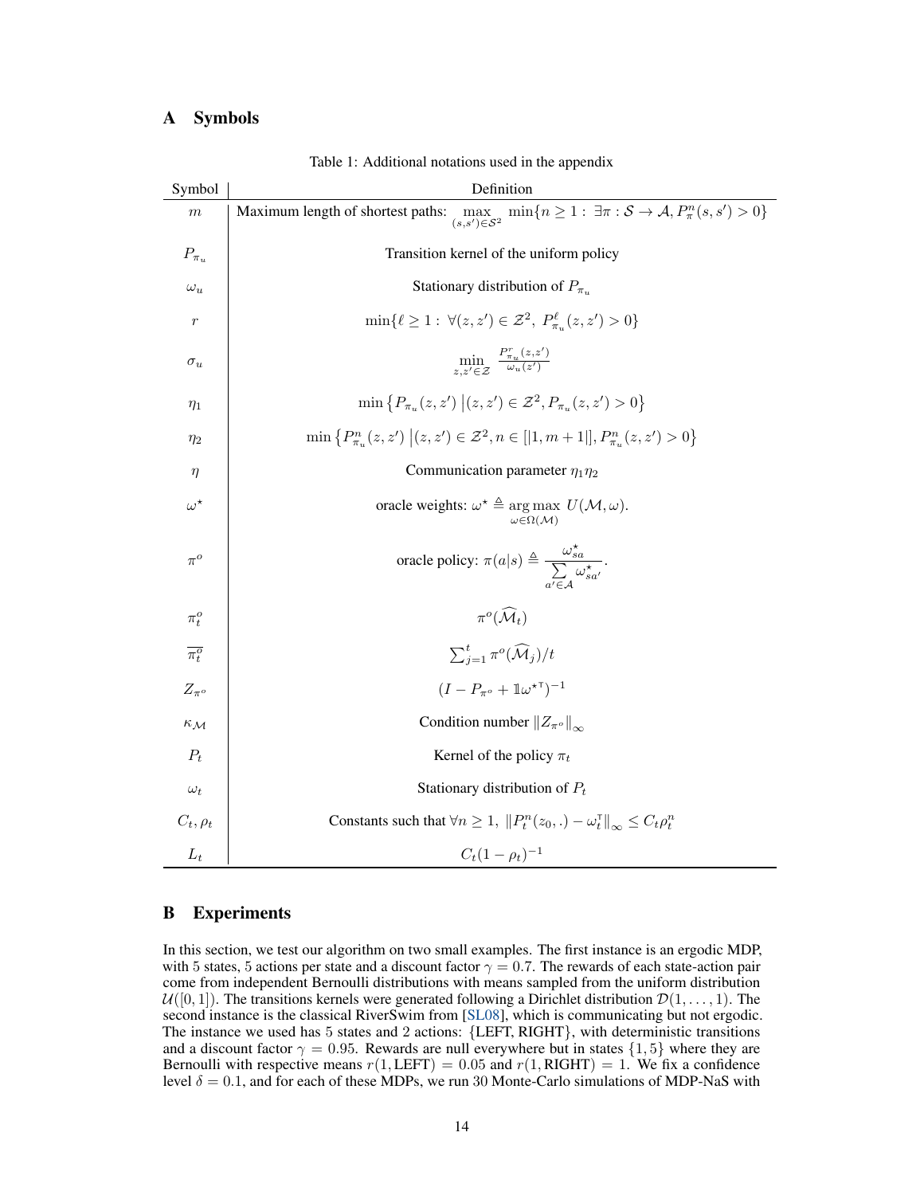## A Symbols

Table 1: Additional notations used in the appendix

| Symbol | Definition |
|---|---|
| $m$ | Maximum length of shortest paths: $\max_{(s,s')\in\mathcal{S}^2} \min\{n \geq 1 : \exists \pi : \mathcal{S} \to \mathcal{A}, P_\pi^n(s,s') > 0\}$ |
| $P_{\pi_u}$ | Transition kernel of the uniform policy |
| $\omega_u$ | Stationary distribution of $P_{\pi_u}$ |
| $r$ | $\min\{\ell \geq 1 : \forall (z,z') \in \mathcal{Z}^2, P_{\pi_u}^\ell(z,z') > 0\}$ |
| $\sigma_u$ | $\min_{z,z'\in\mathcal{Z}} \frac{P_{\pi_u}^r(z,z')}{\omega_u(z')}$ |
| $\eta_1$ | $\min\left\{P_{\pi_u}(z,z') \,\middle\|\, (z,z') \in \mathcal{Z}^2, P_{\pi_u}(z,z') > 0\right\}$ |
| $\eta_2$ | $\min\left\{P_{\pi_u}^n(z,z') \,\middle\|\, (z,z') \in \mathcal{Z}^2, n \in [\|1, m+1\|], P_{\pi_u}^n(z,z') > 0\right\}$ |
| $\eta$ | Communication parameter $\eta_1\eta_2$ |
| $\omega^\star$ | oracle weights: $\omega^\star \triangleq \underset{\omega\in\Omega(\mathcal{M})}{\arg\max}\ U(\mathcal{M},\omega)$. |
| $\pi^o$ | oracle policy: $\pi(a\|s) \triangleq \frac{\omega_{sa}^\star}{\sum_{a'\in\mathcal{A}} \omega_{sa'}^\star}$. |
| $\pi_t^o$ | $\pi^o(\widehat{\mathcal{M}}_t)$ |
| $\overline{\pi_t^o}$ | $\sum_{j=1}^t \pi^o(\widehat{\mathcal{M}}_j)/t$ |
| $Z_{\pi^o}$ | $(I - P_{\pi^o} + \mathbb{1}\omega^{\star\intercal})^{-1}$ |
| $\kappa_{\mathcal{M}}$ | Condition number $\\|Z_{\pi^o}\\|_\infty$ |
| $P_t$ | Kernel of the policy $\pi_t$ |
| $\omega_t$ | Stationary distribution of $P_t$ |
| $C_t, \rho_t$ | Constants such that $\forall n \geq 1$, $\\|P_t^n(z_0,.) - \omega_t^\intercal\\|_\infty \leq C_t\rho_t^n$ |
| $L_t$ | $C_t(1-\rho_t)^{-1}$ |

## B Experiments

In this section, we test our algorithm on two small examples. The first instance is an ergodic MDP, with 5 states, 5 actions per state and a discount factor $\gamma = 0.7$. The rewards of each state-action pair come from independent Bernoulli distributions with means sampled from the uniform distribution $\mathcal{U}([0,1])$. The transitions kernels were generated following a Dirichlet distribution $\mathcal{D}(1,\ldots,1)$. The second instance is the classical RiverSwim from [SL08], which is communicating but not ergodic. The instance we used has 5 states and 2 actions: $\{\text{LEFT}, \text{RIGHT}\}$, with deterministic transitions and a discount factor $\gamma = 0.95$. Rewards are null everywhere but in states $\{1,5\}$ where they are Bernoulli with respective means $r(1,\text{LEFT}) = 0.05$ and $r(1,\text{RIGHT}) = 1$. We fix a confidence level $\delta = 0.1$, and for each of these MDPs, we run 30 Monte-Carlo simulations of MDP-NaS with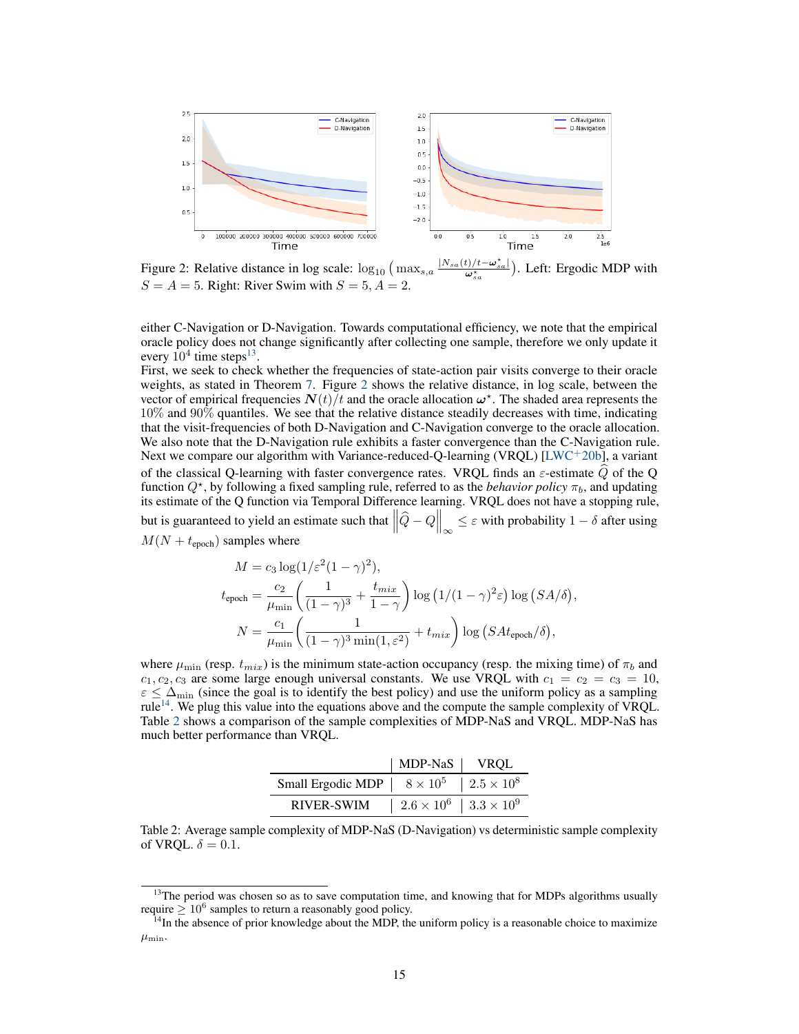Figure 2: Relative distance in log scale: $\log_{10}\left(\max_{s,a} \frac{|N_{sa}(t)/t - \boldsymbol{\omega}^\star_{sa}|}{\boldsymbol{\omega}^\star_{sa}}\right)$. Left: Ergodic MDP with $S = A = 5$. Right: River Swim with $S = 5, A = 2$.

either C-Navigation or D-Navigation. Towards computational efficiency, we note that the empirical oracle policy does not change significantly after collecting one sample, therefore we only update it every $10^4$ time steps[13].

First, we seek to check whether the frequencies of state-action pair visits converge to their oracle weights, as stated in Theorem 7. Figure 2 shows the relative distance, in log scale, between the vector of empirical frequencies $\boldsymbol{N}(t)/t$ and the oracle allocation $\boldsymbol{\omega}^\star$. The shaded area represents the 10% and 90% quantiles. We see that the relative distance steadily decreases with time, indicating that the visit-frequencies of both D-Navigation and C-Navigation converge to the oracle allocation. We also note that the D-Navigation rule exhibits a faster convergence than the C-Navigation rule.

Next we compare our algorithm with Variance-reduced-Q-learning (VRQL) [LWC+20b], a variant of the classical Q-learning with faster convergence rates. VRQL finds an $\varepsilon$-estimate $\widehat{Q}$ of the Q function $Q^\star$, by following a fixed sampling rule, referred to as the *behavior policy* $\pi_b$, and updating its estimate of the Q function via Temporal Difference learning. VRQL does not have a stopping rule, but is guaranteed to yield an estimate such that $\left\|\widehat{Q} - Q\right\|_\infty \leq \varepsilon$ with probability $1 - \delta$ after using $M(N + t_{\text{epoch}})$ samples where

$$M = c_3 \log(1/\varepsilon^2(1-\gamma)^2),$$

$$t_{\text{epoch}} = \frac{c_2}{\mu_{\min}}\left(\frac{1}{(1-\gamma)^3} + \frac{t_{mix}}{1-\gamma}\right)\log\left(1/(1-\gamma)^2\varepsilon\right)\log\left(SA/\delta\right),$$

$$N = \frac{c_1}{\mu_{\min}}\left(\frac{1}{(1-\gamma)^3\min(1,\varepsilon^2)} + t_{mix}\right)\log\left(SAt_{\text{epoch}}/\delta\right),$$

where $\mu_{\min}$ (resp. $t_{mix}$) is the minimum state-action occupancy (resp. the mixing time) of $\pi_b$ and $c_1, c_2, c_3$ are some large enough universal constants. We use VRQL with $c_1 = c_2 = c_3 = 10$, $\varepsilon \leq \Delta_{\min}$ (since the goal is to identify the best policy) and use the uniform policy as a sampling rule[14]. We plug this value into the equations above and the compute the sample complexity of VRQL. Table 2 shows a comparison of the sample complexities of MDP-NaS and VRQL. MDP-NaS has much better performance than VRQL.

| | MDP-NaS | VRQL |
|---|---|---|
| Small Ergodic MDP | $8 \times 10^5$ | $2.5 \times 10^8$ |
| RIVER-SWIM | $2.6 \times 10^6$ | $3.3 \times 10^9$ |

Table 2: Average sample complexity of MDP-NaS (D-Navigation) vs deterministic sample complexity of VRQL. $\delta = 0.1$.

[13] The period was chosen so as to save computation time, and knowing that for MDPs algorithms usually require $\geq 10^6$ samples to return a reasonably good policy.

[14] In the absence of prior knowledge about the MDP, the uniform policy is a reasonable choice to maximize $\mu_{\min}$.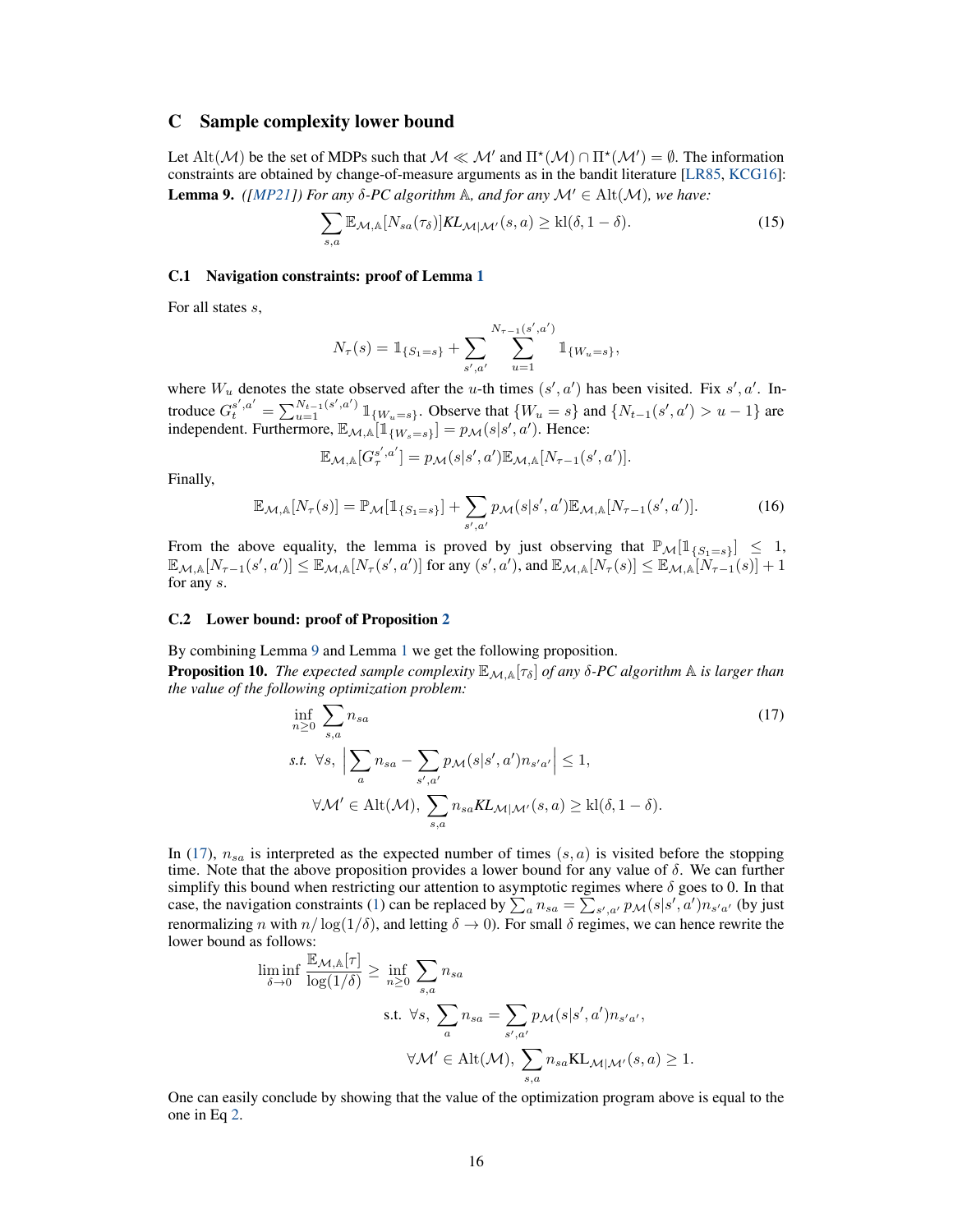# C Sample complexity lower bound

Let $\mathrm{Alt}(\mathcal{M})$ be the set of MDPs such that $\mathcal{M} \ll \mathcal{M}'$ and $\Pi^\star(\mathcal{M}) \cap \Pi^\star(\mathcal{M}') = \emptyset$. The information constraints are obtained by change-of-measure arguments as in the bandit literature [LR85, KCG16]:

**Lemma 9.** *([MP21]) For any $\delta$-PC algorithm $\mathbb{A}$, and for any $\mathcal{M}' \in \mathrm{Alt}(\mathcal{M})$, we have:*

$$\sum_{s,a} \mathbb{E}_{\mathcal{M},\mathbb{A}}[N_{sa}(\tau_\delta)] \mathit{KL}_{\mathcal{M}|\mathcal{M}'}(s,a) \geq \mathrm{kl}(\delta, 1-\delta). \tag{15}$$

## C.1 Navigation constraints: proof of Lemma 1

For all states $s$,

$$N_\tau(s) = \mathbb{1}_{\{S_1 = s\}} + \sum_{s',a'} \sum_{u=1}^{N_{\tau-1}(s',a')} \mathbb{1}_{\{W_u = s\}},$$

where $W_u$ denotes the state observed after the $u$-th times $(s', a')$ has been visited. Fix $s', a'$. Introduce $G_t^{s',a'} = \sum_{u=1}^{N_{t-1}(s',a')} \mathbb{1}_{\{W_u = s\}}$. Observe that $\{W_u = s\}$ and $\{N_{t-1}(s', a') > u - 1\}$ are independent. Furthermore, $\mathbb{E}_{\mathcal{M},\mathbb{A}}[\mathbb{1}_{\{W_s = s\}}] = p_\mathcal{M}(s|s', a')$. Hence:

$$\mathbb{E}_{\mathcal{M},\mathbb{A}}[G_\tau^{s',a'}] = p_\mathcal{M}(s|s', a') \mathbb{E}_{\mathcal{M},\mathbb{A}}[N_{\tau-1}(s', a')].$$

Finally,

$$\mathbb{E}_{\mathcal{M},\mathbb{A}}[N_\tau(s)] = \mathbb{P}_\mathcal{M}[\mathbb{1}_{\{S_1 = s\}}] + \sum_{s',a'} p_\mathcal{M}(s|s', a') \mathbb{E}_{\mathcal{M},\mathbb{A}}[N_{\tau-1}(s', a')]. \tag{16}$$

From the above equality, the lemma is proved by just observing that $\mathbb{P}_\mathcal{M}[\mathbb{1}_{\{S_1=s\}}] \leq 1$, $\mathbb{E}_{\mathcal{M},\mathbb{A}}[N_{\tau-1}(s', a')] \leq \mathbb{E}_{\mathcal{M},\mathbb{A}}[N_\tau(s', a')]$ for any $(s', a')$, and $\mathbb{E}_{\mathcal{M},\mathbb{A}}[N_\tau(s)] \leq \mathbb{E}_{\mathcal{M},\mathbb{A}}[N_{\tau-1}(s)] + 1$ for any $s$.

## C.2 Lower bound: proof of Proposition 2

By combining Lemma 9 and Lemma 1 we get the following proposition.

**Proposition 10.** *The expected sample complexity $\mathbb{E}_{\mathcal{M},\mathbb{A}}[\tau_\delta]$ of any $\delta$-PC algorithm $\mathbb{A}$ is larger than the value of the following optimization problem:*

$$\begin{aligned}
&\inf_{n \geq 0} \sum_{s,a} n_{sa} \\
&\textit{s.t. } \forall s, \left| \sum_a n_{sa} - \sum_{s',a'} p_\mathcal{M}(s|s', a') n_{s'a'} \right| \leq 1, \\
&\quad \forall \mathcal{M}' \in \mathrm{Alt}(\mathcal{M}), \sum_{s,a} n_{sa} \mathit{KL}_{\mathcal{M}|\mathcal{M}'}(s,a) \geq \mathrm{kl}(\delta, 1-\delta).
\end{aligned} \tag{17}$$

In (17), $n_{sa}$ is interpreted as the expected number of times $(s, a)$ is visited before the stopping time. Note that the above proposition provides a lower bound for any value of $\delta$. We can further simplify this bound when restricting our attention to asymptotic regimes where $\delta$ goes to 0. In that case, the navigation constraints (1) can be replaced by $\sum_a n_{sa} = \sum_{s',a'} p_\mathcal{M}(s|s', a') n_{s'a'}$ (by just renormalizing $n$ with $n/\log(1/\delta)$, and letting $\delta \to 0$). For small $\delta$ regimes, we can hence rewrite the lower bound as follows:

$$\begin{aligned}
\liminf_{\delta \to 0} \frac{\mathbb{E}_{\mathcal{M},\mathbb{A}}[\tau]}{\log(1/\delta)} \geq &\inf_{n \geq 0} \sum_{s,a} n_{sa} \\
&\text{s.t. } \forall s, \sum_a n_{sa} = \sum_{s',a'} p_\mathcal{M}(s|s', a') n_{s'a'}, \\
&\quad \forall \mathcal{M}' \in \mathrm{Alt}(\mathcal{M}), \sum_{s,a} n_{sa} \mathrm{KL}_{\mathcal{M}|\mathcal{M}'}(s,a) \geq 1.
\end{aligned}$$

One can easily conclude by showing that the value of the optimization program above is equal to the one in Eq 2.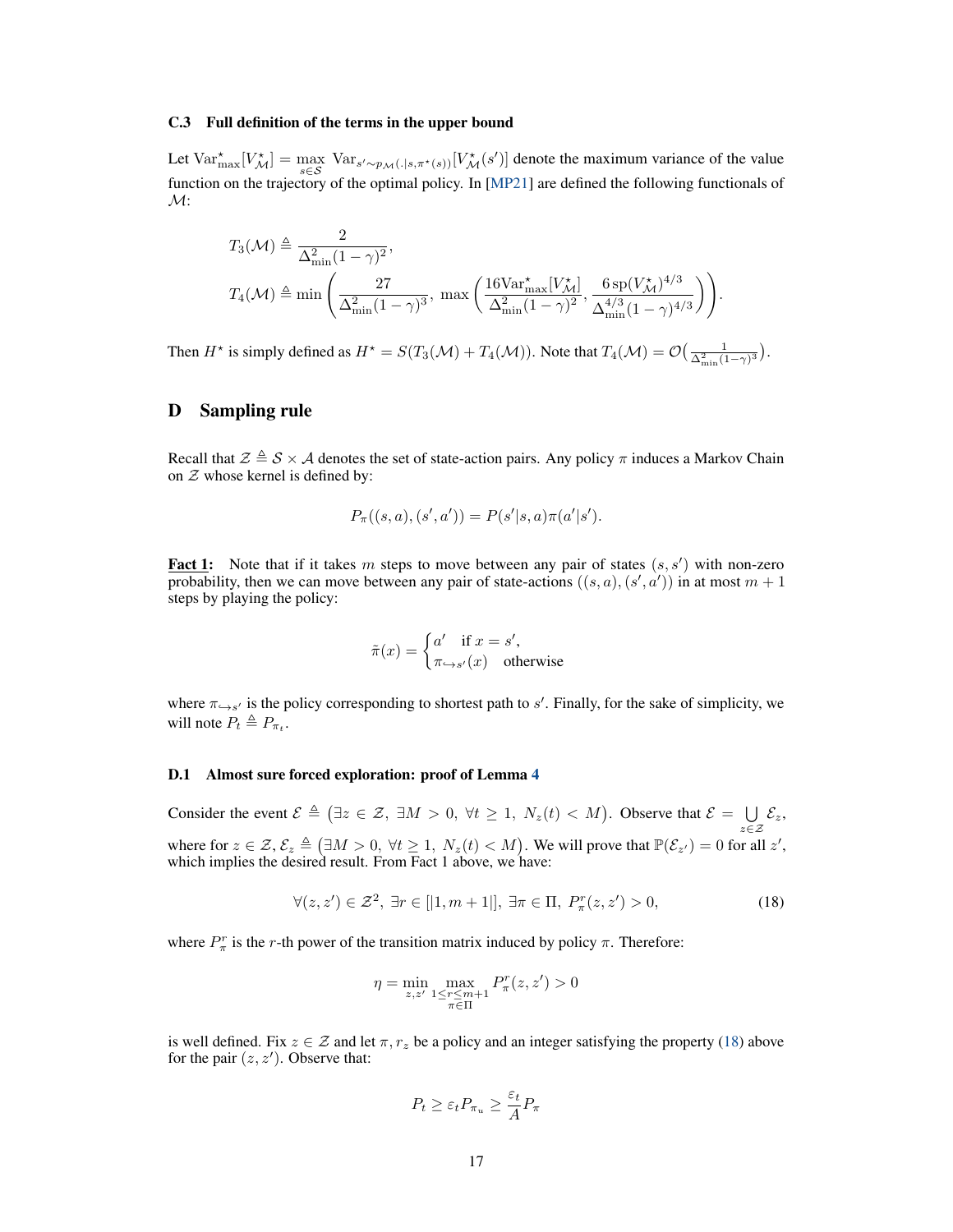### C.3 Full definition of the terms in the upper bound

Let $\mathrm{Var}^\star_{\max}[V^\star_{\mathcal{M}}] = \max_{s\in\mathcal{S}} \mathrm{Var}_{s'\sim p_{\mathcal{M}}(.|s,\pi^\star(s))}[V^\star_{\mathcal{M}}(s')]$ denote the maximum variance of the value function on the trajectory of the optimal policy. In [MP21] are defined the following functionals of $\mathcal{M}$:

$$T_3(\mathcal{M}) \triangleq \frac{2}{\Delta^2_{\min}(1-\gamma)^2},$$

$$T_4(\mathcal{M}) \triangleq \min\left(\frac{27}{\Delta^2_{\min}(1-\gamma)^3},\ \max\left(\frac{16\mathrm{Var}^\star_{\max}[V^\star_{\mathcal{M}}]}{\Delta^2_{\min}(1-\gamma)^2}, \frac{6\,\mathrm{sp}(V^\star_{\mathcal{M}})^{4/3}}{\Delta^{4/3}_{\min}(1-\gamma)^{4/3}}\right)\right).$$

Then $H^\star$ is simply defined as $H^\star = S(T_3(\mathcal{M}) + T_4(\mathcal{M}))$. Note that $T_4(\mathcal{M}) = \mathcal{O}\big(\frac{1}{\Delta^2_{\min}(1-\gamma)^3}\big)$.

## D Sampling rule

Recall that $\mathcal{Z} \triangleq \mathcal{S}\times\mathcal{A}$ denotes the set of state-action pairs. Any policy $\pi$ induces a Markov Chain on $\mathcal{Z}$ whose kernel is defined by:

$$P_\pi((s,a),(s',a')) = P(s'|s,a)\pi(a'|s').$$

**Fact 1:** Note that if it takes $m$ steps to move between any pair of states $(s,s')$ with non-zero probability, then we can move between any pair of state-actions $((s,a),(s',a'))$ in at most $m+1$ steps by playing the policy:

$$\tilde{\pi}(x) = \begin{cases} a' & \text{if } x = s', \\ \pi_{\hookrightarrow s'}(x) & \text{otherwise} \end{cases}$$

where $\pi_{\hookrightarrow s'}$ is the policy corresponding to shortest path to $s'$. Finally, for the sake of simplicity, we will note $P_t \triangleq P_{\pi_t}$.

### D.1 Almost sure forced exploration: proof of Lemma 4

Consider the event $\mathcal{E} \triangleq \big(\exists z\in\mathcal{Z},\ \exists M>0,\ \forall t\geq 1,\ N_z(t) < M\big)$. Observe that $\mathcal{E} = \bigcup_{z\in\mathcal{Z}} \mathcal{E}_z$, where for $z\in\mathcal{Z}$, $\mathcal{E}_z \triangleq \big(\exists M>0,\ \forall t\geq 1,\ N_z(t) < M\big)$. We will prove that $\mathbb{P}(\mathcal{E}_{z'}) = 0$ for all $z'$, which implies the desired result. From Fact 1 above, we have:

$$\forall (z,z')\in\mathcal{Z}^2,\ \exists r\in[|1,m+1|],\ \exists \pi\in\Pi,\ P^r_\pi(z,z') > 0, \tag{18}$$

where $P^r_\pi$ is the $r$-th power of the transition matrix induced by policy $\pi$. Therefore:

$$\eta = \min_{z,z'} \max_{\substack{1\leq r\leq m+1\\ \pi\in\Pi}} P^r_\pi(z,z') > 0$$

is well defined. Fix $z\in\mathcal{Z}$ and let $\pi, r_z$ be a policy and an integer satisfying the property (18) above for the pair $(z,z')$. Observe that:

$$P_t \geq \varepsilon_t P_{\pi_u} \geq \frac{\varepsilon_t}{A} P_\pi$$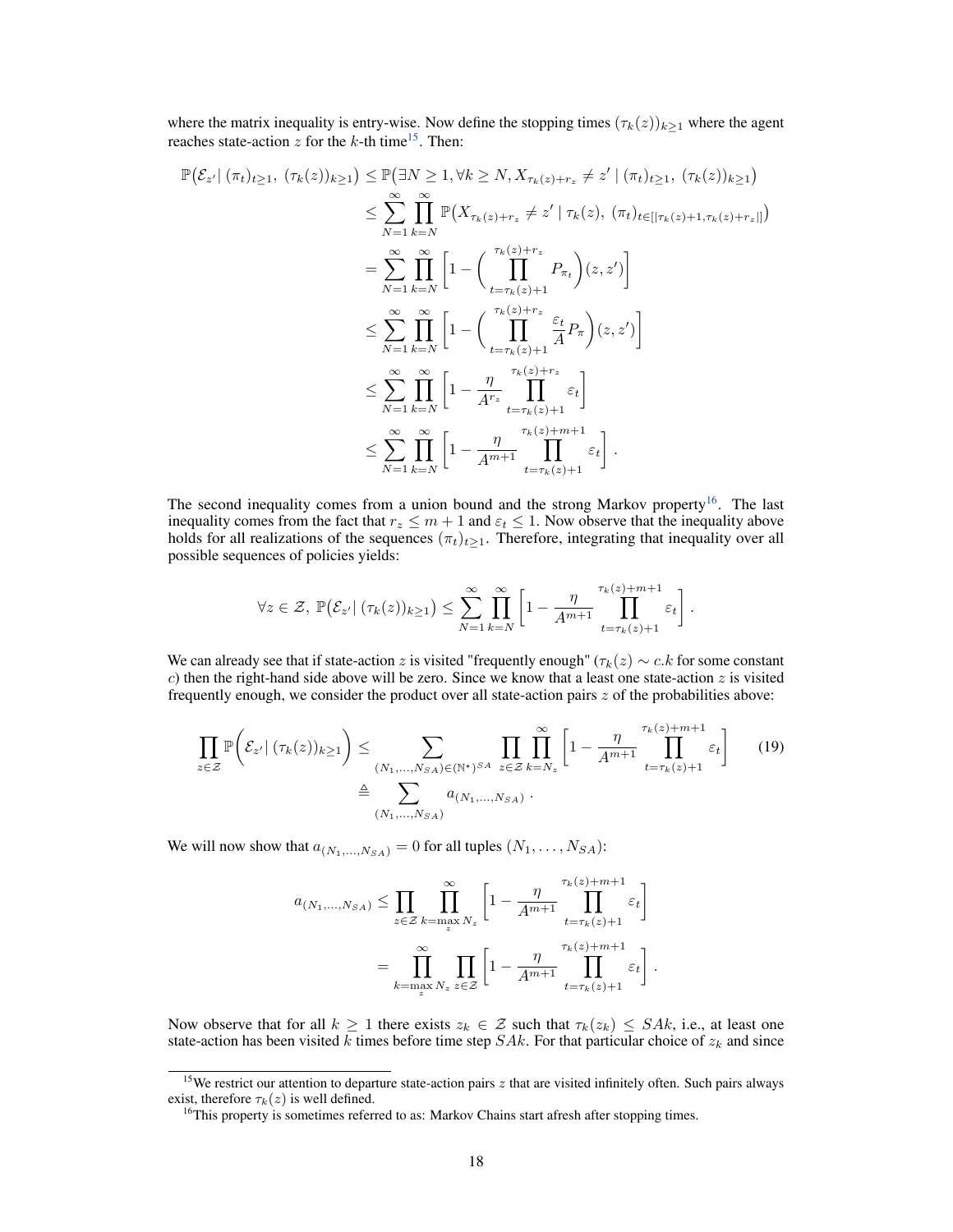where the matrix inequality is entry-wise. Now define the stopping times $(\tau_k(z))_{k\geq 1}$ where the agent reaches state-action $z$ for the $k$-th time[15]. Then:

$$
\begin{aligned}
\mathbb{P}\big(\mathcal{E}_{z'} \,|\, (\pi_t)_{t\geq 1},\ (\tau_k(z))_{k\geq 1}\big) &\leq \mathbb{P}\big(\exists N \geq 1, \forall k \geq N, X_{\tau_k(z)+r_z} \neq z' \mid (\pi_t)_{t\geq 1},\ (\tau_k(z))_{k\geq 1}\big) \\
&\leq \sum_{N=1}^{\infty} \prod_{k=N}^{\infty} \mathbb{P}\big(X_{\tau_k(z)+r_z} \neq z' \mid \tau_k(z),\ (\pi_t)_{t\in[|\tau_k(z)+1, \tau_k(z)+r_z|]}\big) \\
&= \sum_{N=1}^{\infty} \prod_{k=N}^{\infty} \left[1 - \Big(\prod_{t=\tau_k(z)+1}^{\tau_k(z)+r_z} P_{\pi_t}\Big)(z, z')\right] \\
&\leq \sum_{N=1}^{\infty} \prod_{k=N}^{\infty} \left[1 - \Big(\prod_{t=\tau_k(z)+1}^{\tau_k(z)+r_z} \frac{\varepsilon_t}{A} P_{\pi}\Big)(z, z')\right] \\
&\leq \sum_{N=1}^{\infty} \prod_{k=N}^{\infty} \left[1 - \frac{\eta}{A^{r_z}} \prod_{t=\tau_k(z)+1}^{\tau_k(z)+r_z} \varepsilon_t\right] \\
&\leq \sum_{N=1}^{\infty} \prod_{k=N}^{\infty} \left[1 - \frac{\eta}{A^{m+1}} \prod_{t=\tau_k(z)+1}^{\tau_k(z)+m+1} \varepsilon_t\right].
\end{aligned}
$$

The second inequality comes from a union bound and the strong Markov property[16]. The last inequality comes from the fact that $r_z \leq m+1$ and $\varepsilon_t \leq 1$. Now observe that the inequality above holds for all realizations of the sequences $(\pi_t)_{t\geq 1}$. Therefore, integrating that inequality over all possible sequences of policies yields:

$$
\forall z \in \mathcal{Z},\ \mathbb{P}\big(\mathcal{E}_{z'} \,|\, (\tau_k(z))_{k\geq 1}\big) \leq \sum_{N=1}^{\infty} \prod_{k=N}^{\infty} \left[1 - \frac{\eta}{A^{m+1}} \prod_{t=\tau_k(z)+1}^{\tau_k(z)+m+1} \varepsilon_t\right].
$$

We can already see that if state-action $z$ is visited "frequently enough" ($\tau_k(z) \sim c.k$ for some constant $c$) then the right-hand side above will be zero. Since we know that a least one state-action $z$ is visited frequently enough, we consider the product over all state-action pairs $z$ of the probabilities above:

$$
\begin{aligned}
\prod_{z\in\mathcal{Z}} \mathbb{P}\bigg(\mathcal{E}_{z'} \,|\, (\tau_k(z))_{k\geq 1}\bigg) &\leq \sum_{(N_1,\ldots,N_{SA})\in(\mathbb{N}^\star)^{SA}} \prod_{z\in\mathcal{Z}} \prod_{k=N_z}^{\infty} \left[1 - \frac{\eta}{A^{m+1}} \prod_{t=\tau_k(z)+1}^{\tau_k(z)+m+1} \varepsilon_t\right] \qquad (19) \\
&\triangleq \sum_{(N_1,\ldots,N_{SA})} a_{(N_1,\ldots,N_{SA})}.
\end{aligned}
$$

We will now show that $a_{(N_1,\ldots,N_{SA})} = 0$ for all tuples $(N_1, \ldots, N_{SA})$:

$$
\begin{aligned}
a_{(N_1,\ldots,N_{SA})} &\leq \prod_{z\in\mathcal{Z}} \prod_{k=\max_z N_z}^{\infty} \left[1 - \frac{\eta}{A^{m+1}} \prod_{t=\tau_k(z)+1}^{\tau_k(z)+m+1} \varepsilon_t\right] \\
&= \prod_{k=\max_z N_z}^{\infty} \prod_{z\in\mathcal{Z}} \left[1 - \frac{\eta}{A^{m+1}} \prod_{t=\tau_k(z)+1}^{\tau_k(z)+m+1} \varepsilon_t\right].
\end{aligned}
$$

Now observe that for all $k \geq 1$ there exists $z_k \in \mathcal{Z}$ such that $\tau_k(z_k) \leq SAk$, i.e., at least one state-action has been visited $k$ times before time step $SAk$. For that particular choice of $z_k$ and since

---

[15] We restrict our attention to departure state-action pairs $z$ that are visited infinitely often. Such pairs always exist, therefore $\tau_k(z)$ is well defined.

[16] This property is sometimes referred to as: Markov Chains start afresh after stopping times.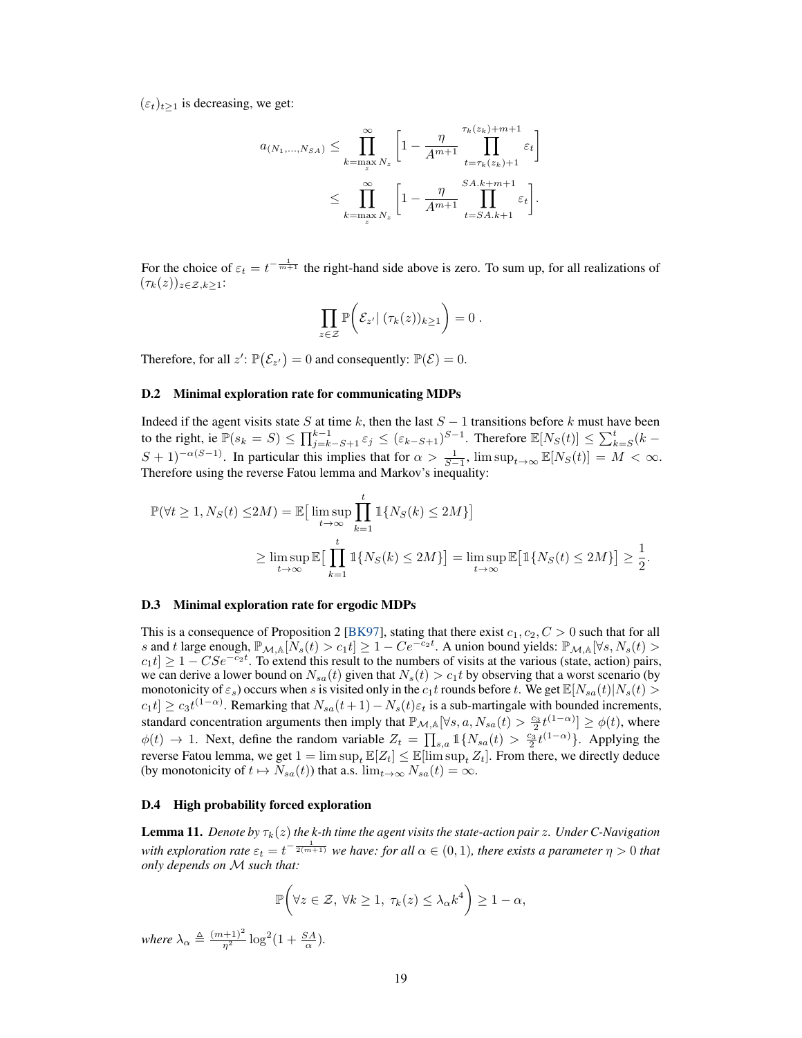$(\varepsilon_t)_{t\geq 1}$ is decreasing, we get:

$$
\begin{aligned}
a_{(N_1,\ldots,N_{SA})} &\leq \prod_{k=\max_z N_z}^{\infty} \left[1 - \frac{\eta}{A^{m+1}} \prod_{t=\tau_k(z_k)+1}^{\tau_k(z_k)+m+1} \varepsilon_t\right] \\
&\leq \prod_{k=\max_z N_z}^{\infty} \left[1 - \frac{\eta}{A^{m+1}} \prod_{t=SA.k+1}^{SA.k+m+1} \varepsilon_t\right].
\end{aligned}
$$

For the choice of $\varepsilon_t = t^{-\frac{1}{m+1}}$ the right-hand side above is zero. To sum up, for all realizations of $(\tau_k(z))_{z\in\mathcal{Z},k\geq 1}$:

$$
\prod_{z\in\mathcal{Z}} \mathbb{P}\bigg(\mathcal{E}_{z'} |\ (\tau_k(z))_{k\geq 1}\bigg) = 0\ .
$$

Therefore, for all $z'$: $\mathbb{P}\big(\mathcal{E}_{z'}\big) = 0$ and consequently: $\mathbb{P}(\mathcal{E}) = 0$.

### D.2 Minimal exploration rate for communicating MDPs

Indeed if the agent visits state $S$ at time $k$, then the last $S-1$ transitions before $k$ must have been to the right, ie $\mathbb{P}(s_k = S) \leq \prod_{j=k-S+1}^{k-1} \varepsilon_j \leq (\varepsilon_{k-S+1})^{S-1}$. Therefore $\mathbb{E}[N_S(t)] \leq \sum_{k=S}^{t} (k - S + 1)^{-\alpha(S-1)}$. In particular this implies that for $\alpha > \frac{1}{S-1}$, $\limsup_{t\to\infty} \mathbb{E}[N_S(t)] = M < \infty$. Therefore using the reverse Fatou lemma and Markov's inequality:

$$
\begin{aligned}
\mathbb{P}(\forall t \geq 1, N_S(t) \leq 2M) &= \mathbb{E}\big[\limsup_{t\to\infty} \prod_{k=1}^{t} \mathbb{1}\{N_S(k) \leq 2M\}\big] \\
&\geq \limsup_{t\to\infty} \mathbb{E}\big[\prod_{k=1}^{t} \mathbb{1}\{N_S(k) \leq 2M\}\big] = \limsup_{t\to\infty} \mathbb{E}\big[\mathbb{1}\{N_S(t) \leq 2M\}\big] \geq \frac{1}{2}.
\end{aligned}
$$

### D.3 Minimal exploration rate for ergodic MDPs

This is a consequence of Proposition 2 [BK97], stating that there exist $c_1, c_2, C > 0$ such that for all $s$ and $t$ large enough, $\mathbb{P}_{\mathcal{M},\mathbb{A}}[N_s(t) > c_1 t] \geq 1 - Ce^{-c_2 t}$. A union bound yields: $\mathbb{P}_{\mathcal{M},\mathbb{A}}[\forall s, N_s(t) > c_1 t] \geq 1 - CSe^{-c_2 t}$. To extend this result to the numbers of visits at the various (state, action) pairs, we can derive a lower bound on $N_{sa}(t)$ given that $N_s(t) > c_1 t$ by observing that a worst scenario (by monotonicity of $\varepsilon_s$) occurs when $s$ is visited only in the $c_1 t$ rounds before $t$. We get $\mathbb{E}[N_{sa}(t) | N_s(t) > c_1 t] \geq c_3 t^{(1-\alpha)}$. Remarking that $N_{sa}(t+1) - N_s(t)\varepsilon_t$ is a sub-martingale with bounded increments, standard concentration arguments then imply that $\mathbb{P}_{\mathcal{M},\mathbb{A}}[\forall s, a, N_{sa}(t) > \frac{c_3}{2} t^{(1-\alpha)}] \geq \phi(t)$, where $\phi(t) \to 1$. Next, define the random variable $Z_t = \prod_{s,a} \mathbb{1}\{N_{sa}(t) > \frac{c_3}{2} t^{(1-\alpha)}\}$. Applying the reverse Fatou lemma, we get $1 = \limsup_t \mathbb{E}[Z_t] \leq \mathbb{E}[\limsup_t Z_t]$. From there, we directly deduce (by monotonicity of $t \mapsto N_{sa}(t)$) that a.s. $\lim_{t\to\infty} N_{sa}(t) = \infty$.

### D.4 High probability forced exploration

**Lemma 11.** *Denote by $\tau_k(z)$ the k-th time the agent visits the state-action pair $z$. Under C-Navigation with exploration rate $\varepsilon_t = t^{-\frac{1}{2(m+1)}}$ we have: for all $\alpha \in (0,1)$, there exists a parameter $\eta > 0$ that only depends on $\mathcal{M}$ such that:*

$$
\mathbb{P}\bigg(\forall z \in \mathcal{Z},\ \forall k \geq 1,\ \tau_k(z) \leq \lambda_\alpha k^4\bigg) \geq 1 - \alpha,
$$

*where $\lambda_\alpha \triangleq \frac{(m+1)^2}{\eta^2} \log^2(1 + \frac{SA}{\alpha})$.*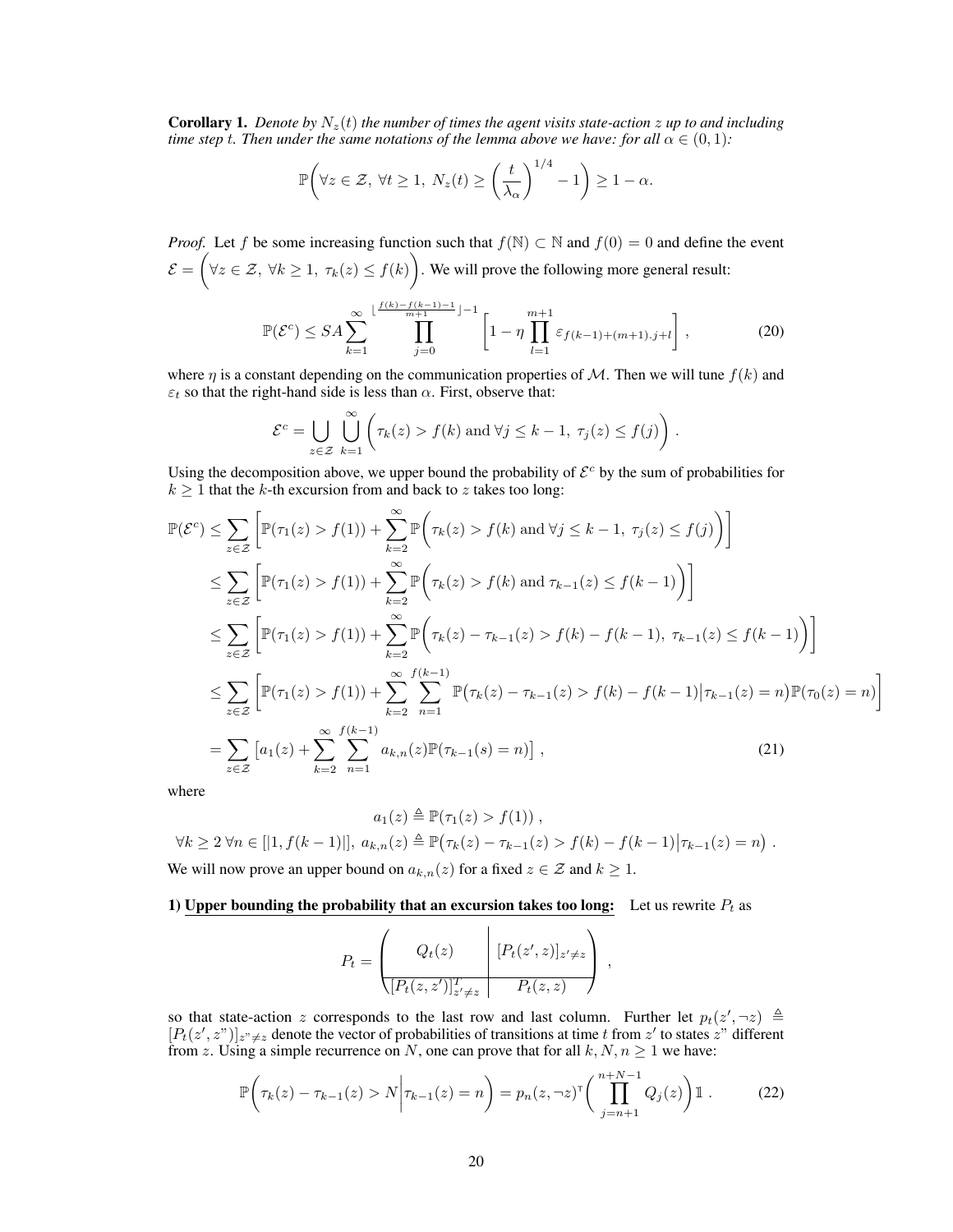**Corollary 1.** *Denote by $N_z(t)$ the number of times the agent visits state-action $z$ up to and including time step $t$. Then under the same notations of the lemma above we have: for all $\alpha \in (0,1)$:*

$$\mathbb{P}\bigg(\forall z \in \mathcal{Z},\ \forall t \geq 1,\ N_z(t) \geq \left(\frac{t}{\lambda_\alpha}\right)^{1/4} - 1\bigg) \geq 1 - \alpha.$$

*Proof.* Let $f$ be some increasing function such that $f(\mathbb{N}) \subset \mathbb{N}$ and $f(0) = 0$ and define the event $\mathcal{E} = \bigg(\forall z \in \mathcal{Z},\ \forall k \geq 1,\ \tau_k(z) \leq f(k)\bigg)$. We will prove the following more general result:

$$\mathbb{P}(\mathcal{E}^c) \leq SA \sum_{k=1}^{\infty} \prod_{j=0}^{\lfloor \frac{f(k)-f(k-1)-1}{m+1} \rfloor - 1} \left[1 - \eta \prod_{l=1}^{m+1} \varepsilon_{f(k-1)+(m+1).j+l}\right], \tag{20}$$

where $\eta$ is a constant depending on the communication properties of $\mathcal{M}$. Then we will tune $f(k)$ and $\varepsilon_t$ so that the right-hand side is less than $\alpha$. First, observe that:

$$\mathcal{E}^c = \bigcup_{z \in \mathcal{Z}} \bigcup_{k=1}^{\infty} \bigg(\tau_k(z) > f(k) \text{ and } \forall j \leq k-1,\ \tau_j(z) \leq f(j)\bigg).$$

Using the decomposition above, we upper bound the probability of $\mathcal{E}^c$ by the sum of probabilities for $k \geq 1$ that the $k$-th excursion from and back to $z$ takes too long:

$$\begin{aligned}
\mathbb{P}(\mathcal{E}^c) &\leq \sum_{z \in \mathcal{Z}} \bigg[\mathbb{P}(\tau_1(z) > f(1)) + \sum_{k=2}^{\infty} \mathbb{P}\bigg(\tau_k(z) > f(k) \text{ and } \forall j \leq k-1,\ \tau_j(z) \leq f(j)\bigg)\bigg] \\
&\leq \sum_{z \in \mathcal{Z}} \bigg[\mathbb{P}(\tau_1(z) > f(1)) + \sum_{k=2}^{\infty} \mathbb{P}\bigg(\tau_k(z) > f(k) \text{ and } \tau_{k-1}(z) \leq f(k-1)\bigg)\bigg] \\
&\leq \sum_{z \in \mathcal{Z}} \bigg[\mathbb{P}(\tau_1(z) > f(1)) + \sum_{k=2}^{\infty} \mathbb{P}\bigg(\tau_k(z) - \tau_{k-1}(z) > f(k) - f(k-1),\ \tau_{k-1}(z) \leq f(k-1)\bigg)\bigg] \\
&\leq \sum_{z \in \mathcal{Z}} \bigg[\mathbb{P}(\tau_1(z) > f(1)) + \sum_{k=2}^{\infty} \sum_{n=1}^{f(k-1)} \mathbb{P}\big(\tau_k(z) - \tau_{k-1}(z) > f(k) - f(k-1) \big| \tau_{k-1}(z) = n\big)\mathbb{P}(\tau_0(z) = n)\bigg] \\
&= \sum_{z \in \mathcal{Z}} \big[a_1(z) + \sum_{k=2}^{\infty} \sum_{n=1}^{f(k-1)} a_{k,n}(z)\mathbb{P}(\tau_{k-1}(s) = n)\big],
\end{aligned} \tag{21}$$

where

$$a_1(z) \triangleq \mathbb{P}(\tau_1(z) > f(1)),$$

$$\forall k \geq 2\ \forall n \in [|1, f(k-1)|],\ a_{k,n}(z) \triangleq \mathbb{P}\big(\tau_k(z) - \tau_{k-1}(z) > f(k) - f(k-1) \big| \tau_{k-1}(z) = n\big).$$

We will now prove an upper bound on $a_{k,n}(z)$ for a fixed $z \in \mathcal{Z}$ and $k \geq 1$.

**1) Upper bounding the probability that an excursion takes too long:** Let us rewrite $P_t$ as

$$P_t = \left(\begin{array}{c|c} Q_t(z) & [P_t(z', z)]_{z' \neq z} \\ \hline [P_t(z, z')]^T_{z' \neq z} & P_t(z, z) \end{array}\right),$$

so that state-action $z$ corresponds to the last row and last column. Further let $p_t(z', \neg z) \triangleq [P_t(z', z")]_{z" \neq z}$ denote the vector of probabilities of transitions at time $t$ from $z'$ to states $z$" different from $z$. Using a simple recurrence on $N$, one can prove that for all $k, N, n \geq 1$ we have:

$$\mathbb{P}\bigg(\tau_k(z) - \tau_{k-1}(z) > N \bigg| \tau_{k-1}(z) = n\bigg) = p_n(z, \neg z)^\intercal \bigg(\prod_{j=n+1}^{n+N-1} Q_j(z)\bigg) \mathbb{1}. \tag{22}$$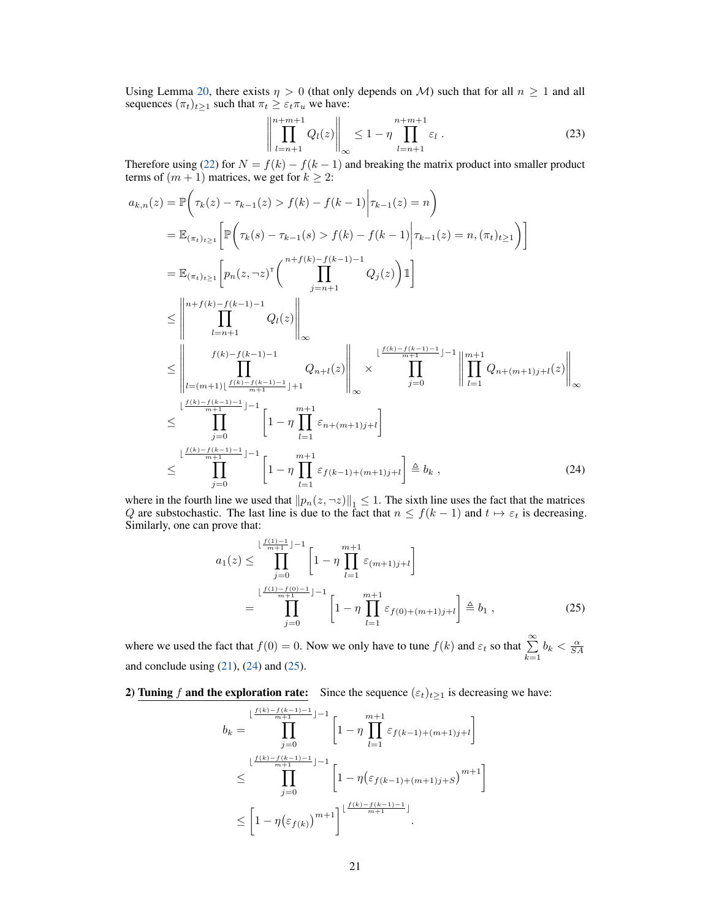Using Lemma 20, there exists $\eta > 0$ (that only depends on $\mathcal{M}$) such that for all $n \geq 1$ and all sequences $(\pi_t)_{t\geq 1}$ such that $\pi_t \geq \varepsilon_t \pi_u$ we have:

$$\left\| \prod_{l=n+1}^{n+m+1} Q_l(z) \right\|_\infty \leq 1 - \eta \prod_{l=n+1}^{n+m+1} \varepsilon_l \ . \tag{23}$$

Therefore using (22) for $N = f(k) - f(k-1)$ and breaking the matrix product into smaller product terms of $(m+1)$ matrices, we get for $k \geq 2$:

$$\begin{aligned}
a_{k,n}(z) &= \mathbb{P}\bigg( \tau_k(z) - \tau_{k-1}(z) > f(k) - f(k-1) \bigg| \tau_{k-1}(z) = n \bigg) \\
&= \mathbb{E}_{(\pi_t)_{t\geq 1}}\bigg[ \mathbb{P}\bigg( \tau_k(s) - \tau_{k-1}(s) > f(k) - f(k-1) \bigg| \tau_{k-1}(z) = n, (\pi_t)_{t\geq 1} \bigg) \bigg] \\
&= \mathbb{E}_{(\pi_t)_{t\geq 1}}\bigg[ p_n(z, \neg z)^\intercal \bigg( \prod_{j=n+1}^{n+f(k)-f(k-1)-1} Q_j(z) \bigg) \mathbb{1} \bigg] \\
&\leq \left\| \prod_{l=n+1}^{n+f(k)-f(k-1)-1} Q_l(z) \right\|_\infty \\
&\leq \left\| \prod_{l=(m+1)\lfloor \frac{f(k)-f(k-1)-1}{m+1} \rfloor + 1}^{f(k)-f(k-1)-1} Q_{n+l}(z) \right\|_\infty \times \prod_{j=0}^{\lfloor \frac{f(k)-f(k-1)-1}{m+1} \rfloor - 1} \left\| \prod_{l=1}^{m+1} Q_{n+(m+1)j+l}(z) \right\|_\infty \\
&\leq \prod_{j=0}^{\lfloor \frac{f(k)-f(k-1)-1}{m+1} \rfloor - 1} \left[ 1 - \eta \prod_{l=1}^{m+1} \varepsilon_{n+(m+1)j+l} \right] \\
&\leq \prod_{j=0}^{\lfloor \frac{f(k)-f(k-1)-1}{m+1} \rfloor - 1} \left[ 1 - \eta \prod_{l=1}^{m+1} \varepsilon_{f(k-1)+(m+1)j+l} \right] \triangleq b_k \ ,
\end{aligned} \tag{24}$$

where in the fourth line we used that $\|p_n(z, \neg z)\|_1 \leq 1$. The sixth line uses the fact that the matrices $Q$ are substochastic. The last line is due to the fact that $n \leq f(k-1)$ and $t \mapsto \varepsilon_t$ is decreasing. Similarly, one can prove that:

$$\begin{aligned}
a_1(z) &\leq \prod_{j=0}^{\lfloor \frac{f(1)-1}{m+1} \rfloor - 1} \left[ 1 - \eta \prod_{l=1}^{m+1} \varepsilon_{(m+1)j+l} \right] \\
&= \prod_{j=0}^{\lfloor \frac{f(1)-f(0)-1}{m+1} \rfloor - 1} \left[ 1 - \eta \prod_{l=1}^{m+1} \varepsilon_{f(0)+(m+1)j+l} \right] \triangleq b_1 \ ,
\end{aligned} \tag{25}$$

where we used the fact that $f(0) = 0$. Now we only have to tune $f(k)$ and $\varepsilon_t$ so that $\sum_{k=1}^{\infty} b_k < \frac{\alpha}{SA}$ and conclude using (21), (24) and (25).

**2) <u>Tuning $f$ and the exploration rate:</u>** Since the sequence $(\varepsilon_t)_{t\geq 1}$ is decreasing we have:

$$\begin{aligned}
b_k &= \prod_{j=0}^{\lfloor \frac{f(k)-f(k-1)-1}{m+1} \rfloor - 1} \left[ 1 - \eta \prod_{l=1}^{m+1} \varepsilon_{f(k-1)+(m+1)j+l} \right] \\
&\leq \prod_{j=0}^{\lfloor \frac{f(k)-f(k-1)-1}{m+1} \rfloor - 1} \left[ 1 - \eta \big( \varepsilon_{f(k-1)+(m+1)j+S} \big)^{m+1} \right] \\
&\leq \left[ 1 - \eta \big( \varepsilon_{f(k)} \big)^{m+1} \right]^{\lfloor \frac{f(k)-f(k-1)-1}{m+1} \rfloor} .
\end{aligned}$$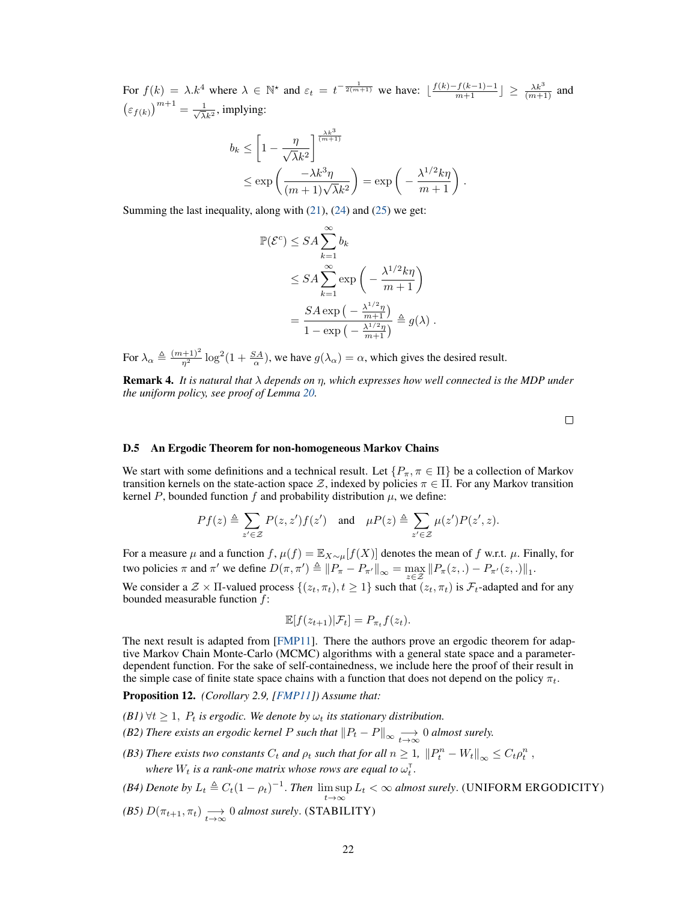For $f(k) = \lambda.k^4$ where $\lambda \in \mathbb{N}^\star$ and $\varepsilon_t = t^{-\frac{1}{2(m+1)}}$ we have: $\lfloor \frac{f(k)-f(k-1)-1}{m+1} \rfloor \geq \frac{\lambda k^3}{(m+1)}$ and $\left(\varepsilon_{f(k)}\right)^{m+1} = \frac{1}{\sqrt{\lambda}k^2}$, implying:

$$
\begin{aligned}
b_k &\leq \left[1 - \frac{\eta}{\sqrt{\lambda}k^2}\right]^{\frac{\lambda k^3}{(m+1)}} \\
&\leq \exp\left(\frac{-\lambda k^3 \eta}{(m+1)\sqrt{\lambda}k^2}\right) = \exp\left(-\frac{\lambda^{1/2} k \eta}{m+1}\right).
\end{aligned}
$$

Summing the last inequality, along with (21), (24) and (25) we get:

$$
\begin{aligned}
\mathbb{P}(\mathcal{E}^c) &\leq SA \sum_{k=1}^{\infty} b_k \\
&\leq SA \sum_{k=1}^{\infty} \exp\left(-\frac{\lambda^{1/2} k \eta}{m+1}\right) \\
&= \frac{SA \exp\left(-\frac{\lambda^{1/2}\eta}{m+1}\right)}{1 - \exp\left(-\frac{\lambda^{1/2}\eta}{m+1}\right)} \triangleq g(\lambda).
\end{aligned}
$$

For $\lambda_\alpha \triangleq \frac{(m+1)^2}{\eta^2} \log^2(1 + \frac{SA}{\alpha})$, we have $g(\lambda_\alpha) = \alpha$, which gives the desired result.

**Remark 4.** *It is natural that $\lambda$ depends on $\eta$, which expresses how well connected is the MDP under the uniform policy, see proof of Lemma 20.*

□

### D.5 An Ergodic Theorem for non-homogeneous Markov Chains

We start with some definitions and a technical result. Let $\{P_\pi, \pi \in \Pi\}$ be a collection of Markov transition kernels on the state-action space $\mathcal{Z}$, indexed by policies $\pi \in \Pi$. For any Markov transition kernel $P$, bounded function $f$ and probability distribution $\mu$, we define:

$$
Pf(z) \triangleq \sum_{z' \in \mathcal{Z}} P(z, z') f(z') \quad \text{and} \quad \mu P(z) \triangleq \sum_{z' \in \mathcal{Z}} \mu(z') P(z', z).
$$

For a measure $\mu$ and a function $f$, $\mu(f) = \mathbb{E}_{X \sim \mu}[f(X)]$ denotes the mean of $f$ w.r.t. $\mu$. Finally, for two policies $\pi$ and $\pi'$ we define $D(\pi, \pi') \triangleq \|P_\pi - P_{\pi'}\|_\infty = \max_{z \in \mathcal{Z}} \|P_\pi(z, .) - P_{\pi'}(z, .)\|_1$.

We consider a $\mathcal{Z} \times \Pi$-valued process $\{(z_t, \pi_t), t \geq 1\}$ such that $(z_t, \pi_t)$ is $\mathcal{F}_t$-adapted and for any bounded measurable function $f$:

$$
\mathbb{E}[f(z_{t+1}) | \mathcal{F}_t] = P_{\pi_t} f(z_t).
$$

The next result is adapted from [FMP11]. There the authors prove an ergodic theorem for adaptive Markov Chain Monte-Carlo (MCMC) algorithms with a general state space and a parameter-dependent function. For the sake of self-containedness, we include here the proof of their result in the simple case of finite state space chains with a function that does not depend on the policy $\pi_t$.

**Proposition 12.** *(Corollary 2.9, [FMP11]) Assume that:*

*(B1) $\forall t \geq 1,\ P_t$ is ergodic. We denote by $\omega_t$ its stationary distribution.*

*(B2) There exists an ergodic kernel $P$ such that $\|P_t - P\|_\infty \underset{t\to\infty}{\longrightarrow} 0$ almost surely.*

*(B3) There exists two constants $C_t$ and $\rho_t$ such that for all $n \geq 1,\ \|P_t^n - W_t\|_\infty \leq C_t \rho_t^n$, where $W_t$ is a rank-one matrix whose rows are equal to $\omega_t^\intercal$.*

*(B4) Denote by $L_t \triangleq C_t(1-\rho_t)^{-1}$. Then $\limsup_{t\to\infty} L_t < \infty$ almost surely.* (UNIFORM ERGODICITY)

*(B5) $D(\pi_{t+1}, \pi_t) \underset{t\to\infty}{\longrightarrow} 0$ almost surely.* (STABILITY)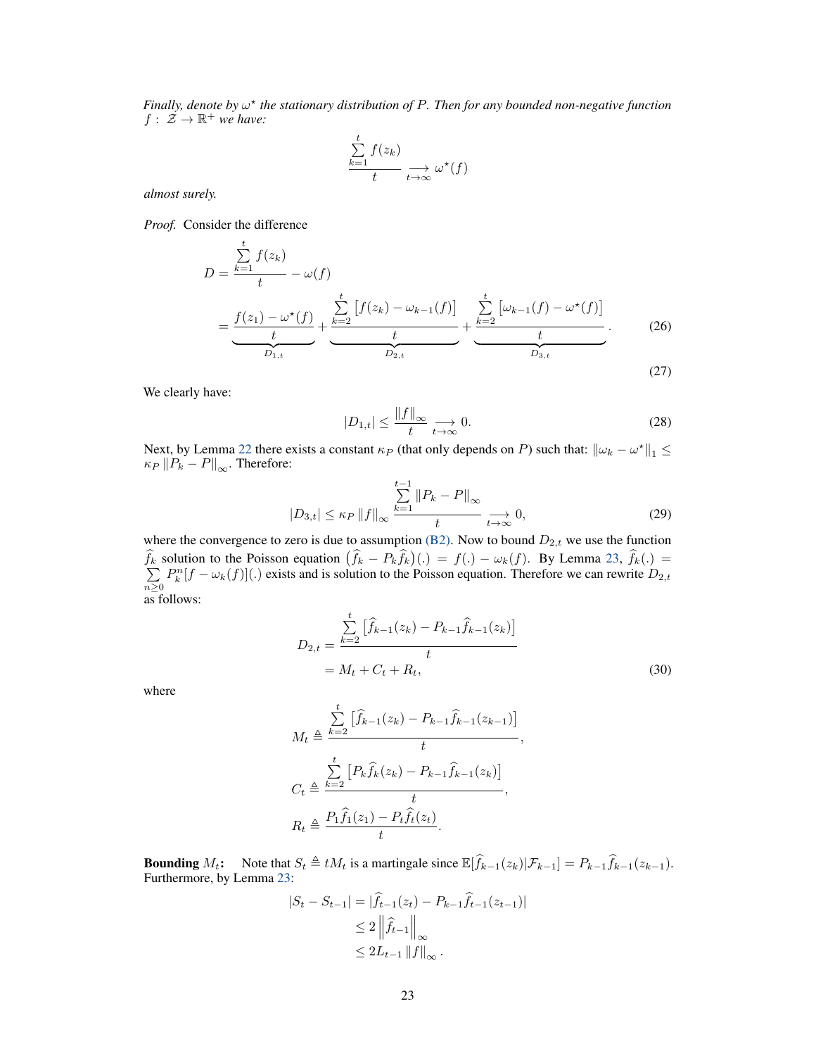*Finally, denote by $\omega^\star$ the stationary distribution of $P$. Then for any bounded non-negative function $f: \mathcal{Z} \to \mathbb{R}^+$ we have:*

$$\frac{\sum_{k=1}^{t} f(z_k)}{t} \underset{t\to\infty}{\longrightarrow} \omega^\star(f)$$

*almost surely.*

*Proof.* Consider the difference

$$\begin{aligned} D &= \frac{\sum_{k=1}^{t} f(z_k)}{t} - \omega(f) \\ &= \underbrace{\frac{f(z_1) - \omega^\star(f)}{t}}_{D_{1,t}} + \underbrace{\frac{\sum_{k=2}^{t} \left[f(z_k) - \omega_{k-1}(f)\right]}{t}}_{D_{2,t}} + \underbrace{\frac{\sum_{k=2}^{t} \left[\omega_{k-1}(f) - \omega^\star(f)\right]}{t}}_{D_{3,t}}. \end{aligned} \tag{26}$$

$$\tag{27}$$

We clearly have:

$$|D_{1,t}| \le \frac{\|f\|_\infty}{t} \underset{t\to\infty}{\longrightarrow} 0. \tag{28}$$

Next, by Lemma 22 there exists a constant $\kappa_P$ (that only depends on $P$) such that: $\|\omega_k - \omega^\star\|_1 \le \kappa_P \|P_k - P\|_\infty$. Therefore:

$$|D_{3,t}| \le \kappa_P \|f\|_\infty \frac{\sum_{k=1}^{t-1} \|P_k - P\|_\infty}{t} \underset{t\to\infty}{\longrightarrow} 0, \tag{29}$$

where the convergence to zero is due to assumption (B2). Now to bound $D_{2,t}$ we use the function $\widehat{f}_k$ solution to the Poisson equation $\left(\widehat{f}_k - P_k\widehat{f}_k\right)(.) = f(.) - \omega_k(f)$. By Lemma 23, $\widehat{f}_k(.) = \sum_{n\ge 0} P_k^n[f - \omega_k(f)](.)$ exists and is solution to the Poisson equation. Therefore we can rewrite $D_{2,t}$ as follows:

$$\begin{aligned} D_{2,t} &= \frac{\sum_{k=2}^{t} \left[\widehat{f}_{k-1}(z_k) - P_{k-1}\widehat{f}_{k-1}(z_k)\right]}{t} \\ &= M_t + C_t + R_t, \end{aligned} \tag{30}$$

where

$$\begin{aligned} M_t &\triangleq \frac{\sum_{k=2}^{t} \left[\widehat{f}_{k-1}(z_k) - P_{k-1}\widehat{f}_{k-1}(z_{k-1})\right]}{t}, \\ C_t &\triangleq \frac{\sum_{k=2}^{t} \left[P_k\widehat{f}_k(z_k) - P_{k-1}\widehat{f}_{k-1}(z_k)\right]}{t}, \\ R_t &\triangleq \frac{P_1\widehat{f}_1(z_1) - P_t\widehat{f}_t(z_t)}{t}. \end{aligned}$$

**Bounding $M_t$:** Note that $S_t \triangleq tM_t$ is a martingale since $\mathbb{E}[\widehat{f}_{k-1}(z_k)|\mathcal{F}_{k-1}] = P_{k-1}\widehat{f}_{k-1}(z_{k-1})$. Furthermore, by Lemma 23:

$$\begin{aligned} |S_t - S_{t-1}| &= |\widehat{f}_{t-1}(z_t) - P_{k-1}\widehat{f}_{t-1}(z_{t-1})| \\ &\le 2\left\|\widehat{f}_{t-1}\right\|_\infty \\ &\le 2L_{t-1}\|f\|_\infty. \end{aligned}$$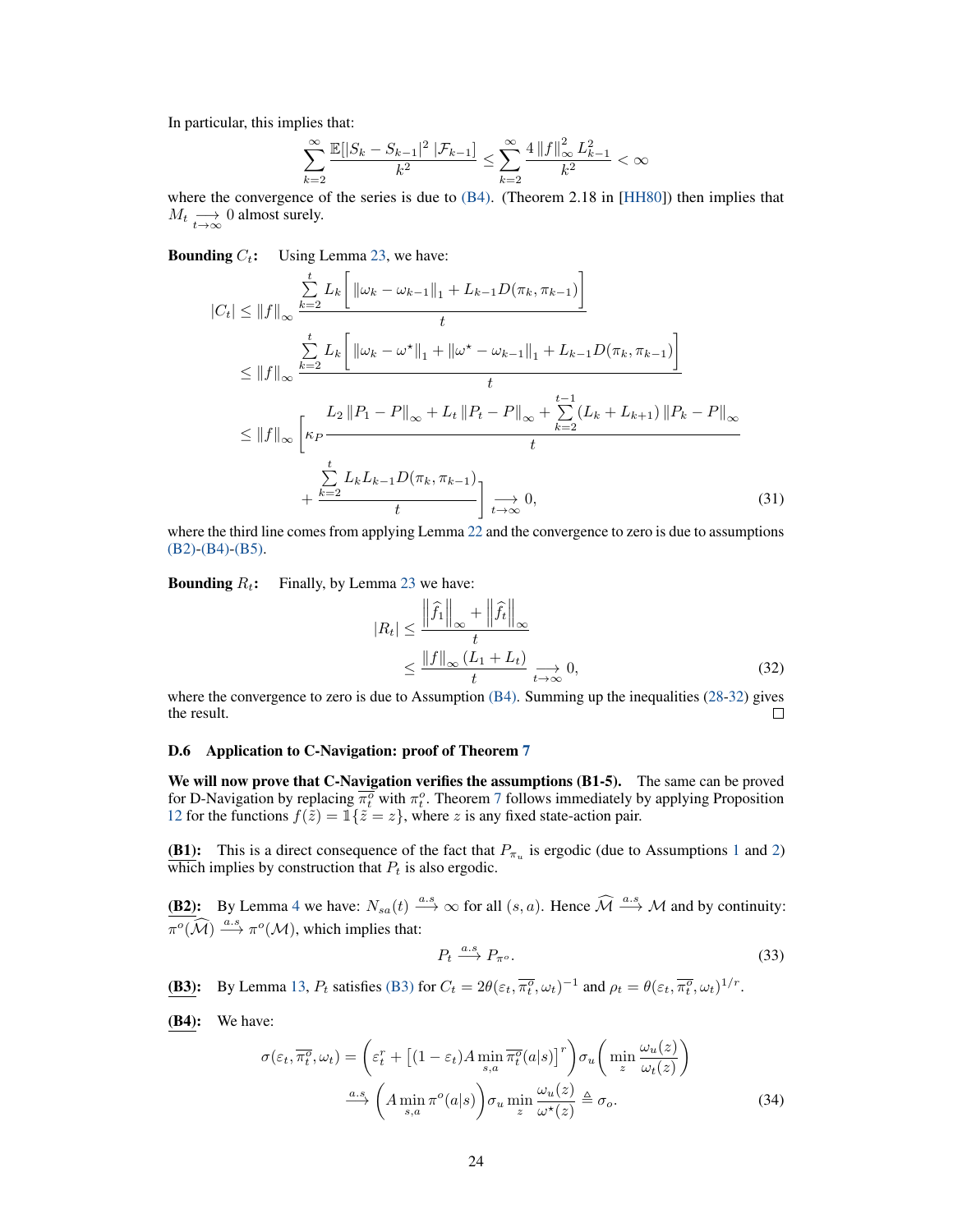In particular, this implies that:

$$\sum_{k=2}^{\infty} \frac{\mathbb{E}[|S_k - S_{k-1}|^2 \,|\mathcal{F}_{k-1}]}{k^2} \leq \sum_{k=2}^{\infty} \frac{4\left\|f\right\|_\infty^2 L_{k-1}^2}{k^2} < \infty$$

where the convergence of the series is due to (B4). (Theorem 2.18 in [HH80]) then implies that $M_t \underset{t\to\infty}{\longrightarrow} 0$ almost surely.

**Bounding $C_t$:** Using Lemma 23, we have:

$$\begin{aligned}
|C_t| &\leq \left\|f\right\|_\infty \frac{\sum_{k=2}^{t} L_k \left[ \left\|\omega_k - \omega_{k-1}\right\|_1 + L_{k-1} D(\pi_k, \pi_{k-1}) \right]}{t} \\
&\leq \left\|f\right\|_\infty \frac{\sum_{k=2}^{t} L_k \left[ \left\|\omega_k - \omega^\star\right\|_1 + \left\|\omega^\star - \omega_{k-1}\right\|_1 + L_{k-1} D(\pi_k, \pi_{k-1}) \right]}{t} \\
&\leq \left\|f\right\|_\infty \Bigg[ \kappa_P \frac{L_2 \left\|P_1 - P\right\|_\infty + L_t \left\|P_t - P\right\|_\infty + \sum_{k=2}^{t-1} (L_k + L_{k+1}) \left\|P_k - P\right\|_\infty}{t} \\
&\qquad + \frac{\sum_{k=2}^{t} L_k L_{k-1} D(\pi_k, \pi_{k-1})}{t} \Bigg] \underset{t\to\infty}{\longrightarrow} 0,
\end{aligned} \tag{31}$$

where the third line comes from applying Lemma 22 and the convergence to zero is due to assumptions (B2)-(B4)-(B5).

**Bounding $R_t$:** Finally, by Lemma 23 we have:

$$\begin{aligned}
|R_t| &\leq \frac{\left\|\widehat{f}_1\right\|_\infty + \left\|\widehat{f}_t\right\|_\infty}{t} \\
&\leq \frac{\left\|f\right\|_\infty (L_1 + L_t)}{t} \underset{t\to\infty}{\longrightarrow} 0,
\end{aligned} \tag{32}$$

where the convergence to zero is due to Assumption (B4). Summing up the inequalities (28-32) gives the result. ☐

### D.6 Application to C-Navigation: proof of Theorem 7

**We will now prove that C-Navigation verifies the assumptions (B1-5).** The same can be proved for D-Navigation by replacing $\overline{\pi_t^o}$ with $\pi_t^o$. Theorem 7 follows immediately by applying Proposition 12 for the functions $f(\tilde{z}) = \mathbb{1}\{\tilde{z} = z\}$, where $z$ is any fixed state-action pair.

**(B1):** This is a direct consequence of the fact that $P_{\pi_u}$ is ergodic (due to Assumptions 1 and 2) which implies by construction that $P_t$ is also ergodic.

**(B2):** By Lemma 4 we have: $N_{sa}(t) \xrightarrow{a.s} \infty$ for all $(s,a)$. Hence $\widehat{\mathcal{M}} \xrightarrow{a.s} \mathcal{M}$ and by continuity: $\pi^o(\widehat{\mathcal{M}}) \xrightarrow{a.s} \pi^o(\mathcal{M})$, which implies that:

$$P_t \xrightarrow{a.s} P_{\pi^o}. \tag{33}$$

**(B3):** By Lemma 13, $P_t$ satisfies (B3) for $C_t = 2\theta(\varepsilon_t, \overline{\pi_t^o}, \omega_t)^{-1}$ and $\rho_t = \theta(\varepsilon_t, \overline{\pi_t^o}, \omega_t)^{1/r}$.

**(B4):** We have:

$$\begin{aligned}
\sigma(\varepsilon_t, \overline{\pi_t^o}, \omega_t) &= \left( \varepsilon_t^r + \left[ (1-\varepsilon_t) A \min_{s,a} \overline{\pi_t^o}(a|s) \right]^r \right) \sigma_u \left( \min_z \frac{\omega_u(z)}{\omega_t(z)} \right) \\
&\xrightarrow{a.s} \left( A \min_{s,a} \pi^o(a|s) \right) \sigma_u \min_z \frac{\omega_u(z)}{\omega^\star(z)} \triangleq \sigma_o.
\end{aligned} \tag{34}$$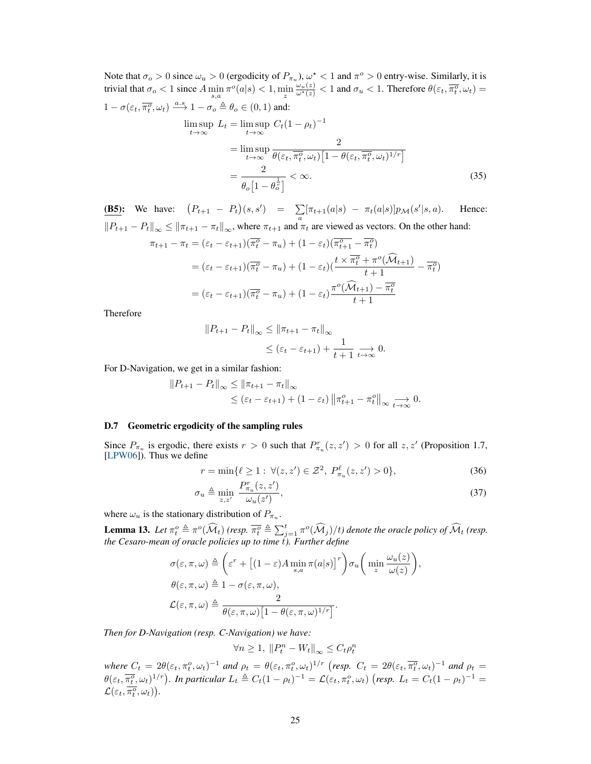Note that $\sigma_o > 0$ since $\omega_u > 0$ (ergodicity of $P_{\pi_u}$), $\omega^\star < 1$ and $\pi^o > 0$ entry-wise. Similarly, it is trivial that $\sigma_o < 1$ since $A \min_{s,a} \pi^o(a|s) < 1$, $\min_z \frac{\omega_u(z)}{\omega^\star(z)} < 1$ and $\sigma_u < 1$. Therefore $\theta(\varepsilon_t, \overline{\pi_t^o}, \omega_t) = 1 - \sigma(\varepsilon_t, \overline{\pi_t^o}, \omega_t) \xrightarrow{a.s} 1 - \sigma_o \triangleq \theta_o \in (0,1)$ and:

$$
\begin{aligned}
\limsup_{t\to\infty} L_t = \limsup_{t\to\infty} C_t(1-\rho_t)^{-1} \\
&= \limsup_{t\to\infty} \frac{2}{\theta(\varepsilon_t, \overline{\pi_t^o}, \omega_t)\big[1 - \theta(\varepsilon_t, \overline{\pi_t^o}, \omega_t)^{1/r}\big]} \\
&= \frac{2}{\theta_o\big[1 - \theta_o^{\frac{1}{r}}\big]} < \infty. \qquad (35)
\end{aligned}
$$

**(B5):** We have: $\big(P_{t+1} - P_t\big)(s,s') = \sum_a [\pi_{t+1}(a|s) - \pi_t(a|s)] p_{\mathcal{M}}(s'|s,a)$. Hence: $\|P_{t+1} - P_t\|_\infty \le \|\pi_{t+1} - \pi_t\|_\infty$, where $\pi_{t+1}$ and $\pi_t$ are viewed as vectors. On the other hand:

$$
\begin{aligned}
\pi_{t+1} - \pi_t &= (\varepsilon_t - \varepsilon_{t+1})(\overline{\pi_t^o} - \pi_u) + (1-\varepsilon_t)(\overline{\pi_{t+1}^o} - \overline{\pi_t^o}) \\
&= (\varepsilon_t - \varepsilon_{t+1})(\overline{\pi_t^o} - \pi_u) + (1-\varepsilon_t)\Big(\frac{t \times \overline{\pi_t^o} + \pi^o(\widehat{\mathcal{M}}_{t+1})}{t+1} - \overline{\pi_t^o}\Big) \\
&= (\varepsilon_t - \varepsilon_{t+1})(\overline{\pi_t^o} - \pi_u) + (1-\varepsilon_t)\frac{\pi^o(\widehat{\mathcal{M}}_{t+1}) - \overline{\pi_t^o}}{t+1}
\end{aligned}
$$

Therefore

$$
\begin{aligned}
\|P_{t+1} - P_t\|_\infty &\le \|\pi_{t+1} - \pi_t\|_\infty \\
&\le (\varepsilon_t - \varepsilon_{t+1}) + \frac{1}{t+1} \underset{t\to\infty}{\longrightarrow} 0.
\end{aligned}
$$

For D-Navigation, we get in a similar fashion:

$$
\begin{aligned}
\|P_{t+1} - P_t\|_\infty &\le \|\pi_{t+1} - \pi_t\|_\infty \\
&\le (\varepsilon_t - \varepsilon_{t+1}) + (1-\varepsilon_t)\left\|\pi_{t+1}^o - \pi_t^o\right\|_\infty \underset{t\to\infty}{\longrightarrow} 0.
\end{aligned}
$$

### D.7 Geometric ergodicity of the sampling rules

Since $P_{\pi_u}$ is ergodic, there exists $r > 0$ such that $P_{\pi_u}^r(z,z') > 0$ for all $z, z'$ (Proposition 1.7, [LPW06]). Thus we define

$$
r = \min\{\ell \ge 1 :\ \forall (z,z') \in \mathcal{Z}^2,\ P_{\pi_u}^\ell(z,z') > 0\}, \qquad (36)
$$

$$
\sigma_u \triangleq \min_{z,z'} \frac{P_{\pi_u}^r(z,z')}{\omega_u(z')}, \qquad (37)
$$

where $\omega_u$ is the stationary distribution of $P_{\pi_u}$.

**Lemma 13.** *Let $\pi_t^o \triangleq \pi^o(\widehat{\mathcal{M}}_t)$ (resp. $\overline{\pi_t^o} \triangleq \sum_{j=1}^t \pi^o(\widehat{\mathcal{M}}_j)/t$) denote the oracle policy of $\widehat{\mathcal{M}}_t$ (resp. the Cesaro-mean of oracle policies up to time $t$). Further define*

$$
\begin{aligned}
\sigma(\varepsilon, \pi, \omega) &\triangleq \bigg(\varepsilon^r + \big[(1-\varepsilon)A \min_{s,a} \pi(a|s)\big]^r\bigg)\sigma_u\bigg(\min_z \frac{\omega_u(z)}{\omega(z)}\bigg), \\
\theta(\varepsilon, \pi, \omega) &\triangleq 1 - \sigma(\varepsilon, \pi, \omega), \\
\mathcal{L}(\varepsilon, \pi, \omega) &\triangleq \frac{2}{\theta(\varepsilon, \pi, \omega)\big[1 - \theta(\varepsilon, \pi, \omega)^{1/r}\big]}.
\end{aligned}
$$

*Then for D-Navigation (resp. C-Navigation) we have:*

$$
\forall n \ge 1,\ \|P_t^n - W_t\|_\infty \le C_t \rho_t^n
$$

*where $C_t = 2\theta(\varepsilon_t, \pi_t^o, \omega_t)^{-1}$ and $\rho_t = \theta(\varepsilon_t, \pi_t^o, \omega_t)^{1/r}$ (resp. $C_t = 2\theta(\varepsilon_t, \overline{\pi_t^o}, \omega_t)^{-1}$ and $\rho_t = \theta(\varepsilon_t, \overline{\pi_t^o}, \omega_t)^{1/r}$). In particular $L_t \triangleq C_t(1-\rho_t)^{-1} = \mathcal{L}(\varepsilon_t, \pi_t^o, \omega_t)$ (resp. $L_t = C_t(1-\rho_t)^{-1} = \mathcal{L}(\varepsilon_t, \overline{\pi_t^o}, \omega_t)$).*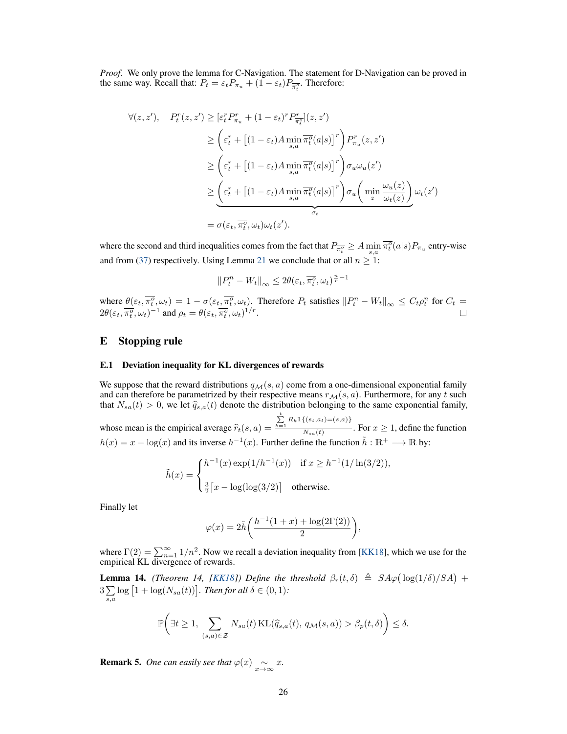*Proof.* We only prove the lemma for C-Navigation. The statement for D-Navigation can be proved in the same way. Recall that: $P_t = \varepsilon_t P_{\pi_u} + (1-\varepsilon_t) P_{\overline{\pi_t^o}}$. Therefore:

$$
\begin{aligned}
\forall (z,z'), \quad P_t^r(z,z') &\geq [\varepsilon_t^r P_{\pi_u}^r + (1-\varepsilon_t)^r P_{\overline{\pi_t^o}}^r](z,z') \\
&\geq \left(\varepsilon_t^r + \left[(1-\varepsilon_t) A \min_{s,a} \overline{\pi_t^o}(a|s)\right]^r\right) P_{\pi_u}^r(z,z') \\
&\geq \left(\varepsilon_t^r + \left[(1-\varepsilon_t) A \min_{s,a} \overline{\pi_t^o}(a|s)\right]^r\right) \sigma_u \omega_u(z') \\
&\geq \underbrace{\left(\varepsilon_t^r + \left[(1-\varepsilon_t) A \min_{s,a} \overline{\pi_t^o}(a|s)\right]^r\right) \sigma_u \left(\min_z \frac{\omega_u(z)}{\omega_t(z)}\right)}_{\sigma_t} \omega_t(z') \\
&= \sigma(\varepsilon_t, \overline{\pi_t^o}, \omega_t)\omega_t(z').
\end{aligned}
$$

where the second and third inequalities comes from the fact that $P_{\overline{\pi_t^o}} \geq A \min_{s,a} \overline{\pi_t^o}(a|s) P_{\pi_u}$ entry-wise and from (37) respectively. Using Lemma 21 we conclude that or all $n \geq 1$:

$$
\|P_t^n - W_t\|_\infty \leq 2\theta(\varepsilon_t, \overline{\pi_t^o}, \omega_t)^{\frac{n}{r}-1}
$$

where $\theta(\varepsilon_t, \overline{\pi_t^o}, \omega_t) = 1 - \sigma(\varepsilon_t, \overline{\pi_t^o}, \omega_t)$. Therefore $P_t$ satisfies $\|P_t^n - W_t\|_\infty \leq C_t \rho_t^n$ for $C_t = 2\theta(\varepsilon_t, \overline{\pi_t^o}, \omega_t)^{-1}$ and $\rho_t = \theta(\varepsilon_t, \overline{\pi_t^o}, \omega_t)^{1/r}$. $\square$

# E Stopping rule

## E.1 Deviation inequality for KL divergences of rewards

We suppose that the reward distributions $q_{\mathcal{M}}(s,a)$ come from a one-dimensional exponential family and can therefore be parametrized by their respective means $r_{\mathcal{M}}(s,a)$. Furthermore, for any $t$ such that $N_{sa}(t) > 0$, we let $\widehat{q}_{s,a}(t)$ denote the distribution belonging to the same exponential family, whose mean is the empirical average $\widehat{r}_t(s,a) = \frac{\sum_{k=1}^{t} R_k \mathbb{1}\{(s_t,a_t)=(s,a)\}}{N_{sa}(t)}$. For $x \geq 1$, define the function $h(x) = x - \log(x)$ and its inverse $h^{-1}(x)$. Further define the function $\tilde{h} : \mathbb{R}^+ \longrightarrow \mathbb{R}$ by:

$$
\tilde{h}(x) = \begin{cases} h^{-1}(x)\exp(1/h^{-1}(x)) & \text{if } x \geq h^{-1}(1/\ln(3/2)), \\ \frac{3}{2}\left[x - \log(\log(3/2)\right] & \text{otherwise.} \end{cases}
$$

Finally let

$$
\varphi(x) = 2\tilde{h}\left(\frac{h^{-1}(1+x) + \log(2\Gamma(2))}{2}\right),
$$

where $\Gamma(2) = \sum_{n=1}^{\infty} 1/n^2$. Now we recall a deviation inequality from [KK18], which we use for the empirical KL divergence of rewards.

**Lemma 14.** *(Theorem 14, [KK18]) Define the threshold $\beta_r(t,\delta) \triangleq SA\varphi\big(\log(1/\delta)/SA\big) + 3\sum_{s,a} \log\left[1 + \log(N_{sa}(t))\right]$. Then for all $\delta \in (0,1)$:*

$$
\mathbb{P}\Bigg(\exists t \geq 1, \sum_{(s,a)\in\mathcal{Z}} N_{sa}(t)\,\mathrm{KL}(\widehat{q}_{s,a}(t), q_{\mathcal{M}}(s,a)) > \beta_p(t,\delta)\Bigg) \leq \delta.
$$

**Remark 5.** *One can easily see that $\varphi(x) \underset{x\to\infty}{\sim} x$.*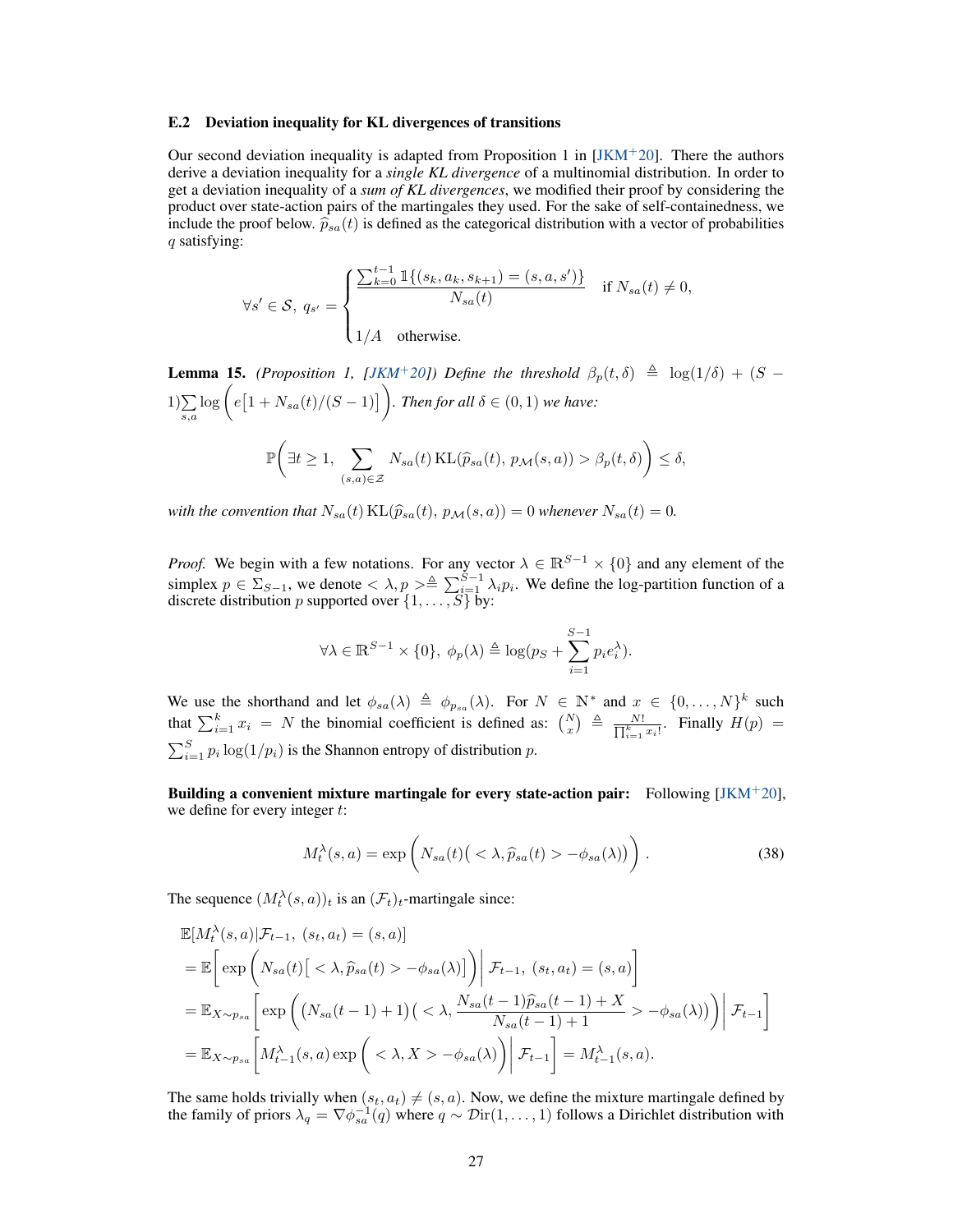### E.2 Deviation inequality for KL divergences of transitions

Our second deviation inequality is adapted from Proposition 1 in [JKM+20]. There the authors derive a deviation inequality for a *single KL divergence* of a multinomial distribution. In order to get a deviation inequality of a *sum of KL divergences*, we modified their proof by considering the product over state-action pairs of the martingales they used. For the sake of self-containedness, we include the proof below. $\widehat{p}_{sa}(t)$ is defined as the categorical distribution with a vector of probabilities $q$ satisfying:

$$\forall s' \in \mathcal{S},\ q_{s'} = \begin{cases} \dfrac{\sum_{k=0}^{t-1} \mathbb{1}\{(s_k, a_k, s_{k+1}) = (s, a, s')\}}{N_{sa}(t)} & \text{if } N_{sa}(t) \neq 0, \\ 1/A \quad \text{otherwise.} \end{cases}$$

**Lemma 15.** *(Proposition 1, [JKM+20]) Define the threshold* $\beta_p(t, \delta) \triangleq \log(1/\delta) + (S-1)\sum_{s,a} \log\Big(e\big[1 + N_{sa}(t)/(S-1)\big]\Big)$. *Then for all* $\delta \in (0,1)$ *we have:*

$$\mathbb{P}\Bigg(\exists t \geq 1,\ \sum_{(s,a)\in\mathcal{Z}} N_{sa}(t)\,\mathrm{KL}(\widehat{p}_{sa}(t),\, p_{\mathcal{M}}(s,a)) > \beta_p(t,\delta)\Bigg) \leq \delta,$$

*with the convention that* $N_{sa}(t)\,\mathrm{KL}(\widehat{p}_{sa}(t),\, p_{\mathcal{M}}(s,a)) = 0$ *whenever* $N_{sa}(t) = 0$.

*Proof.* We begin with a few notations. For any vector $\lambda \in \mathbb{R}^{S-1} \times \{0\}$ and any element of the simplex $p \in \Sigma_{S-1}$, we denote $< \lambda, p > \triangleq \sum_{i=1}^{S-1} \lambda_i p_i$. We define the log-partition function of a discrete distribution $p$ supported over $\{1, \dots, S\}$ by:

$$\forall \lambda \in \mathbb{R}^{S-1} \times \{0\},\ \phi_p(\lambda) \triangleq \log(p_S + \sum_{i=1}^{S-1} p_i e_i^{\lambda}).$$

We use the shorthand and let $\phi_{sa}(\lambda) \triangleq \phi_{p_{sa}}(\lambda)$. For $N \in \mathbb{N}^*$ and $x \in \{0, \dots, N\}^k$ such that $\sum_{i=1}^k x_i = N$ the binomial coefficient is defined as: $\binom{N}{x} \triangleq \frac{N!}{\prod_{i=1}^k x_i!}$. Finally $H(p) = \sum_{i=1}^S p_i \log(1/p_i)$ is the Shannon entropy of distribution $p$.

**Building a convenient mixture martingale for every state-action pair:** Following [JKM+20], we define for every integer $t$:

$$M_t^{\lambda}(s,a) = \exp\Big(N_{sa}(t)\big( < \lambda, \widehat{p}_{sa}(t) > - \phi_{sa}(\lambda)\big)\Big). \tag{38}$$

The sequence $(M_t^{\lambda}(s,a))_t$ is an $(\mathcal{F}_t)_t$-martingale since:

$$\begin{aligned}
&\mathbb{E}[M_t^{\lambda}(s,a) | \mathcal{F}_{t-1},\ (s_t, a_t) = (s,a)] \\
&= \mathbb{E}\bigg[\exp\Big(N_{sa}(t)\big[ < \lambda, \widehat{p}_{sa}(t) > - \phi_{sa}(\lambda)\big]\Big) \bigg| \mathcal{F}_{t-1},\ (s_t, a_t) = (s,a)\bigg] \\
&= \mathbb{E}_{X \sim p_{sa}}\bigg[\exp\Big(\big(N_{sa}(t-1) + 1\big)\big( < \lambda, \frac{N_{sa}(t-1)\widehat{p}_{sa}(t-1) + X}{N_{sa}(t-1) + 1} > - \phi_{sa}(\lambda)\big)\Big) \bigg| \mathcal{F}_{t-1}\bigg] \\
&= \mathbb{E}_{X \sim p_{sa}}\bigg[M_{t-1}^{\lambda}(s,a) \exp\Big( < \lambda, X > - \phi_{sa}(\lambda)\Big) \bigg| \mathcal{F}_{t-1}\bigg] = M_{t-1}^{\lambda}(s,a).
\end{aligned}$$

The same holds trivially when $(s_t, a_t) \neq (s,a)$. Now, we define the mixture martingale defined by the family of priors $\lambda_q = \nabla \phi_{sa}^{-1}(q)$ where $q \sim \mathcal{D}\mathrm{ir}(1, \dots, 1)$ follows a Dirichlet distribution with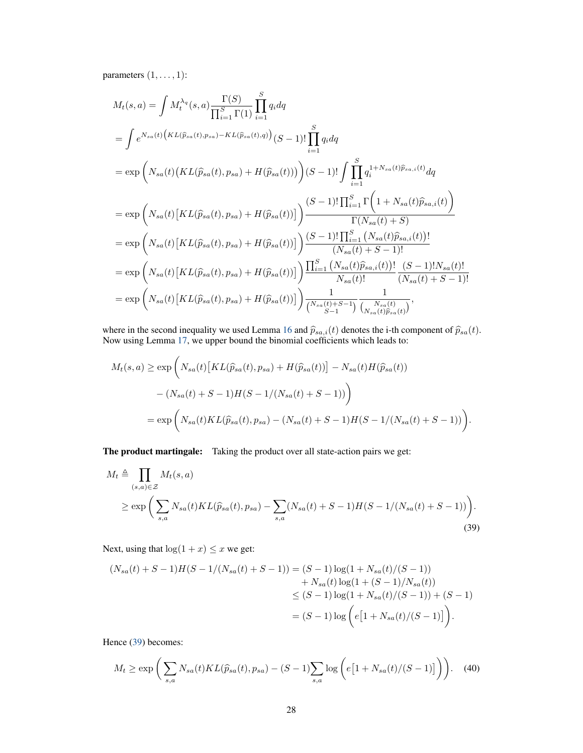parameters $(1, \dots, 1)$:

$$
\begin{aligned}
M_t(s,a) &= \int M_t^{\lambda_q}(s,a) \frac{\Gamma(S)}{\prod_{i=1}^S \Gamma(1)} \prod_{i=1}^S q_i dq \\
&= \int e^{N_{sa}(t)\big(KL(\widehat{p}_{sa}(t), p_{sa}) - KL(\widehat{p}_{sa}(t), q)\big)} (S-1)! \prod_{i=1}^S q_i dq \\
&= \exp\bigg(N_{sa}(t)\big(KL(\widehat{p}_{sa}(t), p_{sa}) + H(\widehat{p}_{sa}(t))\big)\bigg)(S-1)! \int \prod_{i=1}^S q_i^{1+N_{sa}(t)\widehat{p}_{sa,i}(t)} dq \\
&= \exp\bigg(N_{sa}(t)\big[KL(\widehat{p}_{sa}(t), p_{sa}) + H(\widehat{p}_{sa}(t))\big]\bigg) \frac{(S-1)! \prod_{i=1}^S \Gamma\Big(1 + N_{sa}(t)\widehat{p}_{sa,i}(t)\Big)}{\Gamma(N_{sa}(t)+S)} \\
&= \exp\bigg(N_{sa}(t)\big[KL(\widehat{p}_{sa}(t), p_{sa}) + H(\widehat{p}_{sa}(t))\big]\bigg) \frac{(S-1)! \prod_{i=1}^S \big(N_{sa}(t)\widehat{p}_{sa,i}(t)\big)!}{(N_{sa}(t)+S-1)!} \\
&= \exp\bigg(N_{sa}(t)\big[KL(\widehat{p}_{sa}(t), p_{sa}) + H(\widehat{p}_{sa}(t))\big]\bigg) \frac{\prod_{i=1}^S \big(N_{sa}(t)\widehat{p}_{sa,i}(t)\big)!}{N_{sa}(t)!} \frac{(S-1)! N_{sa}(t)!}{(N_{sa}(t)+S-1)!} \\
&= \exp\bigg(N_{sa}(t)\big[KL(\widehat{p}_{sa}(t), p_{sa}) + H(\widehat{p}_{sa}(t))\big]\bigg) \frac{1}{\binom{N_{sa}(t)+S-1}{S-1}} \frac{1}{\binom{N_{sa}(t)}{N_{sa}(t)\widehat{p}_{sa}(t)}},
\end{aligned}
$$

where in the second inequality we used Lemma 16 and $\widehat{p}_{sa,i}(t)$ denotes the i-th component of $\widehat{p}_{sa}(t)$. Now using Lemma 17, we upper bound the binomial coefficients which leads to:

$$
\begin{aligned}
M_t(s,a) &\geq \exp\bigg(N_{sa}(t)\big[KL(\widehat{p}_{sa}(t), p_{sa}) + H(\widehat{p}_{sa}(t))\big] - N_{sa}(t)H(\widehat{p}_{sa}(t)) \\
&\qquad - (N_{sa}(t)+S-1)H(S-1/(N_{sa}(t)+S-1))\bigg) \\
&= \exp\bigg(N_{sa}(t)KL(\widehat{p}_{sa}(t), p_{sa}) - (N_{sa}(t)+S-1)H(S-1/(N_{sa}(t)+S-1))\bigg).
\end{aligned}
$$

**The product martingale:** Taking the product over all state-action pairs we get:

$$
\begin{aligned}
M_t &\triangleq \prod_{(s,a)\in\mathcal{Z}} M_t(s,a) \\
&\geq \exp\bigg(\sum_{s,a} N_{sa}(t)KL(\widehat{p}_{sa}(t), p_{sa}) - \sum_{s,a}(N_{sa}(t)+S-1)H(S-1/(N_{sa}(t)+S-1))\bigg).
\end{aligned} \tag{39}
$$

Next, using that $\log(1+x) \leq x$ we get:

$$
\begin{aligned}
(N_{sa}(t)+S-1)H(S-1/(N_{sa}(t)+S-1)) &= (S-1)\log(1 + N_{sa}(t)/(S-1)) \\
&\quad + N_{sa}(t)\log(1 + (S-1)/N_{sa}(t)) \\
&\leq (S-1)\log(1 + N_{sa}(t)/(S-1)) + (S-1) \\
&= (S-1)\log\Big(e\big[1 + N_{sa}(t)/(S-1)\big]\Big).
\end{aligned}
$$

Hence (39) becomes:

$$
M_t \geq \exp\bigg(\sum_{s,a} N_{sa}(t)KL(\widehat{p}_{sa}(t), p_{sa}) - (S-1)\sum_{s,a}\log\Big(e\big[1 + N_{sa}(t)/(S-1)\big]\Big)\bigg). \tag{40}
$$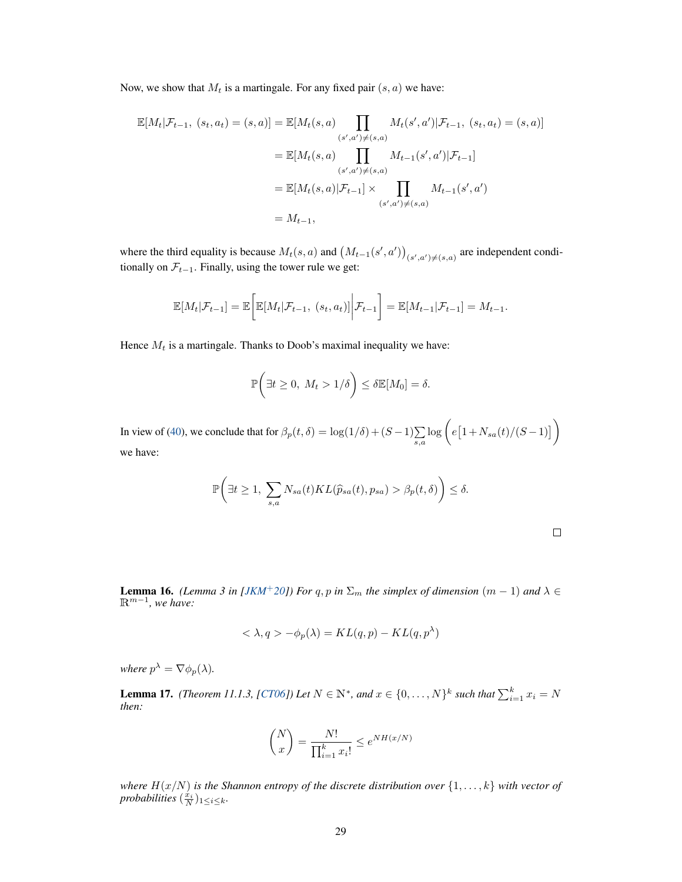Now, we show that $M_t$ is a martingale. For any fixed pair $(s,a)$ we have:

$$
\begin{aligned}
\mathbb{E}[M_t|\mathcal{F}_{t-1},\ (s_t,a_t)=(s,a)] &= \mathbb{E}[M_t(s,a)\prod_{(s',a')\neq(s,a)} M_t(s',a')|\mathcal{F}_{t-1},\ (s_t,a_t)=(s,a)] \\
&= \mathbb{E}[M_t(s,a)\prod_{(s',a')\neq(s,a)} M_{t-1}(s',a')|\mathcal{F}_{t-1}] \\
&= \mathbb{E}[M_t(s,a)|\mathcal{F}_{t-1}] \times \prod_{(s',a')\neq(s,a)} M_{t-1}(s',a') \\
&= M_{t-1},
\end{aligned}
$$

where the third equality is because $M_t(s,a)$ and $\big(M_{t-1}(s',a')\big)_{(s',a')\neq(s,a)}$ are independent conditionally on $\mathcal{F}_{t-1}$. Finally, using the tower rule we get:

$$
\mathbb{E}[M_t|\mathcal{F}_{t-1}] = \mathbb{E}\bigg[\mathbb{E}[M_t|\mathcal{F}_{t-1},\ (s_t,a_t)]\bigg|\mathcal{F}_{t-1}\bigg] = \mathbb{E}[M_{t-1}|\mathcal{F}_{t-1}] = M_{t-1}.
$$

Hence $M_t$ is a martingale. Thanks to Doob's maximal inequality we have:

$$
\mathbb{P}\bigg(\exists t\geq 0,\ M_t > 1/\delta\bigg) \leq \delta\mathbb{E}[M_0] = \delta.
$$

In view of (40), we conclude that for $\beta_p(t,\delta) = \log(1/\delta) + (S-1)\sum\limits_{s,a}\log\bigg(e\big[1+N_{sa}(t)/(S-1)\big]\bigg)$ we have:

$$
\mathbb{P}\bigg(\exists t\geq 1,\ \sum_{s,a} N_{sa}(t) KL(\widehat{p}_{sa}(t), p_{sa}) > \beta_p(t,\delta)\bigg) \leq \delta.
$$

□

**Lemma 16.** *(Lemma 3 in [JKM+20]) For $q,p$ in $\Sigma_m$ the simplex of dimension $(m-1)$ and $\lambda\in\mathbb{R}^{m-1}$, we have:*

$$
<\lambda, q> - \phi_p(\lambda) = KL(q,p) - KL(q,p^\lambda)
$$

*where $p^\lambda = \nabla\phi_p(\lambda)$.*

**Lemma 17.** *(Theorem 11.1.3, [CT06]) Let $N\in\mathbb{N}^*$, and $x\in\{0,\dots,N\}^k$ such that $\sum_{i=1}^k x_i = N$ then:*

$$
\binom{N}{x} = \frac{N!}{\prod_{i=1}^k x_i!} \leq e^{NH(x/N)}
$$

*where $H(x/N)$ is the Shannon entropy of the discrete distribution over $\{1,\dots,k\}$ with vector of probabilities $(\frac{x_i}{N})_{1\leq i\leq k}$.*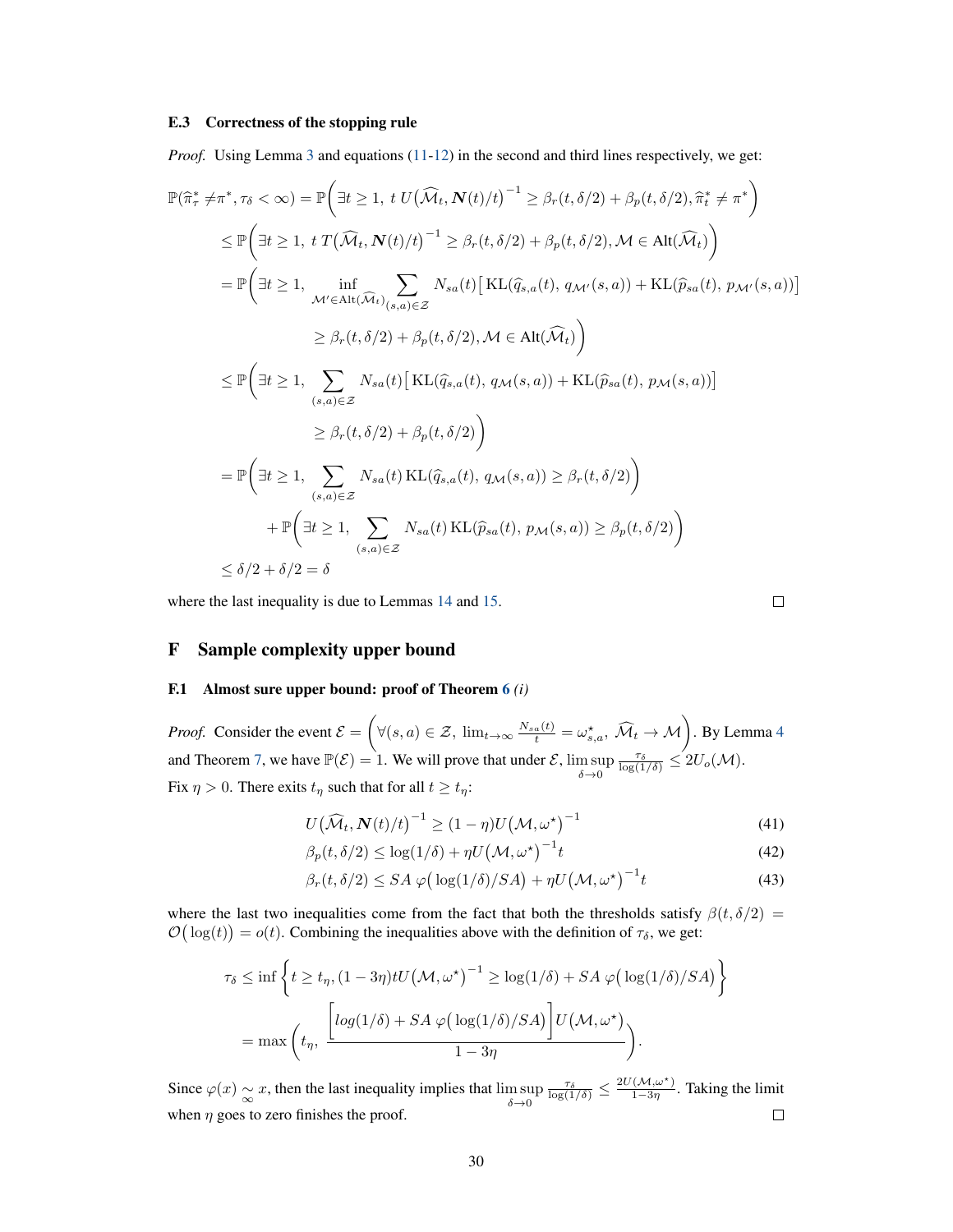### E.3 Correctness of the stopping rule

*Proof.* Using Lemma 3 and equations (11-12) in the second and third lines respectively, we get:

$$
\begin{aligned}
\mathbb{P}(\widehat{\pi}^*_\tau \neq \pi^*, \tau_\delta < \infty) &= \mathbb{P}\Big(\exists t \geq 1,\ t\, U\big(\widehat{\mathcal{M}}_t, \boldsymbol{N}(t)/t\big)^{-1} \geq \beta_r(t,\delta/2) + \beta_p(t,\delta/2), \widehat{\pi}^*_t \neq \pi^*\Big) \\
&\leq \mathbb{P}\Big(\exists t \geq 1,\ t\, T\big(\widehat{\mathcal{M}}_t, \boldsymbol{N}(t)/t\big)^{-1} \geq \beta_r(t,\delta/2) + \beta_p(t,\delta/2), \mathcal{M} \in \mathrm{Alt}(\widehat{\mathcal{M}}_t)\Big) \\
&= \mathbb{P}\Big(\exists t \geq 1,\ \inf_{\mathcal{M}' \in \mathrm{Alt}(\widehat{\mathcal{M}}_t)} \sum_{(s,a)\in\mathcal{Z}} N_{sa}(t)\big[\mathrm{KL}(\widehat{q}_{s,a}(t),\, q_{\mathcal{M}'}(s,a)) + \mathrm{KL}(\widehat{p}_{sa}(t),\, p_{\mathcal{M}'}(s,a))\big] \\
&\qquad\qquad \geq \beta_r(t,\delta/2) + \beta_p(t,\delta/2), \mathcal{M} \in \mathrm{Alt}(\widehat{\mathcal{M}}_t)\Big) \\
&\leq \mathbb{P}\Big(\exists t \geq 1,\ \sum_{(s,a)\in\mathcal{Z}} N_{sa}(t)\big[\mathrm{KL}(\widehat{q}_{s,a}(t),\, q_{\mathcal{M}}(s,a)) + \mathrm{KL}(\widehat{p}_{sa}(t),\, p_{\mathcal{M}}(s,a))\big] \\
&\qquad\qquad \geq \beta_r(t,\delta/2) + \beta_p(t,\delta/2)\Big) \\
&= \mathbb{P}\Big(\exists t \geq 1,\ \sum_{(s,a)\in\mathcal{Z}} N_{sa}(t)\,\mathrm{KL}(\widehat{q}_{s,a}(t),\, q_{\mathcal{M}}(s,a)) \geq \beta_r(t,\delta/2)\Big) \\
&\qquad + \mathbb{P}\Big(\exists t \geq 1,\ \sum_{(s,a)\in\mathcal{Z}} N_{sa}(t)\,\mathrm{KL}(\widehat{p}_{sa}(t),\, p_{\mathcal{M}}(s,a)) \geq \beta_p(t,\delta/2)\Big) \\
&\leq \delta/2 + \delta/2 = \delta
\end{aligned}
$$

where the last inequality is due to Lemmas 14 and 15. $\square$

## F Sample complexity upper bound

### F.1 Almost sure upper bound: proof of Theorem 6 *(i)*

*Proof.* Consider the event $\mathcal{E} = \Big(\forall (s,a) \in \mathcal{Z},\ \lim_{t\to\infty} \frac{N_{sa}(t)}{t} = \omega^\star_{s,a},\ \widehat{\mathcal{M}}_t \to \mathcal{M}\Big)$. By Lemma 4 and Theorem 7, we have $\mathbb{P}(\mathcal{E}) = 1$. We will prove that under $\mathcal{E}$, $\limsup_{\delta\to 0} \frac{\tau_\delta}{\log(1/\delta)} \leq 2U_o(\mathcal{M})$.
Fix $\eta > 0$. There exits $t_\eta$ such that for all $t \geq t_\eta$:

$$
U\big(\widehat{\mathcal{M}}_t, \boldsymbol{N}(t)/t\big)^{-1} \geq (1-\eta) U\big(\mathcal{M}, \omega^\star\big)^{-1} \tag{41}
$$

$$
\beta_p(t,\delta/2) \leq \log(1/\delta) + \eta U\big(\mathcal{M}, \omega^\star\big)^{-1} t \tag{42}
$$

$$
\beta_r(t,\delta/2) \leq SA\ \varphi\big(\log(1/\delta)/SA\big) + \eta U\big(\mathcal{M}, \omega^\star\big)^{-1} t \tag{43}
$$

where the last two inequalities come from the fact that both the thresholds satisfy $\beta(t,\delta/2) = \mathcal{O}\big(\log(t)\big) = o(t)$. Combining the inequalities above with the definition of $\tau_\delta$, we get:

$$
\begin{aligned}
\tau_\delta &\leq \inf\Big\{ t \geq t_\eta, (1-3\eta) t U\big(\mathcal{M}, \omega^\star\big)^{-1} \geq \log(1/\delta) + SA\ \varphi\big(\log(1/\delta)/SA\big)\Big\} \\
&= \max\Bigg(t_\eta,\ \frac{\Big[\log(1/\delta) + SA\ \varphi\big(\log(1/\delta)/SA\big)\Big] U\big(\mathcal{M}, \omega^\star\big)}{1-3\eta}\Bigg).
\end{aligned}
$$

Since $\varphi(x) \underset{\infty}{\sim} x$, then the last inequality implies that $\limsup_{\delta\to 0} \frac{\tau_\delta}{\log(1/\delta)} \leq \frac{2U(\mathcal{M},\omega^\star)}{1-3\eta}$. Taking the limit when $\eta$ goes to zero finishes the proof. $\square$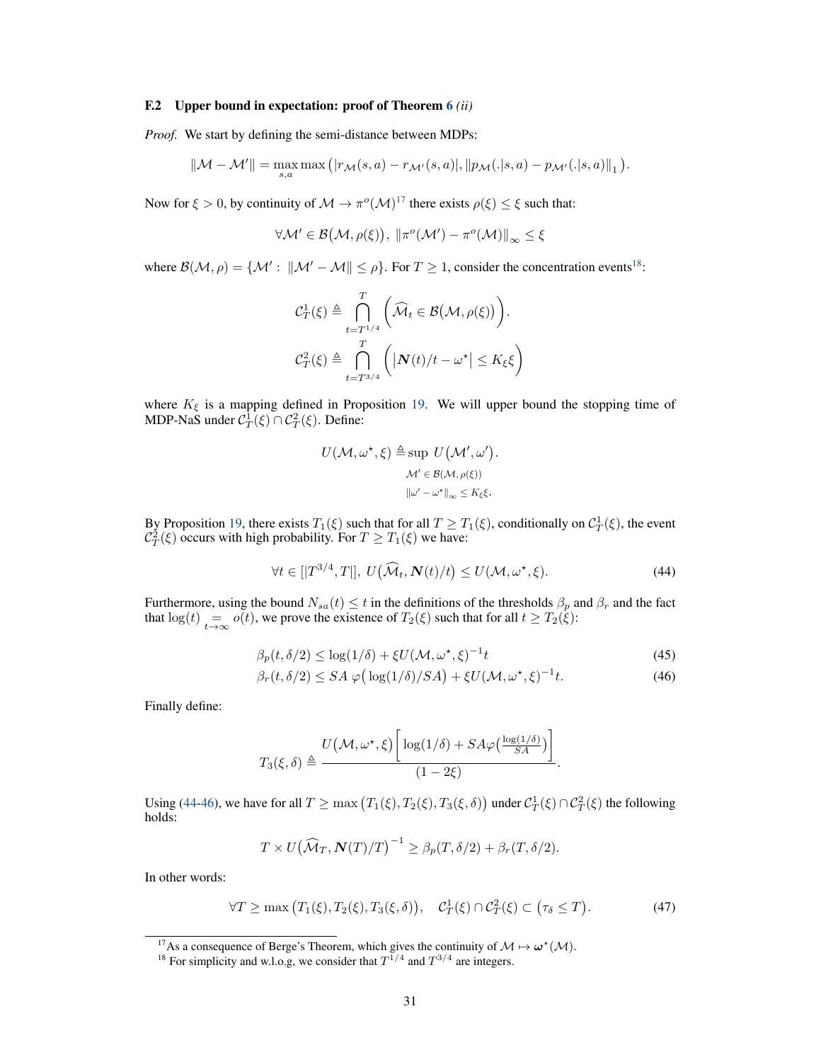### F.2 Upper bound in expectation: proof of Theorem 6 *(ii)*

*Proof.* We start by defining the semi-distance between MDPs:

$$\|\mathcal{M} - \mathcal{M}'\| = \max_{s,a} \max\left(|r_{\mathcal{M}}(s,a) - r_{\mathcal{M}'}(s,a)|, \|p_{\mathcal{M}}(.|s,a) - p_{\mathcal{M}'}(.|s,a)\|_1\right).$$

Now for $\xi > 0$, by continuity of $\mathcal{M} \to \pi^o(\mathcal{M})$[17] there exists $\rho(\xi) \leq \xi$ such that:

$$\forall \mathcal{M}' \in \mathcal{B}\big(\mathcal{M}, \rho(\xi)\big),\ \|\pi^o(\mathcal{M}') - \pi^o(\mathcal{M})\|_\infty \leq \xi$$

where $\mathcal{B}(\mathcal{M}, \rho) = \{\mathcal{M}' :\ \|\mathcal{M}' - \mathcal{M}\| \leq \rho\}$. For $T \geq 1$, consider the concentration events[18]:

$$\mathcal{C}_T^1(\xi) \triangleq \bigcap_{t=T^{1/4}}^{T} \left(\widehat{\mathcal{M}}_t \in \mathcal{B}\big(\mathcal{M}, \rho(\xi)\big)\right).$$

$$\mathcal{C}_T^2(\xi) \triangleq \bigcap_{t=T^{3/4}}^{T} \left(\left|\boldsymbol{N}(t)/t - \omega^\star\right| \leq K_\xi \xi\right)$$

where $K_\xi$ is a mapping defined in Proposition 19. We will upper bound the stopping time of MDP-NaS under $\mathcal{C}_T^1(\xi) \cap \mathcal{C}_T^2(\xi)$. Define:

$$U(\mathcal{M}, \omega^\star, \xi) \triangleq \sup_{\substack{\mathcal{M}' \in \mathcal{B}(\mathcal{M}, \rho(\xi)) \\ \|\omega' - \omega^\star\|_\infty \leq K_\xi \xi.}} U\big(\mathcal{M}', \omega'\big).$$

By Proposition 19, there exists $T_1(\xi)$ such that for all $T \geq T_1(\xi)$, conditionally on $\mathcal{C}_T^1(\xi)$, the event $\mathcal{C}_T^2(\xi)$ occurs with high probability. For $T \geq T_1(\xi)$ we have:

$$\forall t \in [|T^{3/4}, T|],\ U\big(\widehat{\mathcal{M}}_t, \boldsymbol{N}(t)/t\big) \leq U(\mathcal{M}, \omega^\star, \xi). \tag{44}$$

Furthermore, using the bound $N_{sa}(t) \leq t$ in the definitions of the thresholds $\beta_p$ and $\beta_r$ and the fact that $\log(t) \underset{t\to\infty}{=} o(t)$, we prove the existence of $T_2(\xi)$ such that for all $t \geq T_2(\xi)$:

$$\beta_p(t, \delta/2) \leq \log(1/\delta) + \xi U(\mathcal{M}, \omega^\star, \xi)^{-1} t \tag{45}$$

$$\beta_r(t, \delta/2) \leq SA\ \varphi\big(\log(1/\delta)/SA\big) + \xi U(\mathcal{M}, \omega^\star, \xi)^{-1} t. \tag{46}$$

Finally define:

$$T_3(\xi, \delta) \triangleq \frac{U\big(\mathcal{M}, \omega^\star, \xi\big)\left[\log(1/\delta) + SA\varphi\big(\frac{\log(1/\delta)}{SA}\big)\right]}{(1 - 2\xi)}.$$

Using (44-46), we have for all $T \geq \max\big(T_1(\xi), T_2(\xi), T_3(\xi, \delta)\big)$ under $\mathcal{C}_T^1(\xi) \cap \mathcal{C}_T^2(\xi)$ the following holds:

$$T \times U\big(\widehat{\mathcal{M}}_T, \boldsymbol{N}(T)/T\big)^{-1} \geq \beta_p(T, \delta/2) + \beta_r(T, \delta/2).$$

In other words:

$$\forall T \geq \max\big(T_1(\xi), T_2(\xi), T_3(\xi, \delta)\big), \quad \mathcal{C}_T^1(\xi) \cap \mathcal{C}_T^2(\xi) \subset \big(\tau_\delta \leq T\big). \tag{47}$$

---

[17] As a consequence of Berge's Theorem, which gives the continuity of $\mathcal{M} \mapsto \boldsymbol{\omega}^\star(\mathcal{M})$.

[18] For simplicity and w.l.o.g, we consider that $T^{1/4}$ and $T^{3/4}$ are integers.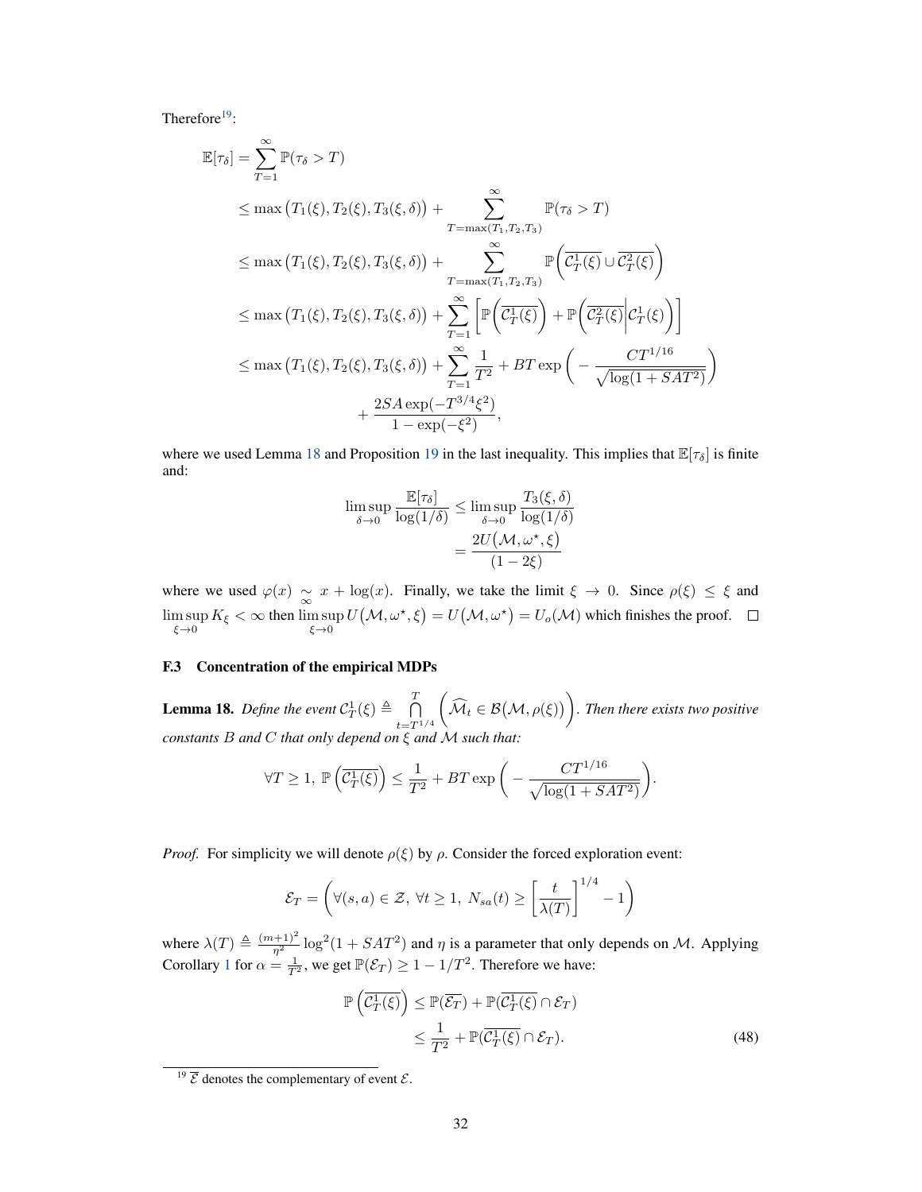Therefore[19]:

$$
\begin{aligned}
\mathbb{E}[\tau_\delta] &= \sum_{T=1}^{\infty} \mathbb{P}(\tau_\delta > T) \\
&\leq \max\big(T_1(\xi), T_2(\xi), T_3(\xi,\delta)\big) + \sum_{T=\max(T_1,T_2,T_3)}^{\infty} \mathbb{P}(\tau_\delta > T) \\
&\leq \max\big(T_1(\xi), T_2(\xi), T_3(\xi,\delta)\big) + \sum_{T=\max(T_1,T_2,T_3)}^{\infty} \mathbb{P}\Big(\overline{\mathcal{C}_T^1(\xi)} \cup \overline{\mathcal{C}_T^2(\xi)}\Big) \\
&\leq \max\big(T_1(\xi), T_2(\xi), T_3(\xi,\delta)\big) + \sum_{T=1}^{\infty} \Big[\mathbb{P}\Big(\overline{\mathcal{C}_T^1(\xi)}\Big) + \mathbb{P}\Big(\overline{\mathcal{C}_T^2(\xi)} \Big| \mathcal{C}_T^1(\xi)\Big)\Big] \\
&\leq \max\big(T_1(\xi), T_2(\xi), T_3(\xi,\delta)\big) + \sum_{T=1}^{\infty} \frac{1}{T^2} + BT\exp\bigg(-\frac{CT^{1/16}}{\sqrt{\log(1+SAT^2)}}\bigg) \\
&\qquad + \frac{2SA\exp(-T^{3/4}\xi^2)}{1-\exp(-\xi^2)},
\end{aligned}
$$

where we used Lemma 18 and Proposition 19 in the last inequality. This implies that $\mathbb{E}[\tau_\delta]$ is finite and:

$$
\begin{aligned}
\limsup_{\delta\to 0} \frac{\mathbb{E}[\tau_\delta]}{\log(1/\delta)} &\leq \limsup_{\delta\to 0} \frac{T_3(\xi,\delta)}{\log(1/\delta)} \\
&= \frac{2U\big(\mathcal{M},\omega^\star,\xi\big)}{(1-2\xi)}
\end{aligned}
$$

where we used $\varphi(x) \underset{\infty}{\sim} x + \log(x)$. Finally, we take the limit $\xi \to 0$. Since $\rho(\xi) \leq \xi$ and $\limsup_{\xi\to 0} K_\xi < \infty$ then $\limsup_{\xi\to 0} U\big(\mathcal{M},\omega^\star,\xi\big) = U\big(\mathcal{M},\omega^\star\big) = U_o(\mathcal{M})$ which finishes the proof. $\square$

### F.3 Concentration of the empirical MDPs

**Lemma 18.** *Define the event* $\mathcal{C}_T^1(\xi) \triangleq \bigcap_{t=T^{1/4}}^{T} \Big(\widehat{\mathcal{M}}_t \in \mathcal{B}\big(\mathcal{M},\rho(\xi)\big)\Big)$. *Then there exists two positive constants $B$ and $C$ that only depend on $\xi$ and $\mathcal{M}$ such that:*

$$
\forall T \geq 1,\ \mathbb{P}\Big(\overline{\mathcal{C}_T^1(\xi)}\Big) \leq \frac{1}{T^2} + BT\exp\bigg(-\frac{CT^{1/16}}{\sqrt{\log(1+SAT^2)}}\bigg).
$$

*Proof.* For simplicity we will denote $\rho(\xi)$ by $\rho$. Consider the forced exploration event:

$$
\mathcal{E}_T = \bigg(\forall (s,a)\in\mathcal{Z},\ \forall t \geq 1,\ N_{sa}(t) \geq \Big[\frac{t}{\lambda(T)}\Big]^{1/4} - 1\bigg)
$$

where $\lambda(T) \triangleq \frac{(m+1)^2}{\eta^2}\log^2(1+SAT^2)$ and $\eta$ is a parameter that only depends on $\mathcal{M}$. Applying Corollary 1 for $\alpha = \frac{1}{T^2}$, we get $\mathbb{P}(\mathcal{E}_T) \geq 1 - 1/T^2$. Therefore we have:

$$
\begin{aligned}
\mathbb{P}\Big(\overline{\mathcal{C}_T^1(\xi)}\Big) &\leq \mathbb{P}(\overline{\mathcal{E}_T}) + \mathbb{P}(\overline{\mathcal{C}_T^1(\xi)} \cap \mathcal{E}_T) \\
&\leq \frac{1}{T^2} + \mathbb{P}(\overline{\mathcal{C}_T^1(\xi)} \cap \mathcal{E}_T). \qquad (48)
\end{aligned}
$$

[19] $\overline{\mathcal{E}}$ denotes the complementary of event $\mathcal{E}$.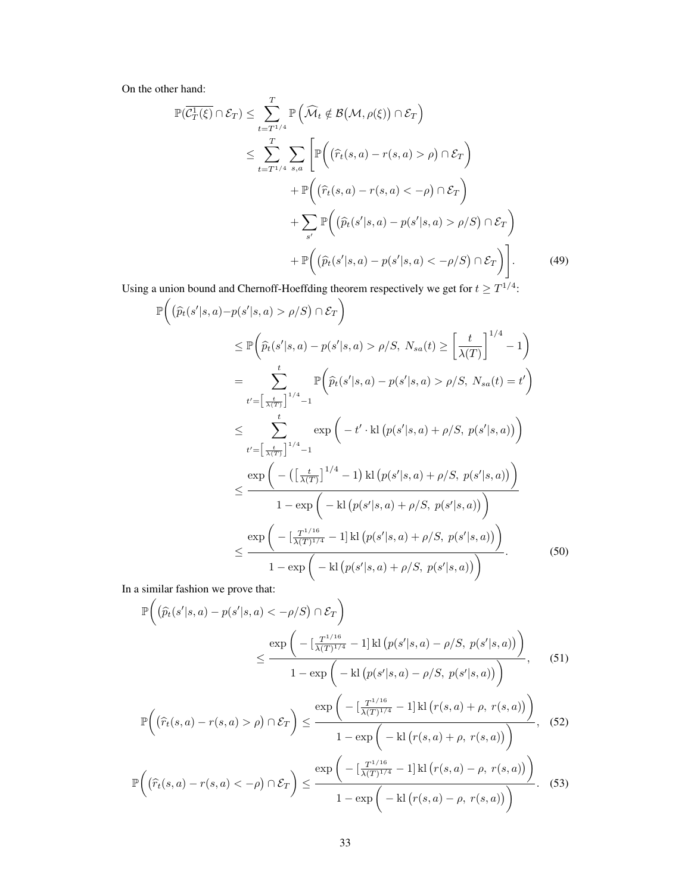On the other hand:

$$
\begin{aligned}
\mathbb{P}(\overline{\mathcal{C}_T^1(\xi)} \cap \mathcal{E}_T) &\leq \sum_{t=T^{1/4}}^{T} \mathbb{P}\left(\widehat{\mathcal{M}}_t \notin \mathcal{B}\big(\mathcal{M}, \rho(\xi)\big) \cap \mathcal{E}_T\right) \\
&\leq \sum_{t=T^{1/4}}^{T} \sum_{s,a} \Bigg[\mathbb{P}\bigg(\big(\widehat{r}_t(s,a) - r(s,a) > \rho\big) \cap \mathcal{E}_T\bigg) \\
&\qquad + \mathbb{P}\bigg(\big(\widehat{r}_t(s,a) - r(s,a) < -\rho\big) \cap \mathcal{E}_T\bigg) \\
&\qquad + \sum_{s'} \mathbb{P}\bigg(\big(\widehat{p}_t(s'|s,a) - p(s'|s,a) > \rho/S\big) \cap \mathcal{E}_T\bigg) \\
&\qquad + \mathbb{P}\bigg(\big(\widehat{p}_t(s'|s,a) - p(s'|s,a) < -\rho/S\big) \cap \mathcal{E}_T\bigg)\Bigg]. \qquad (49)
\end{aligned}
$$

Using a union bound and Chernoff-Hoeffding theorem respectively we get for $t \geq T^{1/4}$:

$$
\begin{aligned}
\mathbb{P}\bigg(\big(\widehat{p}_t(s'|s,a) &- p(s'|s,a) > \rho/S\big) \cap \mathcal{E}_T\bigg) \\
&\leq \mathbb{P}\bigg(\widehat{p}_t(s'|s,a) - p(s'|s,a) > \rho/S,\ N_{sa}(t) \geq \left[\frac{t}{\lambda(T)}\right]^{1/4} - 1\bigg) \\
&= \sum_{t'=\left[\frac{t}{\lambda(T)}\right]^{1/4}-1}^{t} \mathbb{P}\bigg(\widehat{p}_t(s'|s,a) - p(s'|s,a) > \rho/S,\ N_{sa}(t) = t'\bigg) \\
&\leq \sum_{t'=\left[\frac{t}{\lambda(T)}\right]^{1/4}-1}^{t} \exp\bigg(-t' \cdot \mathrm{kl}\big(p(s'|s,a) + \rho/S,\ p(s'|s,a)\big)\bigg) \\
&\leq \frac{\exp\bigg(-\big(\left[\frac{t}{\lambda(T)}\right]^{1/4} - 1\big)\,\mathrm{kl}\big(p(s'|s,a) + \rho/S,\ p(s'|s,a)\big)\bigg)}{1 - \exp\bigg(-\mathrm{kl}\big(p(s'|s,a) + \rho/S,\ p(s'|s,a)\big)\bigg)} \\
&\leq \frac{\exp\bigg(-\big[\frac{T^{1/16}}{\lambda(T)^{1/4}} - 1\big]\,\mathrm{kl}\big(p(s'|s,a) + \rho/S,\ p(s'|s,a)\big)\bigg)}{1 - \exp\bigg(-\mathrm{kl}\big(p(s'|s,a) + \rho/S,\ p(s'|s,a)\big)\bigg)}. \qquad (50)
\end{aligned}
$$

In a similar fashion we prove that:

$$
\begin{aligned}
\mathbb{P}\bigg(\big(\widehat{p}_t(s'|s,a) &- p(s'|s,a) < -\rho/S\big) \cap \mathcal{E}_T\bigg) \\
&\leq \frac{\exp\bigg(-\big[\frac{T^{1/16}}{\lambda(T)^{1/4}} - 1\big]\,\mathrm{kl}\big(p(s'|s,a) - \rho/S,\ p(s'|s,a)\big)\bigg)}{1 - \exp\bigg(-\mathrm{kl}\big(p(s'|s,a) - \rho/S,\ p(s'|s,a)\big)\bigg)}, \qquad (51)
\end{aligned}
$$

$$
\mathbb{P}\bigg(\big(\widehat{r}_t(s,a) - r(s,a) > \rho\big) \cap \mathcal{E}_T\bigg) \leq \frac{\exp\bigg(-\big[\frac{T^{1/16}}{\lambda(T)^{1/4}} - 1\big]\,\mathrm{kl}\big(r(s,a) + \rho,\ r(s,a)\big)\bigg)}{1 - \exp\bigg(-\mathrm{kl}\big(r(s,a) + \rho,\ r(s,a)\big)\bigg)}, \qquad (52)
$$

$$
\mathbb{P}\bigg(\big(\widehat{r}_t(s,a) - r(s,a) < -\rho\big) \cap \mathcal{E}_T\bigg) \leq \frac{\exp\bigg(-\big[\frac{T^{1/16}}{\lambda(T)^{1/4}} - 1\big]\,\mathrm{kl}\big(r(s,a) - \rho,\ r(s,a)\big)\bigg)}{1 - \exp\bigg(-\mathrm{kl}\big(r(s,a) - \rho,\ r(s,a)\big)\bigg)}. \qquad (53)
$$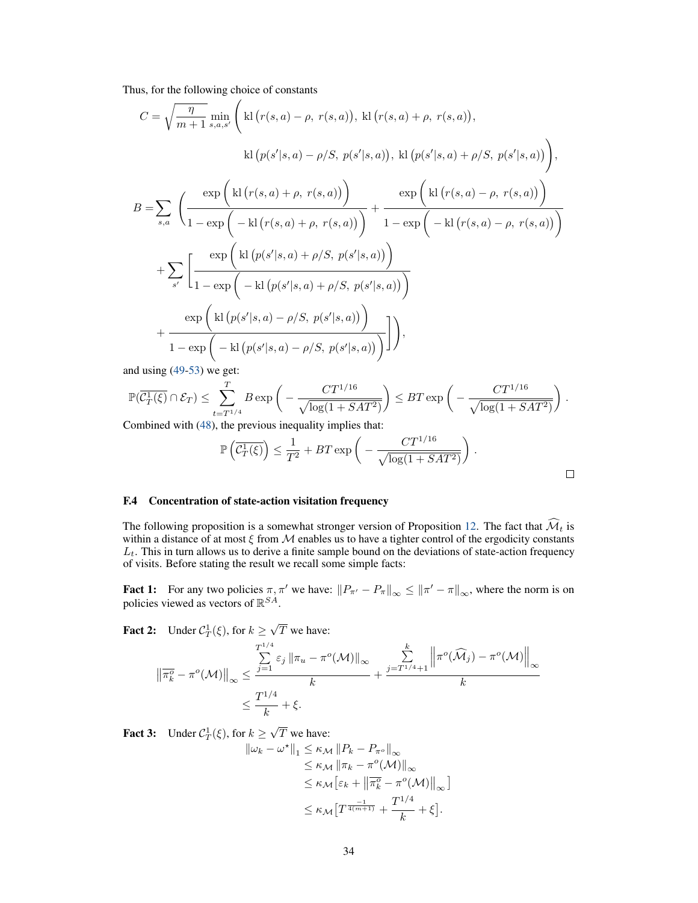Thus, for the following choice of constants

$$
\begin{aligned}
C =& \sqrt{\frac{\eta}{m+1}} \min_{s,a,s'} \Bigg( \mathrm{kl}\big(r(s,a)-\rho,\ r(s,a)\big),\ \mathrm{kl}\big(r(s,a)+\rho,\ r(s,a)\big), \\
& \qquad \mathrm{kl}\big(p(s'|s,a)-\rho/S,\ p(s'|s,a)\big),\ \mathrm{kl}\big(p(s'|s,a)+\rho/S,\ p(s'|s,a)\big) \Bigg), \\
B =& \sum_{s,a} \Bigg( \frac{\exp\Big(\mathrm{kl}\big(r(s,a)+\rho,\ r(s,a)\big)\Big)}{1-\exp\Big(-\mathrm{kl}\big(r(s,a)+\rho,\ r(s,a)\big)\Big)} + \frac{\exp\Big(\mathrm{kl}\big(r(s,a)-\rho,\ r(s,a)\big)\Big)}{1-\exp\Big(-\mathrm{kl}\big(r(s,a)-\rho,\ r(s,a)\big)\Big)} \\
& + \sum_{s'} \Bigg[ \frac{\exp\Big(\mathrm{kl}\big(p(s'|s,a)+\rho/S,\ p(s'|s,a)\big)\Big)}{1-\exp\Big(-\mathrm{kl}\big(p(s'|s,a)+\rho/S,\ p(s'|s,a)\big)\Big)} \\
& + \frac{\exp\Big(\mathrm{kl}\big(p(s'|s,a)-\rho/S,\ p(s'|s,a)\big)\Big)}{1-\exp\Big(-\mathrm{kl}\big(p(s'|s,a)-\rho/S,\ p(s'|s,a)\big)\Big)} \Bigg] \Bigg),
\end{aligned}
$$

and using (49-53) we get:

$$
\mathbb{P}(\overline{\mathcal{C}_T^1(\xi)} \cap \mathcal{E}_T) \leq \sum_{t=T^{1/4}}^{T} B \exp\left(-\frac{CT^{1/16}}{\sqrt{\log(1+SAT^2)}}\right) \leq BT \exp\left(-\frac{CT^{1/16}}{\sqrt{\log(1+SAT^2)}}\right).
$$

Combined with (48), the previous inequality implies that:

$$
\mathbb{P}\left(\overline{\mathcal{C}_T^1(\xi)}\right) \leq \frac{1}{T^2} + BT \exp\left(-\frac{CT^{1/16}}{\sqrt{\log(1+SAT^2)}}\right).
$$

□

### F.4 Concentration of state-action visitation frequency

The following proposition is a somewhat stronger version of Proposition 12. The fact that $\widehat{\mathcal{M}}_t$ is within a distance of at most $\xi$ from $\mathcal{M}$ enables us to have a tighter control of the ergodicity constants $L_t$. This in turn allows us to derive a finite sample bound on the deviations of state-action frequency of visits. Before stating the result we recall some simple facts:

**Fact 1:** For any two policies $\pi, \pi'$ we have: $\|P_{\pi'} - P_\pi\|_\infty \leq \|\pi' - \pi\|_\infty$, where the norm is on policies viewed as vectors of $\mathbb{R}^{SA}$.

**Fact 2:** Under $\mathcal{C}_T^1(\xi)$, for $k \geq \sqrt{T}$ we have:

$$
\begin{aligned}
\left\|\overline{\pi_k^o} - \pi^o(\mathcal{M})\right\|_\infty &\leq \frac{\sum_{j=1}^{T^{1/4}} \varepsilon_j \left\|\pi_u - \pi^o(\mathcal{M})\right\|_\infty}{k} + \frac{\sum_{j=T^{1/4}+1}^{k} \left\|\pi^o(\widehat{\mathcal{M}}_j) - \pi^o(\mathcal{M})\right\|_\infty}{k} \\
&\leq \frac{T^{1/4}}{k} + \xi.
\end{aligned}
$$

**Fact 3:** Under $\mathcal{C}_T^1(\xi)$, for $k \geq \sqrt{T}$ we have:

$$
\begin{aligned}
\|\omega_k - \omega^\star\|_1 &\leq \kappa_{\mathcal{M}} \|P_k - P_{\pi^o}\|_\infty \\
&\leq \kappa_{\mathcal{M}} \|\pi_k - \pi^o(\mathcal{M})\|_\infty \\
&\leq \kappa_{\mathcal{M}} \big[\varepsilon_k + \left\|\overline{\pi_k^o} - \pi^o(\mathcal{M})\right\|_\infty\big] \\
&\leq \kappa_{\mathcal{M}} \big[T^{\frac{-1}{4(m+1)}} + \frac{T^{1/4}}{k} + \xi\big].
\end{aligned}
$$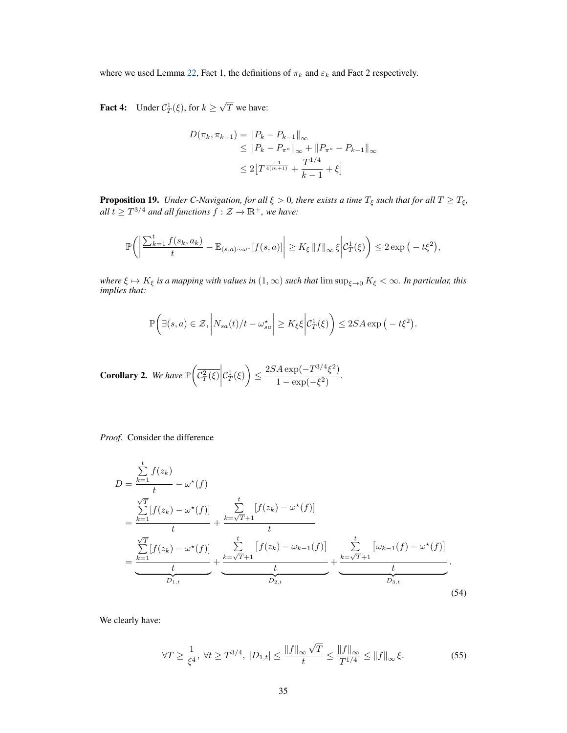where we used Lemma 22, Fact 1, the definitions of $\pi_k$ and $\varepsilon_k$ and Fact 2 respectively.

**Fact 4:** Under $\mathcal{C}_T^1(\xi)$, for $k \geq \sqrt{T}$ we have:

$$
\begin{aligned}
D(\pi_k, \pi_{k-1}) &= \|P_k - P_{k-1}\|_\infty \\
&\leq \|P_k - P_{\pi^o}\|_\infty + \|P_{\pi^o} - P_{k-1}\|_\infty \\
&\leq 2\big[T^{\frac{-1}{4(m+1)}} + \frac{T^{1/4}}{k-1} + \xi\big]
\end{aligned}
$$

**Proposition 19.** *Under C-Navigation, for all $\xi > 0$, there exists a time $T_\xi$ such that for all $T \geq T_\xi$, all $t \geq T^{3/4}$ and all functions $f : \mathcal{Z} \to \mathbb{R}^+$, we have:*

$$
\mathbb{P}\bigg( \bigg| \frac{\sum_{k=1}^t f(s_k, a_k)}{t} - \mathbb{E}_{(s,a)\sim\omega^\star}[f(s,a)] \bigg| \geq K_\xi \|f\|_\infty \xi \bigg| \mathcal{C}_T^1(\xi) \bigg) \leq 2\exp\big(-t\xi^2\big),
$$

*where $\xi \mapsto K_\xi$ is a mapping with values in $(1, \infty)$ such that $\limsup_{\xi \to 0} K_\xi < \infty$. In particular, this implies that:*

$$
\mathbb{P}\bigg( \exists (s,a) \in \mathcal{Z}, \bigg| N_{sa}(t)/t - \omega^\star_{sa} \bigg| \geq K_\xi \xi \bigg| \mathcal{C}_T^1(\xi) \bigg) \leq 2SA\exp\big(-t\xi^2\big).
$$

**Corollary 2.** *We have* $\mathbb{P}\bigg( \overline{\mathcal{C}_T^2(\xi)} \bigg| \mathcal{C}_T^1(\xi) \bigg) \leq \dfrac{2SA\exp(-T^{3/4}\xi^2)}{1 - \exp(-\xi^2)}$.

*Proof.* Consider the difference

$$
\begin{aligned}
D &= \frac{\sum\limits_{k=1}^t f(z_k)}{t} - \omega^\star(f) \\
&= \frac{\sum\limits_{k=1}^{\sqrt{T}} [f(z_k) - \omega^\star(f)]}{t} + \frac{\sum\limits_{k=\sqrt{T}+1}^{t} [f(z_k) - \omega^\star(f)]}{t} \\
&= \underbrace{\frac{\sum\limits_{k=1}^{\sqrt{T}} [f(z_k) - \omega^\star(f)]}{t}}_{D_{1,t}} + \underbrace{\frac{\sum\limits_{k=\sqrt{T}+1}^{t} \big[f(z_k) - \omega_{k-1}(f)\big]}{t}}_{D_{2,t}} + \underbrace{\frac{\sum\limits_{k=\sqrt{T}+1}^{t} \big[\omega_{k-1}(f) - \omega^\star(f)\big]}{t}}_{D_{3,t}}.
\end{aligned}
\tag{54}
$$

We clearly have:

$$
\forall T \geq \frac{1}{\xi^4},\ \forall t \geq T^{3/4},\ |D_{1,t}| \leq \frac{\|f\|_\infty \sqrt{T}}{t} \leq \frac{\|f\|_\infty}{T^{1/4}} \leq \|f\|_\infty \xi. \tag{55}
$$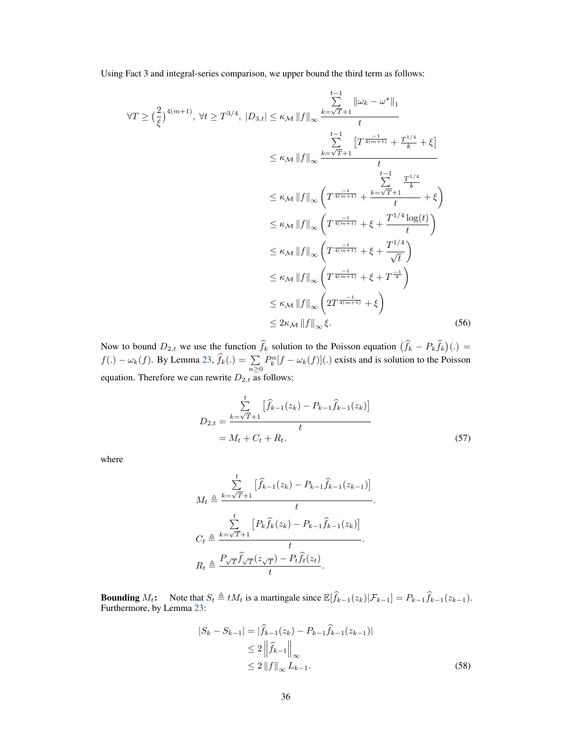Using Fact 3 and integral-series comparison, we upper bound the third term as follows:

$$
\begin{aligned}
\forall T \geq \left(\frac{2}{\xi}\right)^{4(m+1)},\ \forall t \geq T^{3/4},\ |D_{3,t}| &\leq \kappa_{\mathcal{M}} \|f\|_\infty \frac{\sum_{k=\sqrt{T}+1}^{t-1} \|\omega_k - \omega^\star\|_1}{t} \\
&\leq \kappa_{\mathcal{M}} \|f\|_\infty \frac{\sum_{k=\sqrt{T}+1}^{t-1} \left[T^{\frac{-1}{4(m+1)}} + \frac{T^{1/4}}{k} + \xi\right]}{t} \\
&\leq \kappa_{\mathcal{M}} \|f\|_\infty \left(T^{\frac{-1}{4(m+1)}} + \frac{\sum_{k=\sqrt{T}+1}^{t-1} \frac{T^{1/4}}{k}}{t} + \xi\right) \\
&\leq \kappa_{\mathcal{M}} \|f\|_\infty \left(T^{\frac{-1}{4(m+1)}} + \xi + \frac{T^{1/4}\log(t)}{t}\right) \\
&\leq \kappa_{\mathcal{M}} \|f\|_\infty \left(T^{\frac{-1}{4(m+1)}} + \xi + \frac{T^{1/4}}{\sqrt{t}}\right) \\
&\leq \kappa_{\mathcal{M}} \|f\|_\infty \left(T^{\frac{-1}{4(m+1)}} + \xi + T^{\frac{-1}{8}}\right) \\
&\leq \kappa_{\mathcal{M}} \|f\|_\infty \left(2T^{\frac{-1}{4(m+1)}} + \xi\right) \\
&\leq 2\kappa_{\mathcal{M}} \|f\|_\infty \xi.
\end{aligned} \tag{56}
$$

Now to bound $D_{2,t}$ we use the function $\widehat{f}_k$ solution to the Poisson equation $\big(\widehat{f}_k - P_k\widehat{f}_k\big)(.) = f(.) - \omega_k(f)$. By Lemma 23, $\widehat{f}_k(.) = \sum_{n\geq 0} P_k^n[f - \omega_k(f)](.)$ exists and is solution to the Poisson equation. Therefore we can rewrite $D_{2,t}$ as follows:

$$
\begin{aligned}
D_{2,t} &= \frac{\sum_{k=\sqrt{T}+1}^{t} \left[\widehat{f}_{k-1}(z_k) - P_{k-1}\widehat{f}_{k-1}(z_k)\right]}{t} \\
&= M_t + C_t + R_t.
\end{aligned} \tag{57}
$$

where

$$
\begin{aligned}
M_t &\triangleq \frac{\sum_{k=\sqrt{T}+1}^{t} \left[\widehat{f}_{k-1}(z_k) - P_{k-1}\widehat{f}_{k-1}(z_{k-1})\right]}{t}. \\
C_t &\triangleq \frac{\sum_{k=\sqrt{T}+1}^{t} \left[P_k\widehat{f}_k(z_k) - P_{k-1}\widehat{f}_{k-1}(z_k)\right]}{t}. \\
R_t &\triangleq \frac{P_{\sqrt{T}}\widehat{f}_{\sqrt{T}}(z_{\sqrt{T}}) - P_t\widehat{f}_t(z_t)}{t}.
\end{aligned}
$$

**Bounding $M_t$:** Note that $S_t \triangleq tM_t$ is a martingale since $\mathbb{E}[\widehat{f}_{k-1}(z_k)|\mathcal{F}_{k-1}] = P_{k-1}\widehat{f}_{k-1}(z_{k-1})$. Furthermore, by Lemma 23:

$$
\begin{aligned}
|S_k - S_{k-1}| &= |\widehat{f}_{k-1}(z_k) - P_{k-1}\widehat{f}_{k-1}(z_{k-1})| \\
&\leq 2\left\|\widehat{f}_{k-1}\right\|_\infty \\
&\leq 2\|f\|_\infty L_{k-1}.
\end{aligned} \tag{58}
$$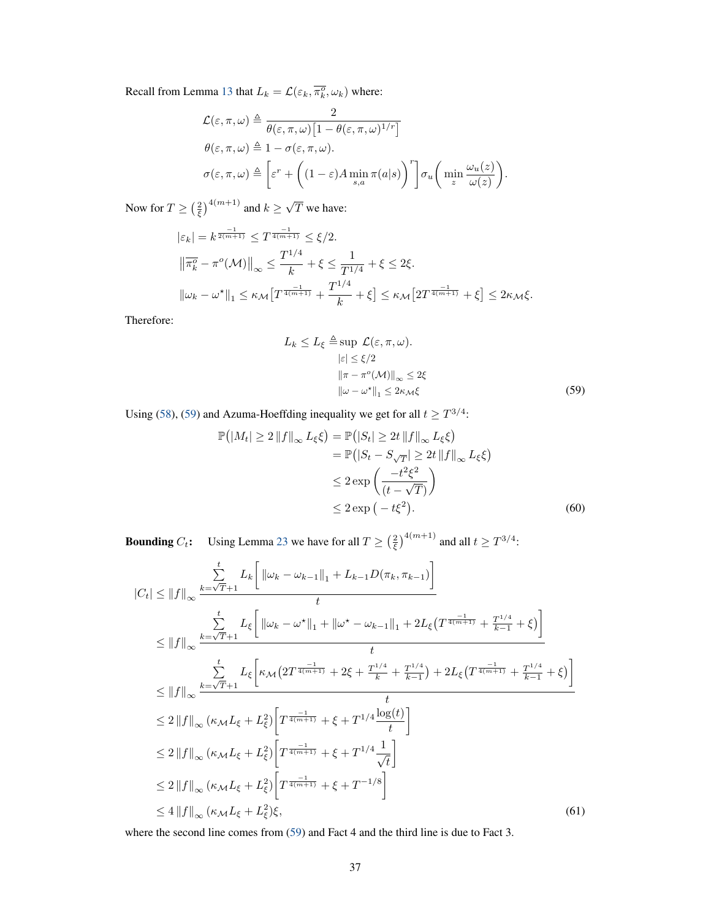Recall from Lemma 13 that $L_k = \mathcal{L}(\varepsilon_k, \overline{\pi_k^o}, \omega_k)$ where:

$$
\begin{aligned}
\mathcal{L}(\varepsilon, \pi, \omega) &\triangleq \frac{2}{\theta(\varepsilon, \pi, \omega)\big[1 - \theta(\varepsilon, \pi, \omega)^{1/r}\big]} \\
\theta(\varepsilon, \pi, \omega) &\triangleq 1 - \sigma(\varepsilon, \pi, \omega). \\
\sigma(\varepsilon, \pi, \omega) &\triangleq \left[\varepsilon^r + \left((1-\varepsilon) A \min_{s,a} \pi(a|s)\right)^r\right] \sigma_u\left(\min_z \frac{\omega_u(z)}{\omega(z)}\right).
\end{aligned}
$$

Now for $T \geq \left(\frac{2}{\xi}\right)^{4(m+1)}$ and $k \geq \sqrt{T}$ we have:

$$
\begin{aligned}
|\varepsilon_k| &= k^{\frac{-1}{2(m+1)}} \leq T^{\frac{-1}{4(m+1)}} \leq \xi/2. \\
\left\|\overline{\pi_k^o} - \pi^o(\mathcal{M})\right\|_\infty &\leq \frac{T^{1/4}}{k} + \xi \leq \frac{1}{T^{1/4}} + \xi \leq 2\xi. \\
\|\omega_k - \omega^\star\|_1 &\leq \kappa_{\mathcal{M}}\big[T^{\frac{-1}{4(m+1)}} + \frac{T^{1/4}}{k} + \xi\big] \leq \kappa_{\mathcal{M}}\big[2T^{\frac{-1}{4(m+1)}} + \xi\big] \leq 2\kappa_{\mathcal{M}}\xi.
\end{aligned}
$$

Therefore:

$$
L_k \leq L_\xi \triangleq \sup_{\substack{|\varepsilon| \leq \xi/2 \\ \|\pi - \pi^o(\mathcal{M})\|_\infty \leq 2\xi \\ \|\omega - \omega^\star\|_1 \leq 2\kappa_{\mathcal{M}}\xi}} \mathcal{L}(\varepsilon, \pi, \omega). \tag{59}
$$

Using (58), (59) and Azuma-Hoeffding inequality we get for all $t \geq T^{3/4}$:

$$
\begin{aligned}
\mathbb{P}\big(|M_t| \geq 2\|f\|_\infty L_\xi \xi\big) &= \mathbb{P}\big(|S_t| \geq 2t\|f\|_\infty L_\xi \xi\big) \\
&= \mathbb{P}\big(|S_t - S_{\sqrt{T}}| \geq 2t\|f\|_\infty L_\xi \xi\big) \\
&\leq 2\exp\left(\frac{-t^2\xi^2}{(t - \sqrt{T})}\right) \\
&\leq 2\exp\big(-t\xi^2\big).
\end{aligned} \tag{60}
$$

**Bounding $C_t$:** Using Lemma 23 we have for all $T \geq \left(\frac{2}{\xi}\right)^{4(m+1)}$ and all $t \geq T^{3/4}$:

$$
\begin{aligned}
|C_t| &\leq \|f\|_\infty \frac{\sum_{k=\sqrt{T}+1}^{t} L_k\Big[\|\omega_k - \omega_{k-1}\|_1 + L_{k-1}D(\pi_k, \pi_{k-1})\Big]}{t} \\
&\leq \|f\|_\infty \frac{\sum_{k=\sqrt{T}+1}^{t} L_\xi\Big[\|\omega_k - \omega^\star\|_1 + \|\omega^\star - \omega_{k-1}\|_1 + 2L_\xi\big(T^{\frac{-1}{4(m+1)}} + \frac{T^{1/4}}{k-1} + \xi\big)\Big]}{t} \\
&\leq \|f\|_\infty \frac{\sum_{k=\sqrt{T}+1}^{t} L_\xi\Big[\kappa_{\mathcal{M}}\big(2T^{\frac{-1}{4(m+1)}} + 2\xi + \frac{T^{1/4}}{k} + \frac{T^{1/4}}{k-1}\big) + 2L_\xi\big(T^{\frac{-1}{4(m+1)}} + \frac{T^{1/4}}{k-1} + \xi\big)\Big]}{t} \\
&\leq 2\|f\|_\infty(\kappa_{\mathcal{M}}L_\xi + L_\xi^2)\Big[T^{\frac{-1}{4(m+1)}} + \xi + T^{1/4}\frac{\log(t)}{t}\Big] \\
&\leq 2\|f\|_\infty(\kappa_{\mathcal{M}}L_\xi + L_\xi^2)\Big[T^{\frac{-1}{4(m+1)}} + \xi + T^{1/4}\frac{1}{\sqrt{t}}\Big] \\
&\leq 2\|f\|_\infty(\kappa_{\mathcal{M}}L_\xi + L_\xi^2)\Big[T^{\frac{-1}{4(m+1)}} + \xi + T^{-1/8}\Big] \\
&\leq 4\|f\|_\infty(\kappa_{\mathcal{M}}L_\xi + L_\xi^2)\xi,
\end{aligned} \tag{61}
$$

where the second line comes from (59) and Fact 4 and the third line is due to Fact 3.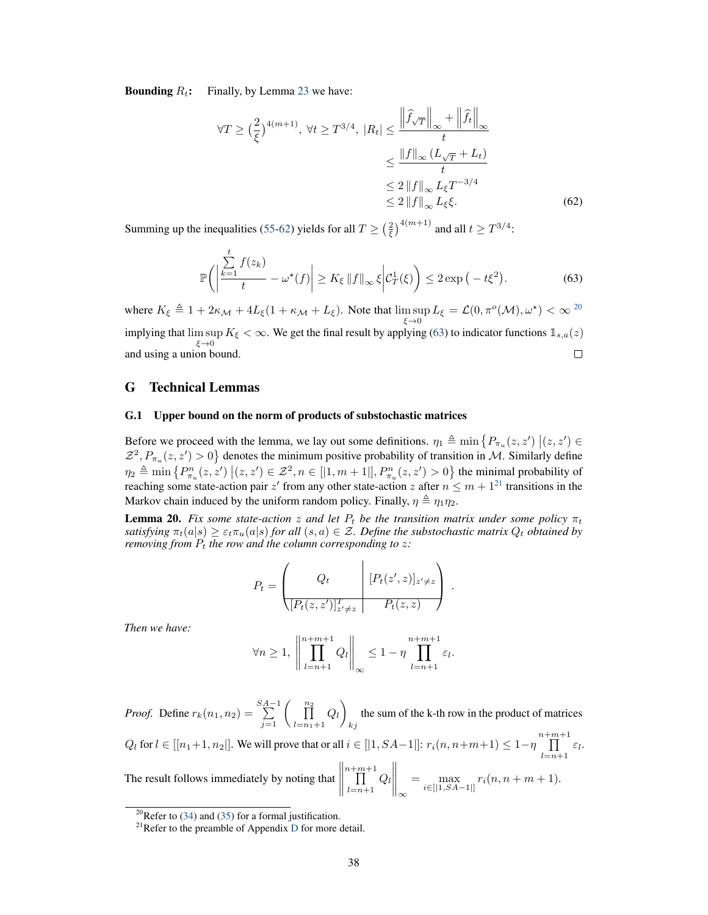**Bounding $R_t$:** Finally, by Lemma 23 we have:

$$
\begin{aligned}
\forall T \geq \left(\frac{2}{\xi}\right)^{4(m+1)},\ \forall t \geq T^{3/4},\ |R_t| &\leq \frac{\left\|\widehat{f}_{\sqrt{T}}\right\|_\infty + \left\|\widehat{f}_t\right\|_\infty}{t} \\
&\leq \frac{\|f\|_\infty (L_{\sqrt{T}} + L_t)}{t} \\
&\leq 2\|f\|_\infty L_\xi T^{-3/4} \\
&\leq 2\|f\|_\infty L_\xi \xi. \qquad (62)
\end{aligned}
$$

Summing up the inequalities (55-62) yields for all $T \geq \left(\frac{2}{\xi}\right)^{4(m+1)}$ and all $t \geq T^{3/4}$:

$$
\mathbb{P}\left(\left|\frac{\sum_{k=1}^{t} f(z_k)}{t} - \omega^\star(f)\right| \geq K_\xi \|f\|_\infty \xi \middle| \mathcal{C}_T^1(\xi)\right) \leq 2\exp\left(-t\xi^2\right). \qquad (63)
$$

where $K_\xi \triangleq 1 + 2\kappa_{\mathcal{M}} + 4L_\xi(1 + \kappa_{\mathcal{M}} + L_\xi)$. Note that $\limsup_{\xi \to 0} L_\xi = \mathcal{L}(0, \pi^o(\mathcal{M}), \omega^\star) < \infty$ [20] implying that $\limsup_{\xi \to 0} K_\xi < \infty$. We get the final result by applying (63) to indicator functions $\mathbb{1}_{s,a}(z)$ and using a union bound. □

## G Technical Lemmas

### G.1 Upper bound on the norm of products of substochastic matrices

Before we proceed with the lemma, we lay out some definitions. $\eta_1 \triangleq \min\left\{P_{\pi_u}(z,z') \,\middle|\, (z,z') \in \mathcal{Z}^2, P_{\pi_u}(z,z') > 0\right\}$ denotes the minimum positive probability of transition in $\mathcal{M}$. Similarly define $\eta_2 \triangleq \min\left\{P_{\pi_u}^n(z,z') \,\middle|\, (z,z') \in \mathcal{Z}^2, n \in [|1, m+1|], P_{\pi_u}^n(z,z') > 0\right\}$ the minimal probability of reaching some state-action pair $z'$ from any other state-action $z$ after $n \leq m+1$[21] transitions in the Markov chain induced by the uniform random policy. Finally, $\eta \triangleq \eta_1\eta_2$.

**Lemma 20.** *Fix some state-action $z$ and let $P_t$ be the transition matrix under some policy $\pi_t$ satisfying $\pi_t(a|s) \geq \varepsilon_t \pi_u(a|s)$ for all $(s,a) \in \mathcal{Z}$. Define the substochastic matrix $Q_t$ obtained by removing from $P_t$ the row and the column corresponding to $z$:*

$$
P_t = \left(\begin{array}{c|c} Q_t & [P_t(z',z)]_{z' \neq z} \\ \hline [P_t(z,z')]_{z' \neq z}^T & P_t(z,z) \end{array}\right).
$$

*Then we have:*

$$
\forall n \geq 1,\ \left\|\prod_{l=n+1}^{n+m+1} Q_l\right\|_\infty \leq 1 - \eta \prod_{l=n+1}^{n+m+1} \varepsilon_l.
$$

*Proof.* Define $r_k(n_1,n_2) = \sum_{j=1}^{SA-1}\left(\prod_{l=n_1+1}^{n_2} Q_l\right)_{kj}$ the sum of the k-th row in the product of matrices $Q_l$ for $l \in [|n_1+1, n_2|]$. We will prove that or all $i \in [|1, SA-1|]$: $r_i(n, n+m+1) \leq 1 - \eta \prod_{l=n+1}^{n+m+1} \varepsilon_l$. The result follows immediately by noting that $\left\|\prod_{l=n+1}^{n+m+1} Q_l\right\|_\infty = \max_{i \in [|1,SA-1|]} r_i(n, n+m+1)$.

[20] Refer to (34) and (35) for a formal justification.

[21] Refer to the preamble of Appendix D for more detail.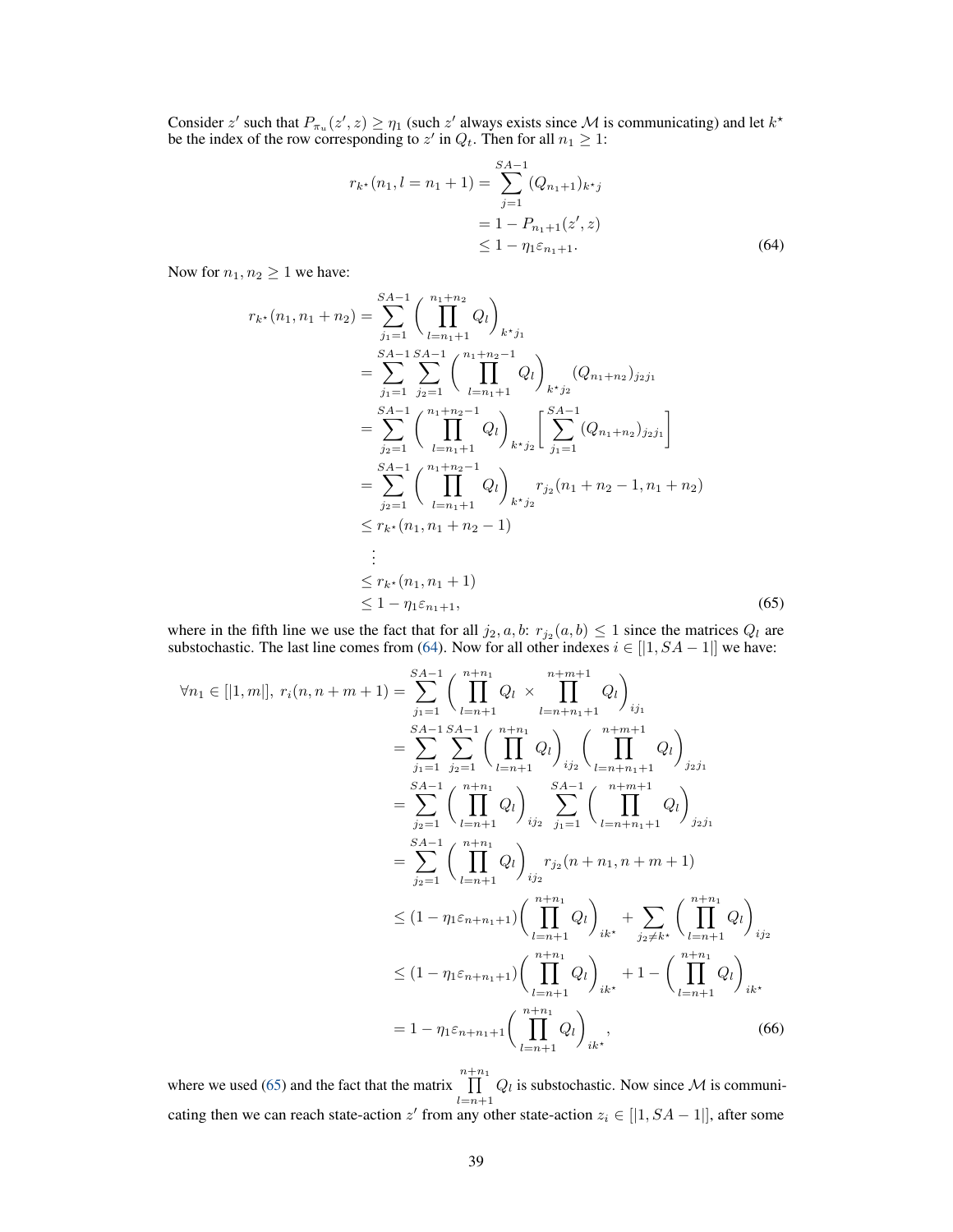Consider $z'$ such that $P_{\pi_u}(z', z) \geq \eta_1$ (such $z'$ always exists since $\mathcal{M}$ is communicating) and let $k^\star$ be the index of the row corresponding to $z'$ in $Q_t$. Then for all $n_1 \geq 1$:

$$
\begin{aligned}
r_{k^\star}(n_1, l = n_1 + 1) &= \sum_{j=1}^{SA-1} (Q_{n_1+1})_{k^\star j} \\
&= 1 - P_{n_1+1}(z', z) \\
&\leq 1 - \eta_1 \varepsilon_{n_1+1}.
\end{aligned} \tag{64}
$$

Now for $n_1, n_2 \geq 1$ we have:

$$
\begin{aligned}
r_{k^\star}(n_1, n_1 + n_2) &= \sum_{j_1=1}^{SA-1} \Big( \prod_{l=n_1+1}^{n_1+n_2} Q_l \Big)_{k^\star j_1} \\
&= \sum_{j_1=1}^{SA-1} \sum_{j_2=1}^{SA-1} \Big( \prod_{l=n_1+1}^{n_1+n_2-1} Q_l \Big)_{k^\star j_2} (Q_{n_1+n_2})_{j_2 j_1} \\
&= \sum_{j_2=1}^{SA-1} \Big( \prod_{l=n_1+1}^{n_1+n_2-1} Q_l \Big)_{k^\star j_2} \Big[ \sum_{j_1=1}^{SA-1} (Q_{n_1+n_2})_{j_2 j_1} \Big] \\
&= \sum_{j_2=1}^{SA-1} \Big( \prod_{l=n_1+1}^{n_1+n_2-1} Q_l \Big)_{k^\star j_2} r_{j_2}(n_1 + n_2 - 1, n_1 + n_2) \\
&\leq r_{k^\star}(n_1, n_1 + n_2 - 1) \\
&\;\;\vdots \\
&\leq r_{k^\star}(n_1, n_1 + 1) \\
&\leq 1 - \eta_1 \varepsilon_{n_1+1},
\end{aligned} \tag{65}
$$

where in the fifth line we use the fact that for all $j_2, a, b$: $r_{j_2}(a, b) \leq 1$ since the matrices $Q_l$ are substochastic. The last line comes from (64). Now for all other indexes $i \in [|1, SA-1|]$ we have:

$$
\begin{aligned}
\forall n_1 \in [|1, m|],\; r_i(n, n + m + 1) &= \sum_{j_1=1}^{SA-1} \Big( \prod_{l=n+1}^{n+n_1} Q_l \times \prod_{l=n+n_1+1}^{n+m+1} Q_l \Big)_{i j_1} \\
&= \sum_{j_1=1}^{SA-1} \sum_{j_2=1}^{SA-1} \Big( \prod_{l=n+1}^{n+n_1} Q_l \Big)_{i j_2} \Big( \prod_{l=n+n_1+1}^{n+m+1} Q_l \Big)_{j_2 j_1} \\
&= \sum_{j_2=1}^{SA-1} \Big( \prod_{l=n+1}^{n+n_1} Q_l \Big)_{i j_2} \sum_{j_1=1}^{SA-1} \Big( \prod_{l=n+n_1+1}^{n+m+1} Q_l \Big)_{j_2 j_1} \\
&= \sum_{j_2=1}^{SA-1} \Big( \prod_{l=n+1}^{n+n_1} Q_l \Big)_{i j_2} r_{j_2}(n + n_1, n + m + 1) \\
&\leq (1 - \eta_1 \varepsilon_{n+n_1+1}) \Big( \prod_{l=n+1}^{n+n_1} Q_l \Big)_{i k^\star} + \sum_{j_2 \neq k^\star} \Big( \prod_{l=n+1}^{n+n_1} Q_l \Big)_{i j_2} \\
&\leq (1 - \eta_1 \varepsilon_{n+n_1+1}) \Big( \prod_{l=n+1}^{n+n_1} Q_l \Big)_{i k^\star} + 1 - \Big( \prod_{l=n+1}^{n+n_1} Q_l \Big)_{i k^\star} \\
&= 1 - \eta_1 \varepsilon_{n+n_1+1} \Big( \prod_{l=n+1}^{n+n_1} Q_l \Big)_{i k^\star},
\end{aligned} \tag{66}
$$

where we used (65) and the fact that the matrix $\prod_{l=n+1}^{n+n_1} Q_l$ is substochastic. Now since $\mathcal{M}$ is communicating then we can reach state-action $z'$ from any other state-action $z_i \in [|1, SA-1|]$, after some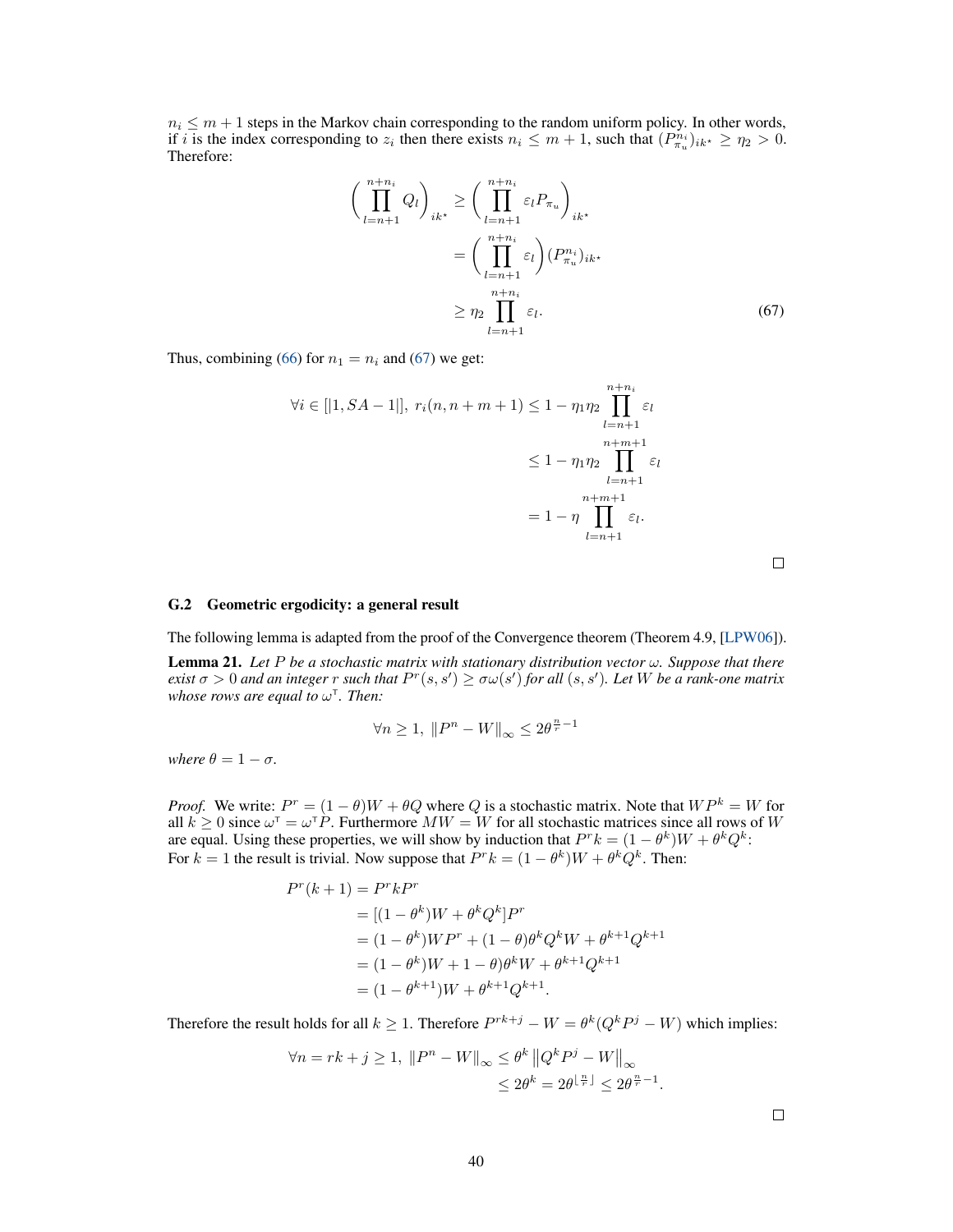$n_i \leq m+1$ steps in the Markov chain corresponding to the random uniform policy. In other words, if $i$ is the index corresponding to $z_i$ then there exists $n_i \leq m+1$, such that $(P_{\pi_u}^{n_i})_{ik^\star} \geq \eta_2 > 0$. Therefore:

$$
\begin{aligned}
\left(\prod_{l=n+1}^{n+n_i} Q_l\right)_{ik^\star} &\geq \left(\prod_{l=n+1}^{n+n_i} \varepsilon_l P_{\pi_u}\right)_{ik^\star} \\
&= \left(\prod_{l=n+1}^{n+n_i} \varepsilon_l\right)(P_{\pi_u}^{n_i})_{ik^\star} \\
&\geq \eta_2 \prod_{l=n+1}^{n+n_i} \varepsilon_l. \qquad (67)
\end{aligned}
$$

Thus, combining (66) for $n_1 = n_i$ and (67) we get:

$$
\begin{aligned}
\forall i \in [|1, SA-1|],\ r_i(n, n+m+1) &\leq 1 - \eta_1\eta_2 \prod_{l=n+1}^{n+n_i} \varepsilon_l \\
&\leq 1 - \eta_1\eta_2 \prod_{l=n+1}^{n+m+1} \varepsilon_l \\
&= 1 - \eta \prod_{l=n+1}^{n+m+1} \varepsilon_l.
\end{aligned}
$$

□

### G.2 Geometric ergodicity: a general result

The following lemma is adapted from the proof of the Convergence theorem (Theorem 4.9, [LPW06]).

**Lemma 21.** *Let $P$ be a stochastic matrix with stationary distribution vector $\omega$. Suppose that there exist $\sigma > 0$ and an integer $r$ such that $P^r(s, s') \geq \sigma\omega(s')$ for all $(s, s')$. Let $W$ be a rank-one matrix whose rows are equal to $\omega^\intercal$. Then:*

$$
\forall n \geq 1,\ \|P^n - W\|_\infty \leq 2\theta^{\frac{n}{r}-1}
$$

*where $\theta = 1 - \sigma$.*

*Proof.* We write: $P^r = (1-\theta)W + \theta Q$ where $Q$ is a stochastic matrix. Note that $WP^k = W$ for all $k \geq 0$ since $\omega^\intercal = \omega^\intercal P$. Furthermore $MW = W$ for all stochastic matrices since all rows of $W$ are equal. Using these properties, we will show by induction that $P^r k = (1-\theta^k)W + \theta^k Q^k$:
For $k = 1$ the result is trivial. Now suppose that $P^r k = (1-\theta^k)W + \theta^k Q^k$. Then:

$$
\begin{aligned}
P^r(k+1) &= P^r k P^r \\
&= [(1-\theta^k)W + \theta^k Q^k]P^r \\
&= (1-\theta^k)WP^r + (1-\theta)\theta^k Q^k W + \theta^{k+1}Q^{k+1} \\
&= (1-\theta^k)W + 1-\theta)\theta^k W + \theta^{k+1}Q^{k+1} \\
&= (1-\theta^{k+1})W + \theta^{k+1}Q^{k+1}.
\end{aligned}
$$

Therefore the result holds for all $k \geq 1$. Therefore $P^{rk+j} - W = \theta^k(Q^k P^j - W)$ which implies:

$$
\begin{aligned}
\forall n = rk + j \geq 1,\ \|P^n - W\|_\infty &\leq \theta^k \left\|Q^k P^j - W\right\|_\infty \\
&\leq 2\theta^k = 2\theta^{\lfloor \frac{n}{r} \rfloor} \leq 2\theta^{\frac{n}{r}-1}.
\end{aligned}
$$

□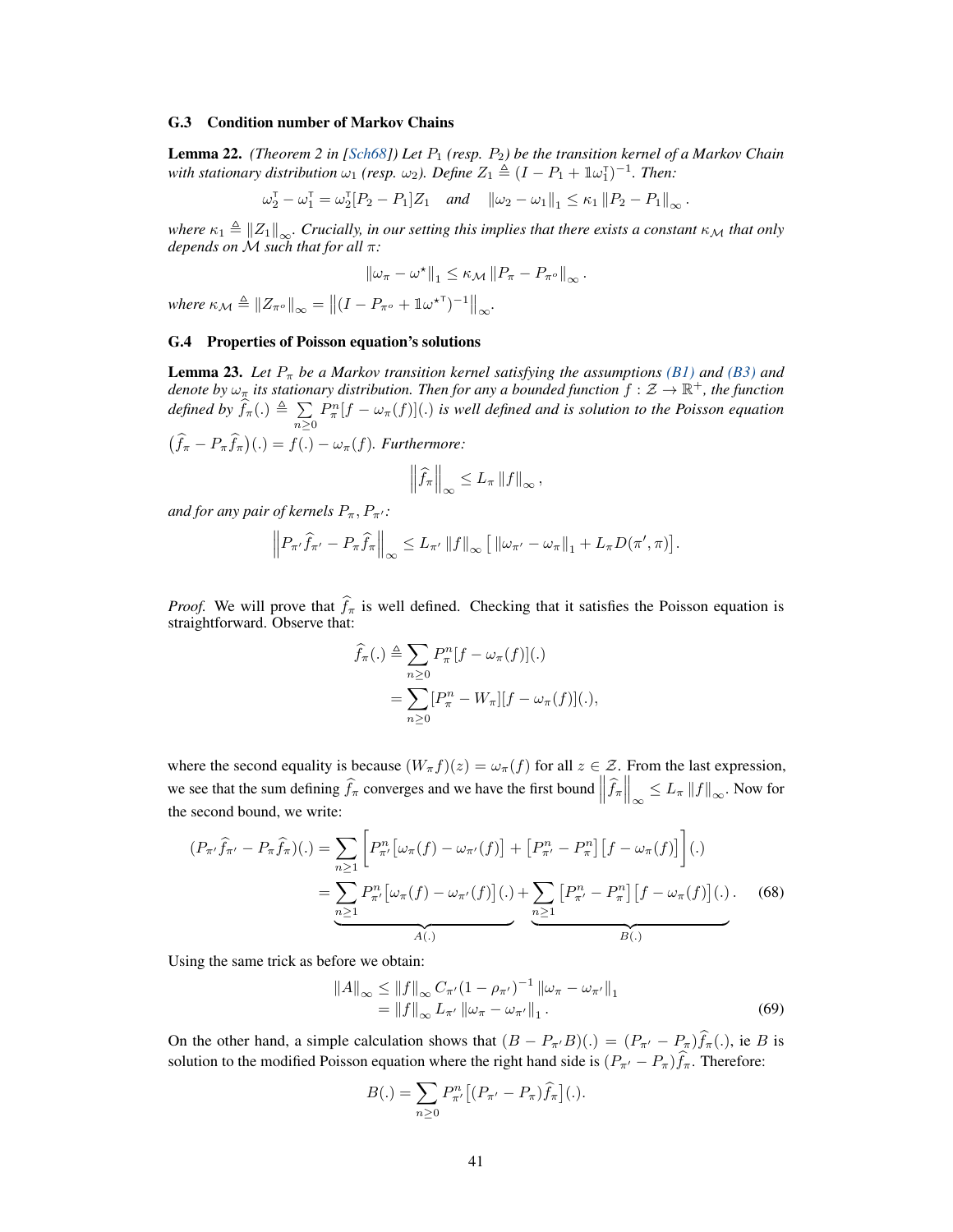### G.3 Condition number of Markov Chains

**Lemma 22.** *(Theorem 2 in [Sch68]) Let $P_1$ (resp. $P_2$) be the transition kernel of a Markov Chain with stationary distribution $\omega_1$ (resp. $\omega_2$). Define $Z_1 \triangleq (I - P_1 + \mathbb{1}\omega_1^\intercal)^{-1}$. Then:*

$$\omega_2^\intercal - \omega_1^\intercal = \omega_2^\intercal [P_2 - P_1] Z_1 \quad \text{and} \quad \|\omega_2 - \omega_1\|_1 \le \kappa_1 \|P_2 - P_1\|_\infty .$$

*where $\kappa_1 \triangleq \|Z_1\|_\infty$. Crucially, in our setting this implies that there exists a constant $\kappa_\mathcal{M}$ that only depends on $\mathcal{M}$ such that for all $\pi$:*

$$\|\omega_\pi - \omega^\star\|_1 \le \kappa_\mathcal{M} \|P_\pi - P_{\pi^o}\|_\infty .$$

*where $\kappa_\mathcal{M} \triangleq \|Z_{\pi^o}\|_\infty = \left\|(I - P_{\pi^o} + \mathbb{1}\omega^{\star\intercal})^{-1}\right\|_\infty$.*

### G.4 Properties of Poisson equation's solutions

**Lemma 23.** *Let $P_\pi$ be a Markov transition kernel satisfying the assumptions (B1) and (B3) and denote by $\omega_\pi$ its stationary distribution. Then for any a bounded function $f : \mathcal{Z} \to \mathbb{R}^+$, the function defined by $\widehat{f}_\pi(.) \triangleq \sum_{n\ge 0} P_\pi^n [f - \omega_\pi(f)](.)$ is well defined and is solution to the Poisson equation $\big(\widehat{f}_\pi - P_\pi \widehat{f}_\pi\big)(.) = f(.) - \omega_\pi(f)$. Furthermore:*

$$\left\|\widehat{f}_\pi\right\|_\infty \le L_\pi \|f\|_\infty ,$$

*and for any pair of kernels $P_\pi, P_{\pi'}$:*

$$\left\|P_{\pi'}\widehat{f}_{\pi'} - P_\pi \widehat{f}_\pi\right\|_\infty \le L_{\pi'} \|f\|_\infty \left[\, \|\omega_{\pi'} - \omega_\pi\|_1 + L_\pi D(\pi', \pi)\right].$$

*Proof.* We will prove that $\widehat{f}_\pi$ is well defined. Checking that it satisfies the Poisson equation is straightforward. Observe that:

$$\begin{aligned}
\widehat{f}_\pi(.) &\triangleq \sum_{n\ge 0} P_\pi^n [f - \omega_\pi(f)](.) \\
&= \sum_{n\ge 0} [P_\pi^n - W_\pi][f - \omega_\pi(f)](.),
\end{aligned}$$

where the second equality is because $(W_\pi f)(z) = \omega_\pi(f)$ for all $z \in \mathcal{Z}$. From the last expression, we see that the sum defining $\widehat{f}_\pi$ converges and we have the first bound $\left\|\widehat{f}_\pi\right\|_\infty \le L_\pi \|f\|_\infty$. Now for the second bound, we write:

$$\begin{aligned}
(P_{\pi'}\widehat{f}_{\pi'} - P_\pi \widehat{f}_\pi)(.) &= \sum_{n\ge 1} \Big[ P_{\pi'}^n \big[\omega_\pi(f) - \omega_{\pi'}(f)\big] + \big[P_{\pi'}^n - P_\pi^n\big]\big[f - \omega_\pi(f)\big]\Big](.) \\
&= \underbrace{\sum_{n\ge 1} P_{\pi'}^n \big[\omega_\pi(f) - \omega_{\pi'}(f)\big](.)}_{A(.)} + \underbrace{\sum_{n\ge 1} \big[P_{\pi'}^n - P_\pi^n\big]\big[f - \omega_\pi(f)\big](.)}_{B(.)} . \qquad (68)
\end{aligned}$$

Using the same trick as before we obtain:

$$\begin{aligned}
\|A\|_\infty &\le \|f\|_\infty C_{\pi'}(1 - \rho_{\pi'})^{-1} \|\omega_\pi - \omega_{\pi'}\|_1 \\
&= \|f\|_\infty L_{\pi'} \|\omega_\pi - \omega_{\pi'}\|_1 . \qquad (69)
\end{aligned}$$

On the other hand, a simple calculation shows that $(B - P_{\pi'}B)(.) = (P_{\pi'} - P_\pi)\widehat{f}_\pi(.)$, ie $B$ is solution to the modified Poisson equation where the right hand side is $(P_{\pi'} - P_\pi)\widehat{f}_\pi$. Therefore:

$$B(.) = \sum_{n\ge 0} P_{\pi'}^n \big[(P_{\pi'} - P_\pi)\widehat{f}_\pi\big](.).$$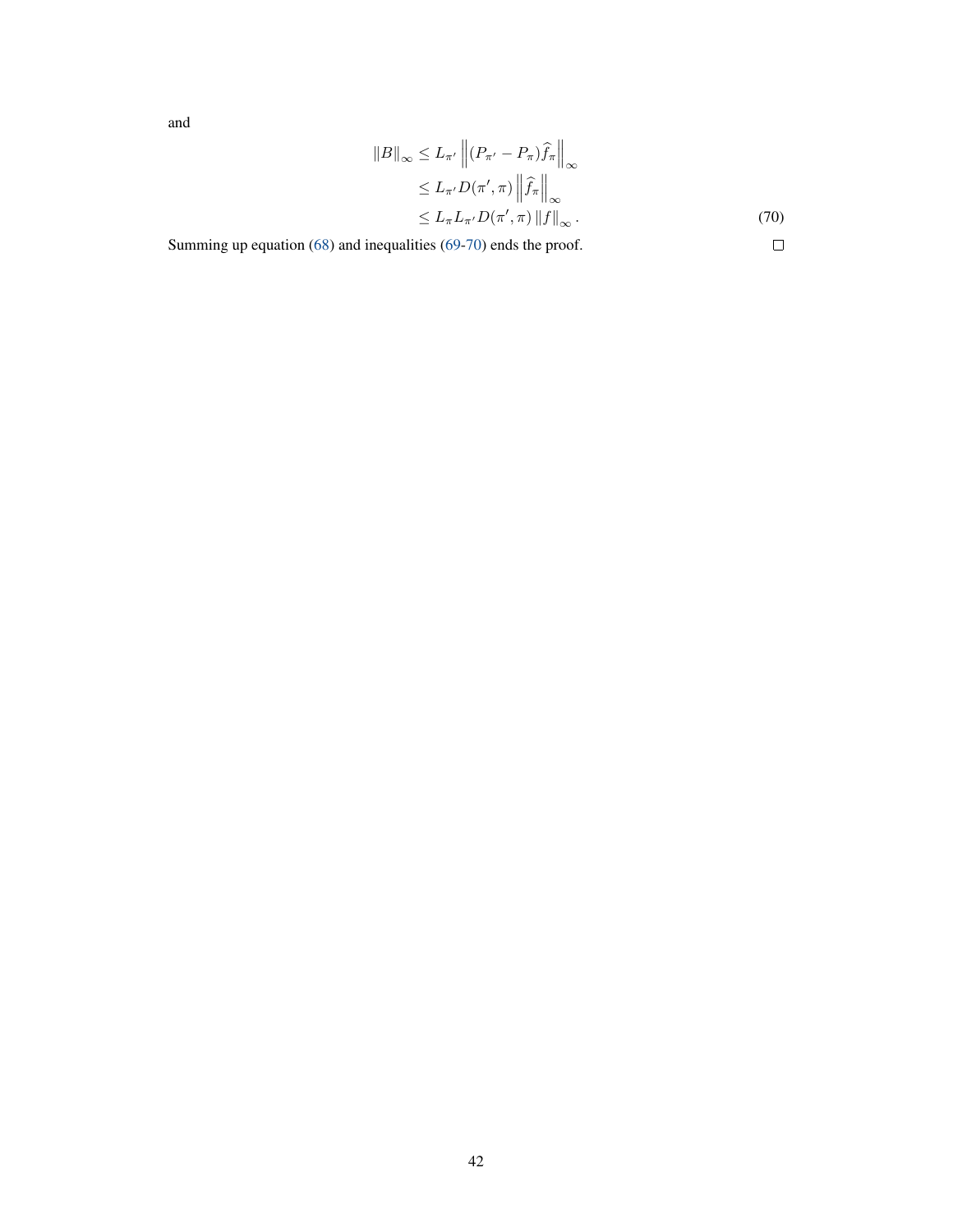and

$$
\begin{aligned}
\|B\|_\infty &\leq L_{\pi'} \left\| (P_{\pi'} - P_\pi) \widehat{f}_\pi \right\|_\infty \\
&\leq L_{\pi'} D(\pi', \pi) \left\| \widehat{f}_\pi \right\|_\infty \\
&\leq L_\pi L_{\pi'} D(\pi', \pi) \|f\|_\infty . \qquad (70)
\end{aligned}
$$

Summing up equation (68) and inequalities (69-70) ends the proof. □